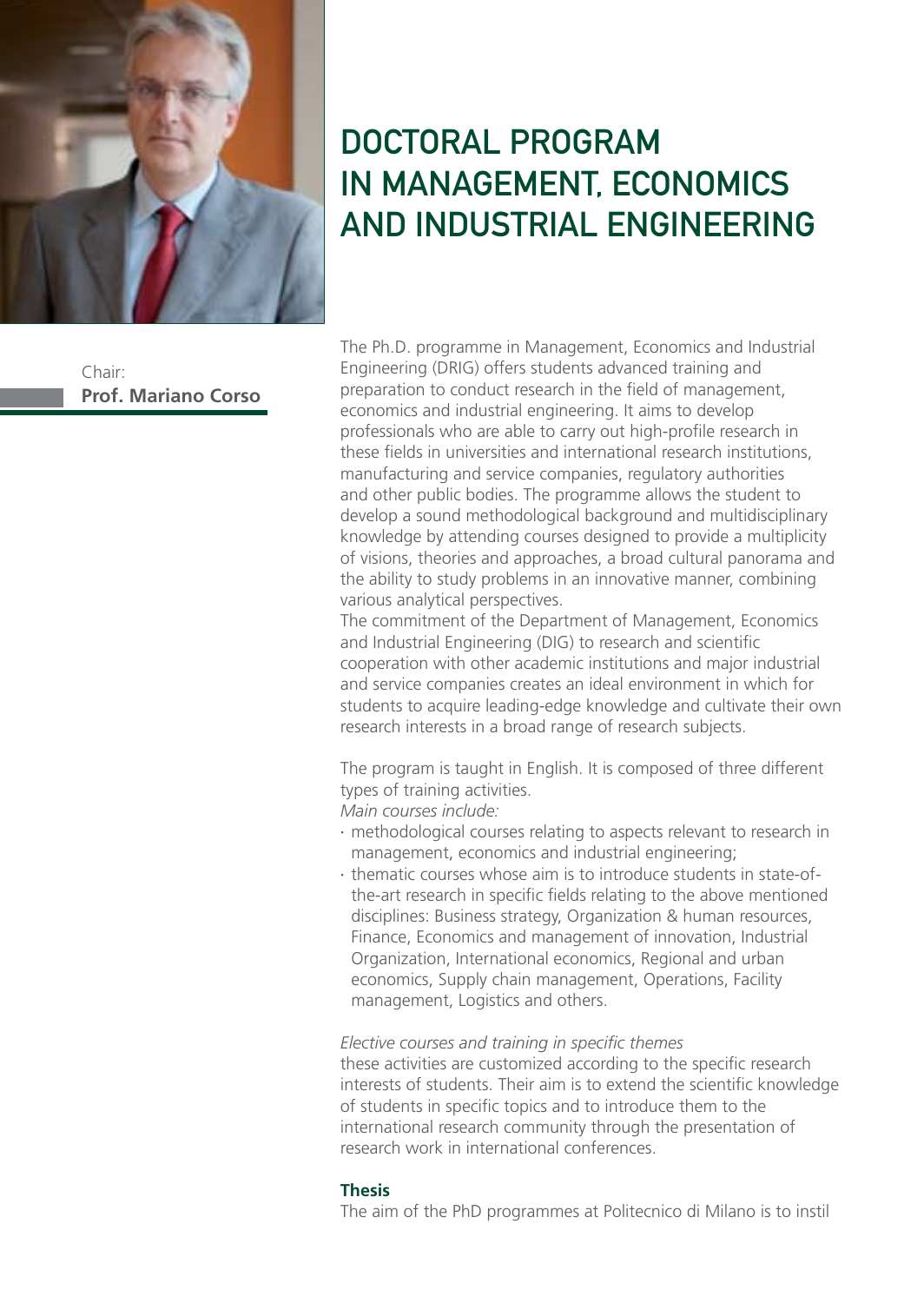# DOCTORAL PROGRAM IN MANAGEMENT, ECONOMICS AND INDUSTRIAL ENGINEERING

Chair:
**Prof. Mariano Corso**

The Ph.D. programme in Management, Economics and Industrial Engineering (DRIG) offers students advanced training and preparation to conduct research in the field of management, economics and industrial engineering. It aims to develop professionals who are able to carry out high-profile research in these fields in universities and international research institutions, manufacturing and service companies, regulatory authorities and other public bodies. The programme allows the student to develop a sound methodological background and multidisciplinary knowledge by attending courses designed to provide a multiplicity of visions, theories and approaches, a broad cultural panorama and the ability to study problems in an innovative manner, combining various analytical perspectives.
The commitment of the Department of Management, Economics and Industrial Engineering (DIG) to research and scientific cooperation with other academic institutions and major industrial and service companies creates an ideal environment in which for students to acquire leading-edge knowledge and cultivate their own research interests in a broad range of research subjects.

The program is taught in English. It is composed of three different types of training activities.
*Main courses include:*

- methodological courses relating to aspects relevant to research in management, economics and industrial engineering;
- thematic courses whose aim is to introduce students in state-of-the-art research in specific fields relating to the above mentioned disciplines: Business strategy, Organization & human resources, Finance, Economics and management of innovation, Industrial Organization, International economics, Regional and urban economics, Supply chain management, Operations, Facility management, Logistics and others.

*Elective courses and training in specific themes*
these activities are customized according to the specific research interests of students. Their aim is to extend the scientific knowledge of students in specific topics and to introduce them to the international research community through the presentation of research work in international conferences.

**Thesis**
The aim of the PhD programmes at Politecnico di Milano is to instil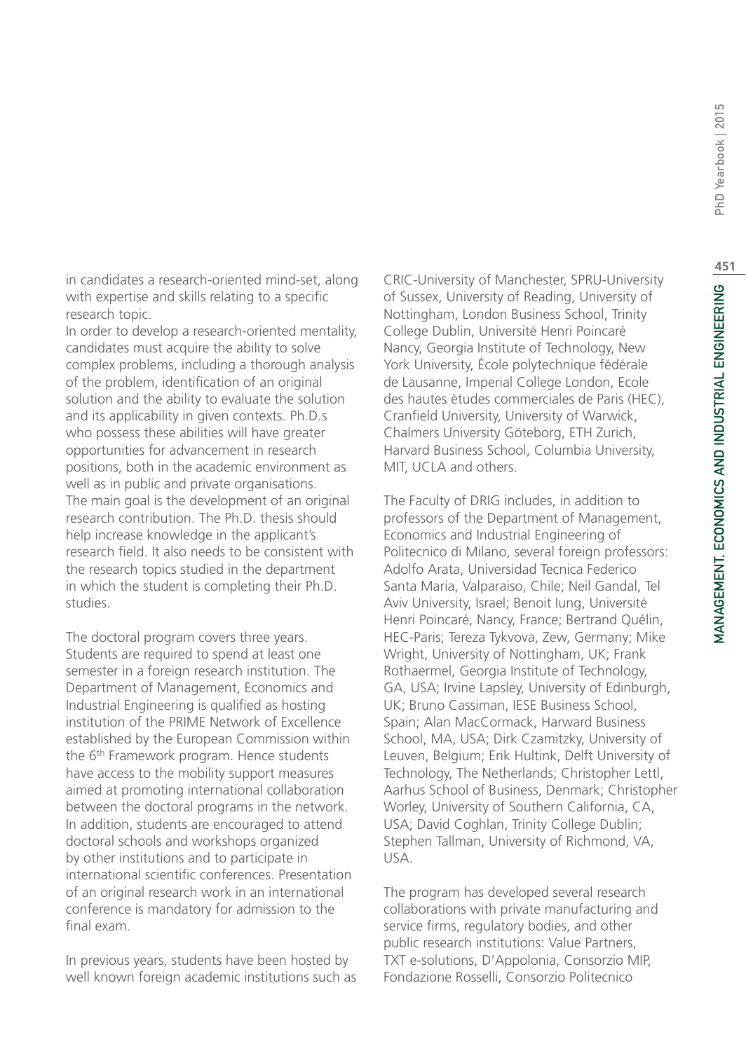in candidates a research-oriented mind-set, along with expertise and skills relating to a specific research topic.
In order to develop a research-oriented mentality, candidates must acquire the ability to solve complex problems, including a thorough analysis of the problem, identification of an original solution and the ability to evaluate the solution and its applicability in given contexts. Ph.D.s who possess these abilities will have greater opportunities for advancement in research positions, both in the academic environment as well as in public and private organisations.
The main goal is the development of an original research contribution. The Ph.D. thesis should help increase knowledge in the applicant's research field. It also needs to be consistent with the research topics studied in the department in which the student is completing their Ph.D. studies.

The doctoral program covers three years. Students are required to spend at least one semester in a foreign research institution. The Department of Management, Economics and Industrial Engineering is qualified as hosting institution of the PRIME Network of Excellence established by the European Commission within the 6th Framework program. Hence students have access to the mobility support measures aimed at promoting international collaboration between the doctoral programs in the network. In addition, students are encouraged to attend doctoral schools and workshops organized by other institutions and to participate in international scientific conferences. Presentation of an original research work in an international conference is mandatory for admission to the final exam.

In previous years, students have been hosted by well known foreign academic institutions such as CRIC-University of Manchester, SPRU-University of Sussex, University of Reading, University of Nottingham, London Business School, Trinity College Dublin, Université Henri Poincaré Nancy, Georgia Institute of Technology, New York University, École polytechnique fédérale de Lausanne, Imperial College London, Ecole des hautes ètudes commerciales de Paris (HEC), Cranfield University, University of Warwick, Chalmers University Göteborg, ETH Zurich, Harvard Business School, Columbia University, MIT, UCLA and others.

The Faculty of DRIG includes, in addition to professors of the Department of Management, Economics and Industrial Engineering of Politecnico di Milano, several foreign professors: Adolfo Arata, Universidad Tecnica Federico Santa Maria, Valparaiso, Chile; Neil Gandal, Tel Aviv University, Israel; Benoit Iung, Université Henri Poincaré, Nancy, France; Bertrand Quélin, HEC-Paris; Tereza Tykvova, Zew, Germany; Mike Wright, University of Nottingham, UK; Frank Rothaermel, Georgia Institute of Technology, GA, USA; Irvine Lapsley, University of Edinburgh, UK; Bruno Cassiman, IESE Business School, Spain; Alan MacCormack, Harward Business School, MA, USA; Dirk Czamitzky, University of Leuven, Belgium; Erik Hultink, Delft University of Technology, The Netherlands; Christopher Lettl, Aarhus School of Business, Denmark; Christopher Worley, University of Southern California, CA, USA; David Coghlan, Trinity College Dublin; Stephen Tallman, University of Richmond, VA, USA.

The program has developed several research collaborations with private manufacturing and service firms, regulatory bodies, and other public research institutions: Value Partners, TXT e-solutions, D'Appolonia, Consorzio MIP, Fondazione Rosselli, Consorzio Politecnico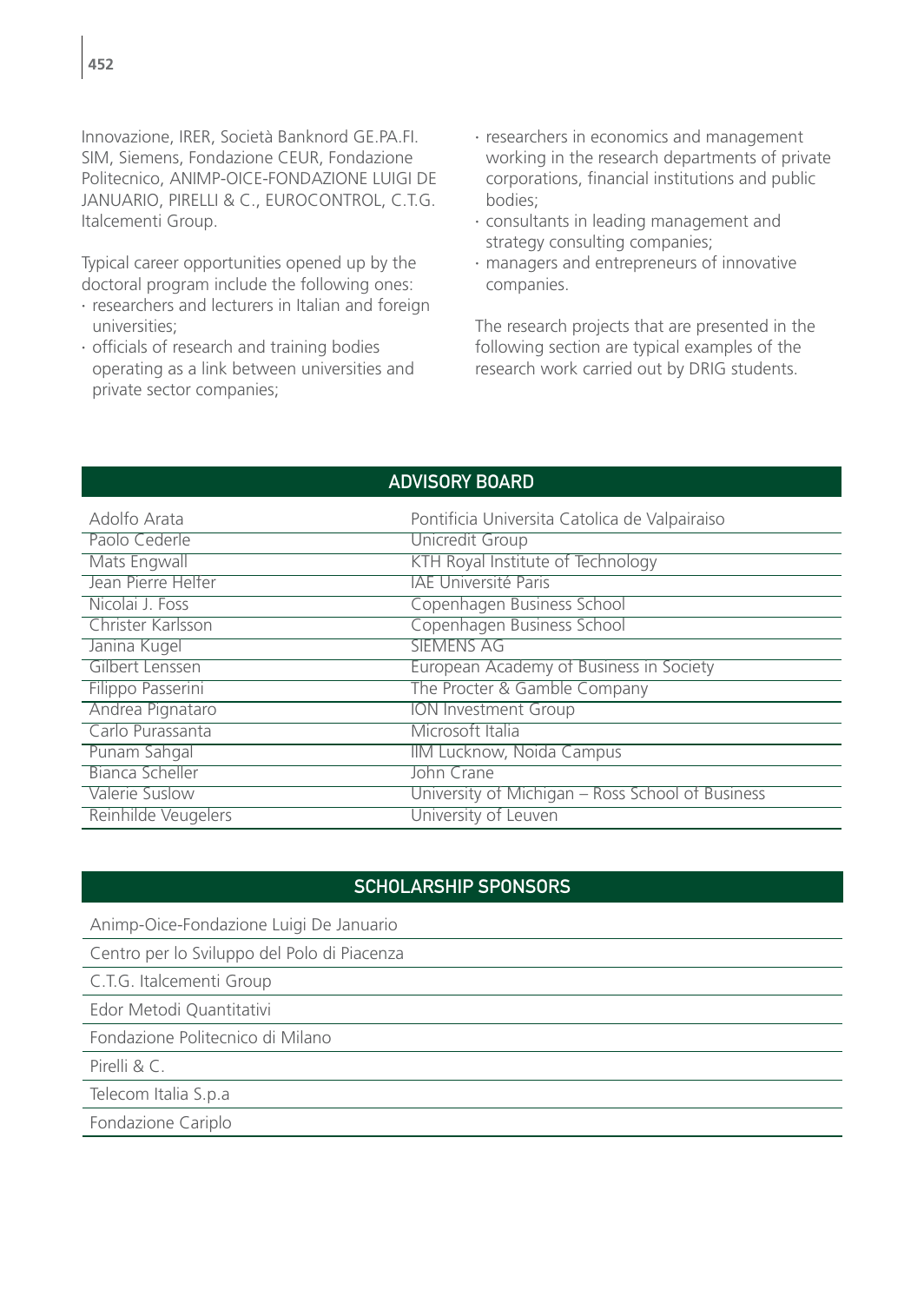Innovazione, IRER, Società Banknord GE.PA.FI. SIM, Siemens, Fondazione CEUR, Fondazione Politecnico, ANIMP-OICE-FONDAZIONE LUIGI DE JANUARIO, PIRELLI & C., EUROCONTROL, C.T.G. Italcementi Group.

Typical career opportunities opened up by the doctoral program include the following ones:

- researchers and lecturers in Italian and foreign universities;
- officials of research and training bodies operating as a link between universities and private sector companies;
- researchers in economics and management working in the research departments of private corporations, financial institutions and public bodies;
- consultants in leading management and strategy consulting companies;
- managers and entrepreneurs of innovative companies.

The research projects that are presented in the following section are typical examples of the research work carried out by DRIG students.

| ADVISORY BOARD | |
|---|---|
| Adolfo Arata | Pontificia Universita Catolica de Valpairaiso |
| Paolo Cederle | Unicredit Group |
| Mats Engwall | KTH Royal Institute of Technology |
| Jean Pierre Helfer | IAE Université Paris |
| Nicolai J. Foss | Copenhagen Business School |
| Christer Karlsson | Copenhagen Business School |
| Janina Kugel | SIEMENS AG |
| Gilbert Lenssen | European Academy of Business in Society |
| Filippo Passerini | The Procter & Gamble Company |
| Andrea Pignataro | ION Investment Group |
| Carlo Purassanta | Microsoft Italia |
| Punam Sahgal | IIM Lucknow, Noida Campus |
| Bianca Scheller | John Crane |
| Valerie Suslow | University of Michigan – Ross School of Business |
| Reinhilde Veugelers | University of Leuven |

| SCHOLARSHIP SPONSORS |
|---|
| Animp-Oice-Fondazione Luigi De Januario |
| Centro per lo Sviluppo del Polo di Piacenza |
| C.T.G. Italcementi Group |
| Edor Metodi Quantitativi |
| Fondazione Politecnico di Milano |
| Pirelli & C. |
| Telecom Italia S.p.a |
| Fondazione Cariplo |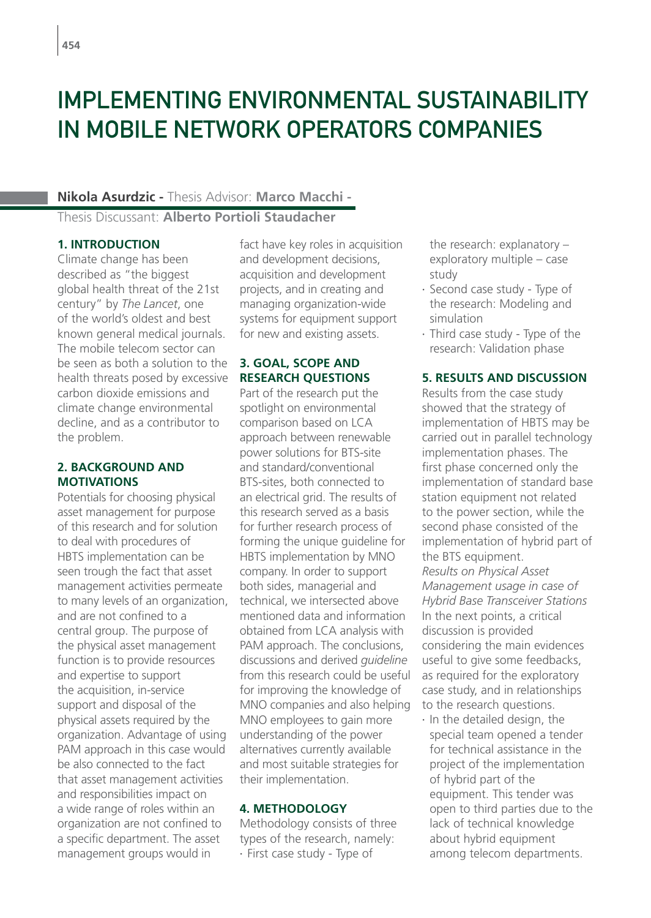# IMPLEMENTING ENVIRONMENTAL SUSTAINABILITY IN MOBILE NETWORK OPERATORS COMPANIES

**Nikola Asurdzic -** Thesis Advisor: **Marco Macchi -** Thesis Discussant: **Alberto Portioli Staudacher**

## 1. INTRODUCTION

Climate change has been described as "the biggest global health threat of the 21st century" by *The Lancet*, one of the world's oldest and best known general medical journals. The mobile telecom sector can be seen as both a solution to the health threats posed by excessive carbon dioxide emissions and climate change environmental decline, and as a contributor to the problem.

## 2. BACKGROUND AND MOTIVATIONS

Potentials for choosing physical asset management for purpose of this research and for solution to deal with procedures of HBTS implementation can be seen trough the fact that asset management activities permeate to many levels of an organization, and are not confined to a central group. The purpose of the physical asset management function is to provide resources and expertise to support the acquisition, in-service support and disposal of the physical assets required by the organization. Advantage of using PAM approach in this case would be also connected to the fact that asset management activities and responsibilities impact on a wide range of roles within an organization are not confined to a specific department. The asset management groups would in fact have key roles in acquisition and development decisions, acquisition and development projects, and in creating and managing organization-wide systems for equipment support for new and existing assets.

## 3. GOAL, SCOPE AND RESEARCH QUESTIONS

Part of the research put the spotlight on environmental comparison based on LCA approach between renewable power solutions for BTS-site and standard/conventional BTS-sites, both connected to an electrical grid. The results of this research served as a basis for further research process of forming the unique guideline for HBTS implementation by MNO company. In order to support both sides, managerial and technical, we intersected above mentioned data and information obtained from LCA analysis with PAM approach. The conclusions, discussions and derived *guideline* from this research could be useful for improving the knowledge of MNO companies and also helping MNO employees to gain more understanding of the power alternatives currently available and most suitable strategies for their implementation.

## 4. METHODOLOGY

Methodology consists of three types of the research, namely:

- First case study - Type of the research: explanatory – exploratory multiple – case study
- Second case study - Type of the research: Modeling and simulation
- Third case study - Type of the research: Validation phase

## 5. RESULTS AND DISCUSSION

Results from the case study showed that the strategy of implementation of HBTS may be carried out in parallel technology implementation phases. The first phase concerned only the implementation of standard base station equipment not related to the power section, while the second phase consisted of the implementation of hybrid part of the BTS equipment.

*Results on Physical Asset Management usage in case of Hybrid Base Transceiver Stations*

In the next points, a critical discussion is provided considering the main evidences useful to give some feedbacks, as required for the exploratory case study, and in relationships to the research questions.

- In the detailed design, the special team opened a tender for technical assistance in the project of the implementation of hybrid part of the equipment. This tender was open to third parties due to the lack of technical knowledge about hybrid equipment among telecom departments.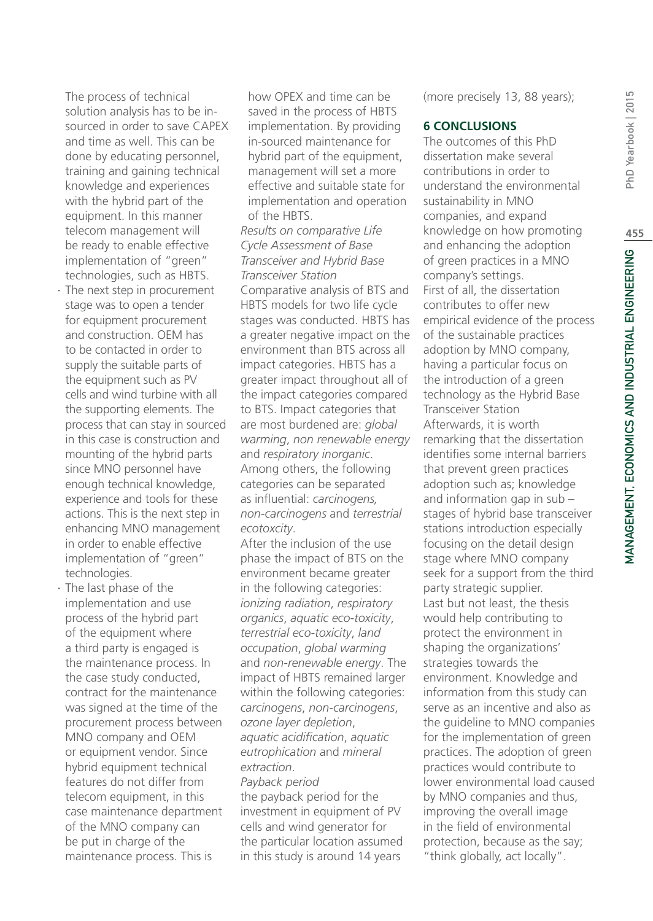The process of technical solution analysis has to be in-sourced in order to save CAPEX and time as well. This can be done by educating personnel, training and gaining technical knowledge and experiences with the hybrid part of the equipment. In this manner telecom management will be ready to enable effective implementation of "green" technologies, such as HBTS.

- The next step in procurement stage was to open a tender for equipment procurement and construction. OEM has to be contacted in order to supply the suitable parts of the equipment such as PV cells and wind turbine with all the supporting elements. The process that can stay in sourced in this case is construction and mounting of the hybrid parts since MNO personnel have enough technical knowledge, experience and tools for these actions. This is the next step in enhancing MNO management in order to enable effective implementation of "green" technologies.
- The last phase of the implementation and use process of the hybrid part of the equipment where a third party is engaged is the maintenance process. In the case study conducted, contract for the maintenance was signed at the time of the procurement process between MNO company and OEM or equipment vendor. Since hybrid equipment technical features do not differ from telecom equipment, in this case maintenance department of the MNO company can be put in charge of the maintenance process. This is how OPEX and time can be saved in the process of HBTS implementation. By providing in-sourced maintenance for hybrid part of the equipment, management will set a more effective and suitable state for implementation and operation of the HBTS.

*Results on comparative Life Cycle Assessment of Base Transceiver and Hybrid Base Transceiver Station*

Comparative analysis of BTS and HBTS models for two life cycle stages was conducted. HBTS has a greater negative impact on the environment than BTS across all impact categories. HBTS has a greater impact throughout all of the impact categories compared to BTS. Impact categories that are most burdened are: *global warming*, *non renewable energy* and *respiratory inorganic*. Among others, the following categories can be separated as influential: *carcinogens, non-carcinogens* and *terrestrial ecotoxcity*.

After the inclusion of the use phase the impact of BTS on the environment became greater in the following categories: *ionizing radiation*, *respiratory organics*, *aquatic eco-toxicity*, *terrestrial eco-toxicity*, *land occupation*, *global warming* and *non-renewable energy*. The impact of HBTS remained larger within the following categories: *carcinogens*, *non-carcinogens*, *ozone layer depletion*, *aquatic acidification*, *aquatic eutrophication* and *mineral extraction*.

*Payback period*

the payback period for the investment in equipment of PV cells and wind generator for the particular location assumed in this study is around 14 years (more precisely 13, 88 years);

## 6 CONCLUSIONS

The outcomes of this PhD dissertation make several contributions in order to understand the environmental sustainability in MNO companies, and expand knowledge on how promoting and enhancing the adoption of green practices in a MNO company's settings.

First of all, the dissertation contributes to offer new empirical evidence of the process of the sustainable practices adoption by MNO company, having a particular focus on the introduction of a green technology as the Hybrid Base Transceiver Station

Afterwards, it is worth remarking that the dissertation identifies some internal barriers that prevent green practices adoption such as; knowledge and information gap in sub – stages of hybrid base transceiver stations introduction especially focusing on the detail design stage where MNO company seek for a support from the third party strategic supplier.

Last but not least, the thesis would help contributing to protect the environment in shaping the organizations' strategies towards the environment. Knowledge and information from this study can serve as an incentive and also as the guideline to MNO companies for the implementation of green practices. The adoption of green practices would contribute to lower environmental load caused by MNO companies and thus, improving the overall image in the field of environmental protection, because as the say; "think globally, act locally".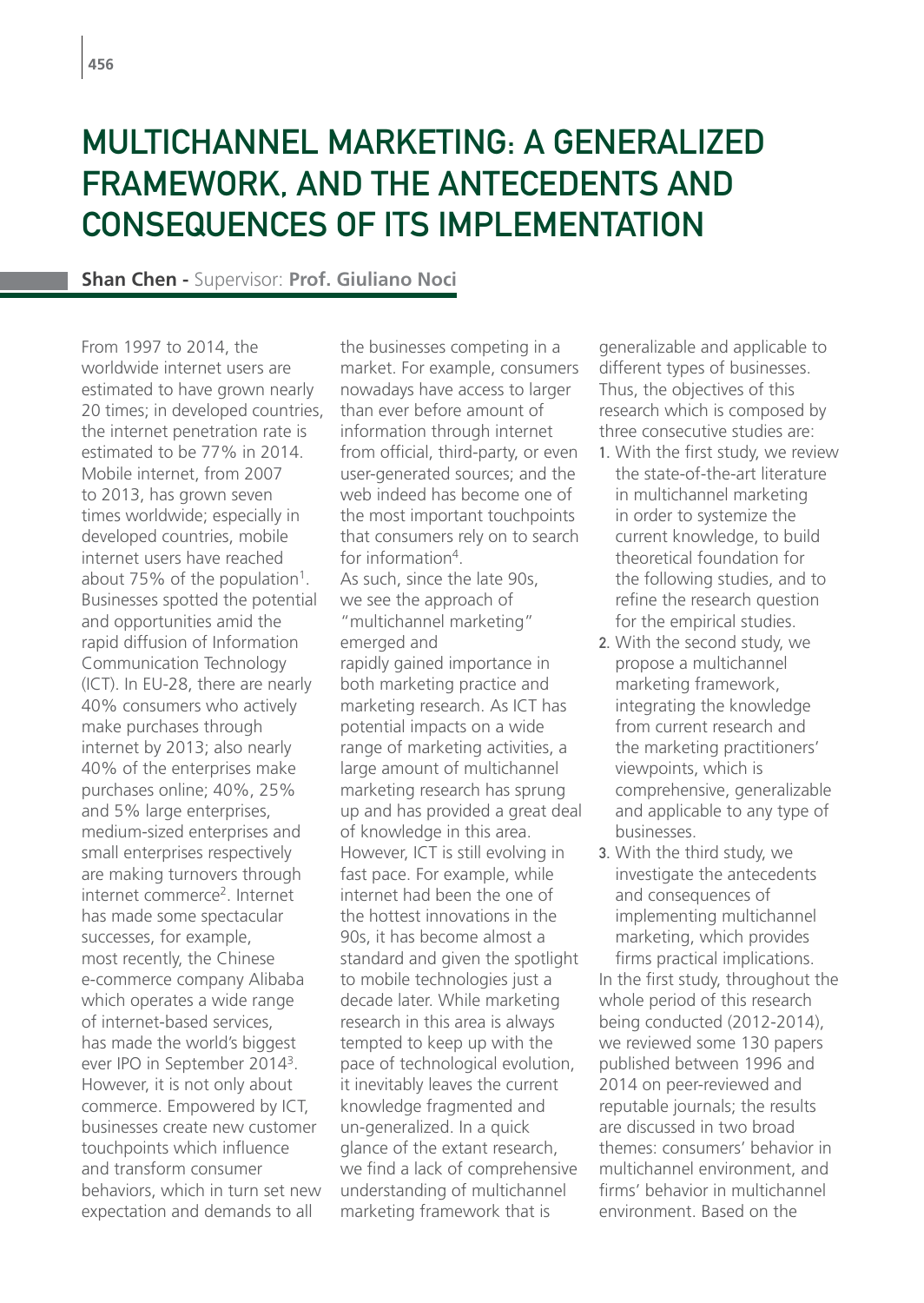# MULTICHANNEL MARKETING: A GENERALIZED FRAMEWORK, AND THE ANTECEDENTS AND CONSEQUENCES OF ITS IMPLEMENTATION

**Shan Chen -** Supervisor: **Prof. Giuliano Noci**

From 1997 to 2014, the worldwide internet users are estimated to have grown nearly 20 times; in developed countries, the internet penetration rate is estimated to be 77% in 2014. Mobile internet, from 2007 to 2013, has grown seven times worldwide; especially in developed countries, mobile internet users have reached about 75% of the population[1]. Businesses spotted the potential and opportunities amid the rapid diffusion of Information Communication Technology (ICT). In EU-28, there are nearly 40% consumers who actively make purchases through internet by 2013; also nearly 40% of the enterprises make purchases online; 40%, 25% and 5% large enterprises, medium-sized enterprises and small enterprises respectively are making turnovers through internet commerce[2]. Internet has made some spectacular successes, for example, most recently, the Chinese e-commerce company Alibaba which operates a wide range of internet-based services, has made the world's biggest ever IPO in September 2014[3]. However, it is not only about commerce. Empowered by ICT, businesses create new customer touchpoints which influence and transform consumer behaviors, which in turn set new expectation and demands to all the businesses competing in a market. For example, consumers nowadays have access to larger than ever before amount of information through internet from official, third-party, or even user-generated sources; and the web indeed has become one of the most important touchpoints that consumers rely on to search for information[4].

As such, since the late 90s, we see the approach of "multichannel marketing" emerged and rapidly gained importance in both marketing practice and marketing research. As ICT has potential impacts on a wide range of marketing activities, a large amount of multichannel marketing research has sprung up and has provided a great deal of knowledge in this area. However, ICT is still evolving in fast pace. For example, while internet had been the one of the hottest innovations in the 90s, it has become almost a standard and given the spotlight to mobile technologies just a decade later. While marketing research in this area is always tempted to keep up with the pace of technological evolution, it inevitably leaves the current knowledge fragmented and un-generalized. In a quick glance of the extant research, we find a lack of comprehensive understanding of multichannel marketing framework that is generalizable and applicable to different types of businesses. Thus, the objectives of this research which is composed by three consecutive studies are:

1. With the first study, we review the state-of-the-art literature in multichannel marketing in order to systemize the current knowledge, to build theoretical foundation for the following studies, and to refine the research question for the empirical studies.
2. With the second study, we propose a multichannel marketing framework, integrating the knowledge from current research and the marketing practitioners' viewpoints, which is comprehensive, generalizable and applicable to any type of businesses.
3. With the third study, we investigate the antecedents and consequences of implementing multichannel marketing, which provides firms practical implications.

In the first study, throughout the whole period of this research being conducted (2012-2014), we reviewed some 130 papers published between 1996 and 2014 on peer-reviewed and reputable journals; the results are discussed in two broad themes: consumers' behavior in multichannel environment, and firms' behavior in multichannel environment. Based on the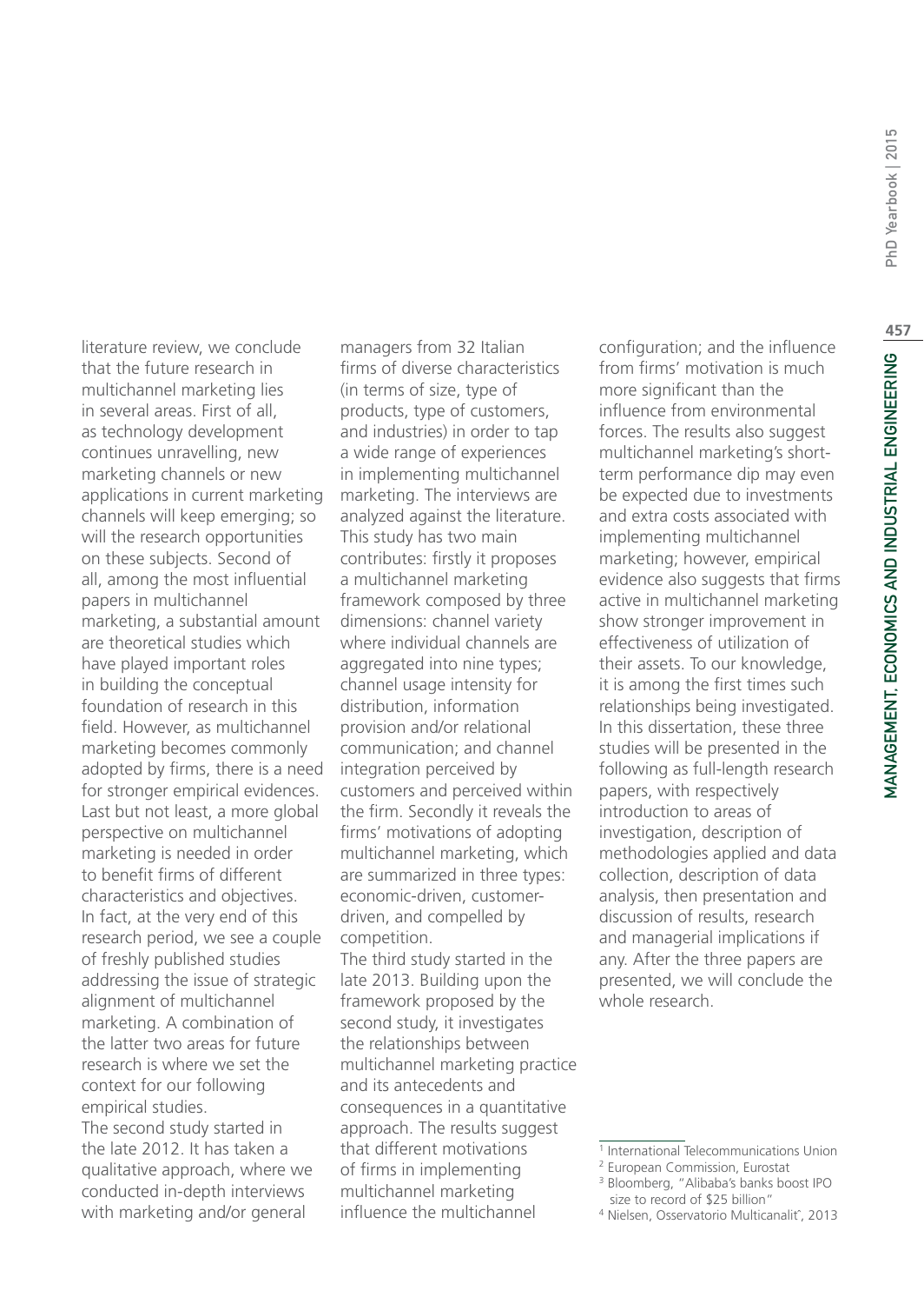literature review, we conclude that the future research in multichannel marketing lies in several areas. First of all, as technology development continues unravelling, new marketing channels or new applications in current marketing channels will keep emerging; so will the research opportunities on these subjects. Second of all, among the most influential papers in multichannel marketing, a substantial amount are theoretical studies which have played important roles in building the conceptual foundation of research in this field. However, as multichannel marketing becomes commonly adopted by firms, there is a need for stronger empirical evidences. Last but not least, a more global perspective on multichannel marketing is needed in order to benefit firms of different characteristics and objectives. In fact, at the very end of this research period, we see a couple of freshly published studies addressing the issue of strategic alignment of multichannel marketing. A combination of the latter two areas for future research is where we set the context for our following empirical studies.

The second study started in the late 2012. It has taken a qualitative approach, where we conducted in-depth interviews with marketing and/or general managers from 32 Italian firms of diverse characteristics (in terms of size, type of products, type of customers, and industries) in order to tap a wide range of experiences in implementing multichannel marketing. The interviews are analyzed against the literature. This study has two main contributes: firstly it proposes a multichannel marketing framework composed by three dimensions: channel variety where individual channels are aggregated into nine types; channel usage intensity for distribution, information provision and/or relational communication; and channel integration perceived by customers and perceived within the firm. Secondly it reveals the firms' motivations of adopting multichannel marketing, which are summarized in three types: economic-driven, customer-driven, and compelled by competition.

The third study started in the late 2013. Building upon the framework proposed by the second study, it investigates the relationships between multichannel marketing practice and its antecedents and consequences in a quantitative approach. The results suggest that different motivations of firms in implementing multichannel marketing influence the multichannel configuration; and the influence from firms' motivation is much more significant than the influence from environmental forces. The results also suggest multichannel marketing's short-term performance dip may even be expected due to investments and extra costs associated with implementing multichannel marketing; however, empirical evidence also suggests that firms active in multichannel marketing show stronger improvement in effectiveness of utilization of their assets. To our knowledge, it is among the first times such relationships being investigated. In this dissertation, these three studies will be presented in the following as full-length research papers, with respectively introduction to areas of investigation, description of methodologies applied and data collection, description of data analysis, then presentation and discussion of results, research and managerial implications if any. After the three papers are presented, we will conclude the whole research.

---

[1] International Telecommunications Union

[2] European Commission, Eurostat

[3] Bloomberg, "Alibaba's banks boost IPO size to record of $25 billion"

[4] Nielsen, Osservatorio Multicanalit̀, 2013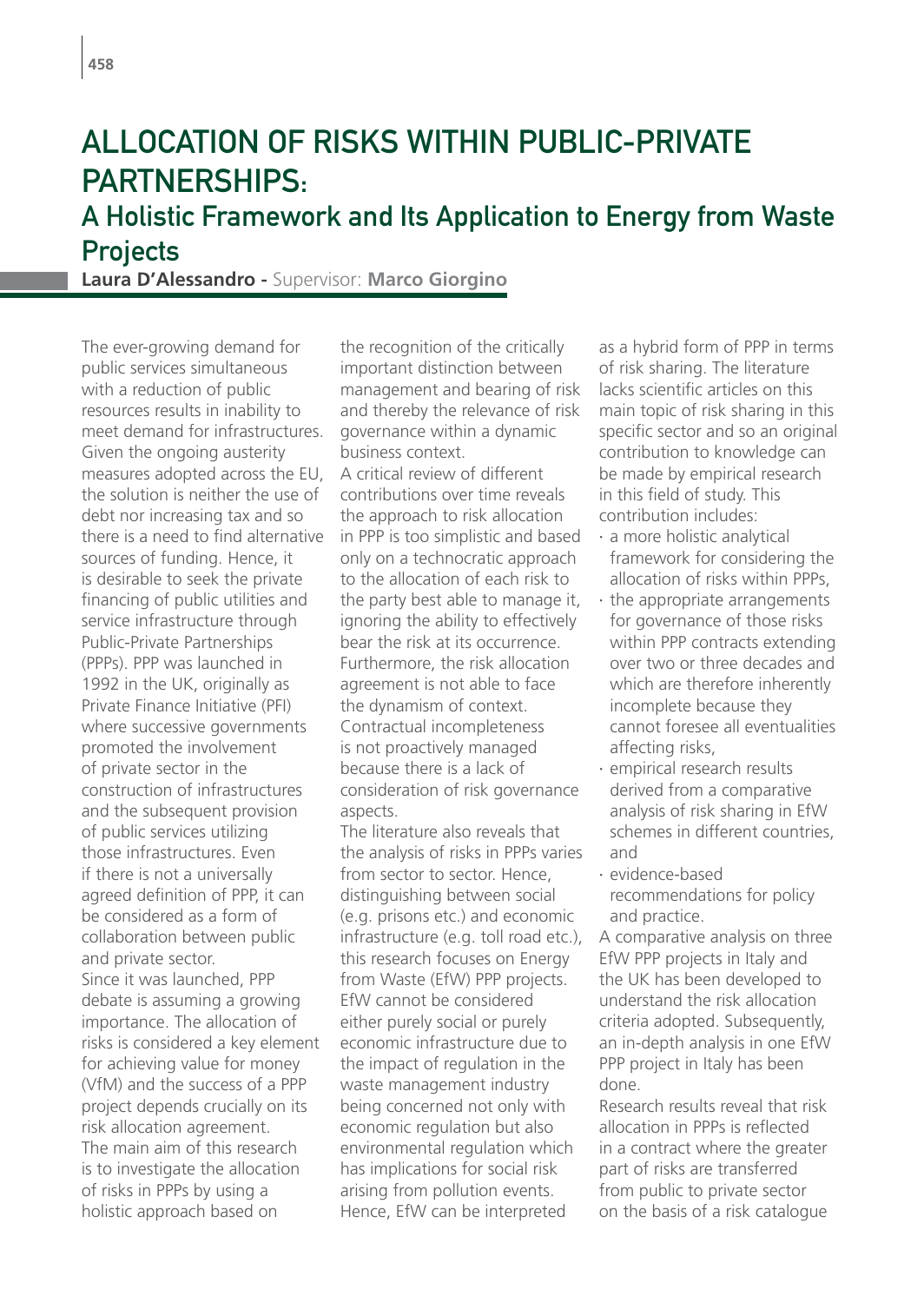# ALLOCATION OF RISKS WITHIN PUBLIC-PRIVATE PARTNERSHIPS:

## A Holistic Framework and Its Application to Energy from Waste Projects

**Laura D'Alessandro -** Supervisor: **Marco Giorgino**

The ever-growing demand for public services simultaneous with a reduction of public resources results in inability to meet demand for infrastructures. Given the ongoing austerity measures adopted across the EU, the solution is neither the use of debt nor increasing tax and so there is a need to find alternative sources of funding. Hence, it is desirable to seek the private financing of public utilities and service infrastructure through Public-Private Partnerships (PPPs). PPP was launched in 1992 in the UK, originally as Private Finance Initiative (PFI) where successive governments promoted the involvement of private sector in the construction of infrastructures and the subsequent provision of public services utilizing those infrastructures. Even if there is not a universally agreed definition of PPP, it can be considered as a form of collaboration between public and private sector.

Since it was launched, PPP debate is assuming a growing importance. The allocation of risks is considered a key element for achieving value for money (VfM) and the success of a PPP project depends crucially on its risk allocation agreement.

The main aim of this research is to investigate the allocation of risks in PPPs by using a holistic approach based on the recognition of the critically important distinction between management and bearing of risk and thereby the relevance of risk governance within a dynamic business context.

A critical review of different contributions over time reveals the approach to risk allocation in PPP is too simplistic and based only on a technocratic approach to the allocation of each risk to the party best able to manage it, ignoring the ability to effectively bear the risk at its occurrence. Furthermore, the risk allocation agreement is not able to face the dynamism of context. Contractual incompleteness is not proactively managed because there is a lack of consideration of risk governance aspects.

The literature also reveals that the analysis of risks in PPPs varies from sector to sector. Hence, distinguishing between social (e.g. prisons etc.) and economic infrastructure (e.g. toll road etc.), this research focuses on Energy from Waste (EfW) PPP projects. EfW cannot be considered either purely social or purely economic infrastructure due to the impact of regulation in the waste management industry being concerned not only with economic regulation but also environmental regulation which has implications for social risk arising from pollution events. Hence, EfW can be interpreted as a hybrid form of PPP in terms of risk sharing. The literature lacks scientific articles on this main topic of risk sharing in this specific sector and so an original contribution to knowledge can be made by empirical research in this field of study. This contribution includes:

- a more holistic analytical framework for considering the allocation of risks within PPPs,
- the appropriate arrangements for governance of those risks within PPP contracts extending over two or three decades and which are therefore inherently incomplete because they cannot foresee all eventualities affecting risks,
- empirical research results derived from a comparative analysis of risk sharing in EfW schemes in different countries, and
- evidence-based recommendations for policy and practice.

A comparative analysis on three EfW PPP projects in Italy and the UK has been developed to understand the risk allocation criteria adopted. Subsequently, an in-depth analysis in one EfW PPP project in Italy has been done.

Research results reveal that risk allocation in PPPs is reflected in a contract where the greater part of risks are transferred from public to private sector on the basis of a risk catalogue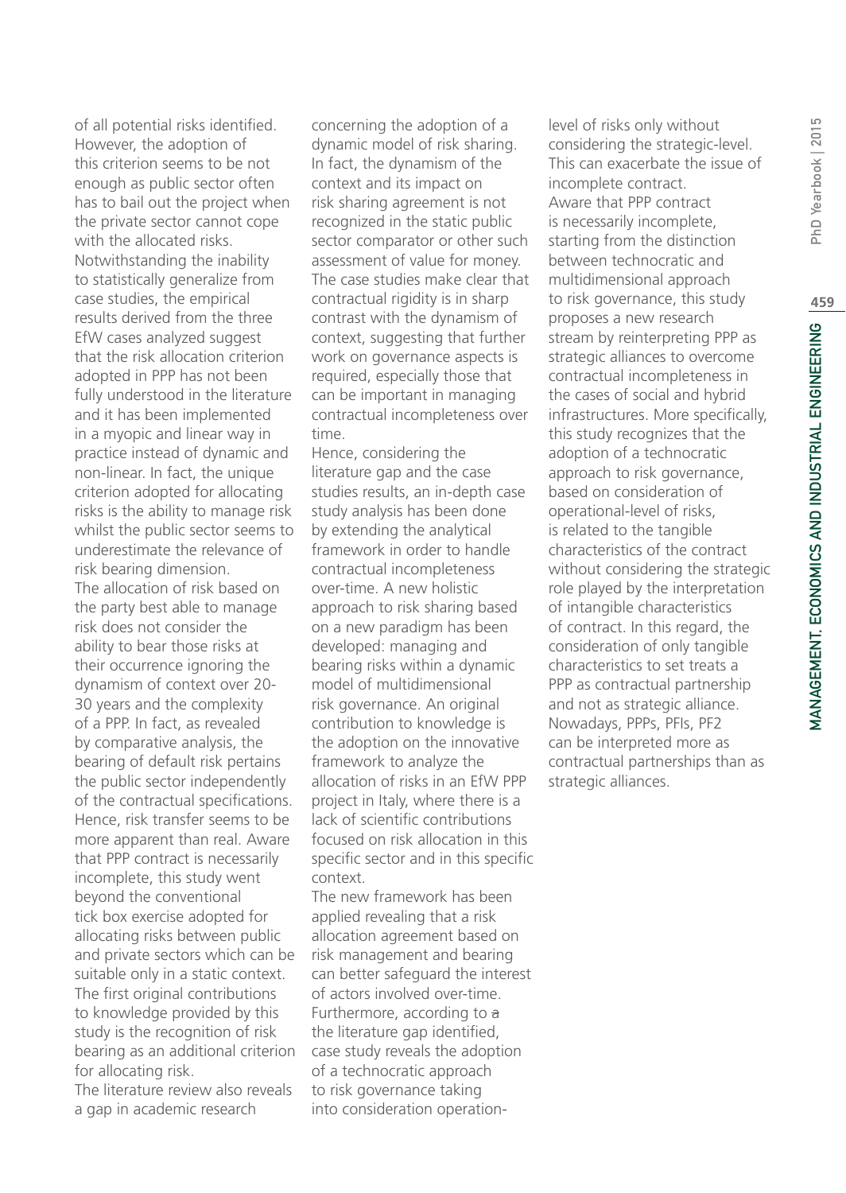of all potential risks identified. However, the adoption of this criterion seems to be not enough as public sector often has to bail out the project when the private sector cannot cope with the allocated risks.
Notwithstanding the inability to statistically generalize from case studies, the empirical results derived from the three EfW cases analyzed suggest that the risk allocation criterion adopted in PPP has not been fully understood in the literature and it has been implemented in a myopic and linear way in practice instead of dynamic and non-linear. In fact, the unique criterion adopted for allocating risks is the ability to manage risk whilst the public sector seems to underestimate the relevance of risk bearing dimension.
The allocation of risk based on the party best able to manage risk does not consider the ability to bear those risks at their occurrence ignoring the dynamism of context over 20-30 years and the complexity of a PPP. In fact, as revealed by comparative analysis, the bearing of default risk pertains the public sector independently of the contractual specifications. Hence, risk transfer seems to be more apparent than real. Aware that PPP contract is necessarily incomplete, this study went beyond the conventional tick box exercise adopted for allocating risks between public and private sectors which can be suitable only in a static context. The first original contributions to knowledge provided by this study is the recognition of risk bearing as an additional criterion for allocating risk.
The literature review also reveals a gap in academic research concerning the adoption of a dynamic model of risk sharing. In fact, the dynamism of the context and its impact on risk sharing agreement is not recognized in the static public sector comparator or other such assessment of value for money. The case studies make clear that contractual rigidity is in sharp contrast with the dynamism of context, suggesting that further work on governance aspects is required, especially those that can be important in managing contractual incompleteness over time.
Hence, considering the literature gap and the case studies results, an in-depth case study analysis has been done by extending the analytical framework in order to handle contractual incompleteness over-time. A new holistic approach to risk sharing based on a new paradigm has been developed: managing and bearing risks within a dynamic model of multidimensional risk governance. An original contribution to knowledge is the adoption on the innovative framework to analyze the allocation of risks in an EfW PPP project in Italy, where there is a lack of scientific contributions focused on risk allocation in this specific sector and in this specific context.
The new framework has been applied revealing that a risk allocation agreement based on risk management and bearing can better safeguard the interest of actors involved over-time. Furthermore, according to a the literature gap identified, case study reveals the adoption of a technocratic approach to risk governance taking into consideration operation-level of risks only without considering the strategic-level. This can exacerbate the issue of incomplete contract.
Aware that PPP contract is necessarily incomplete, starting from the distinction between technocratic and multidimensional approach to risk governance, this study proposes a new research stream by reinterpreting PPP as strategic alliances to overcome contractual incompleteness in the cases of social and hybrid infrastructures. More specifically, this study recognizes that the adoption of a technocratic approach to risk governance, based on consideration of operational-level of risks, is related to the tangible characteristics of the contract without considering the strategic role played by the interpretation of intangible characteristics of contract. In this regard, the consideration of only tangible characteristics to set treats a PPP as contractual partnership and not as strategic alliance.
Nowadays, PPPs, PFIs, PF2 can be interpreted more as contractual partnerships than as strategic alliances.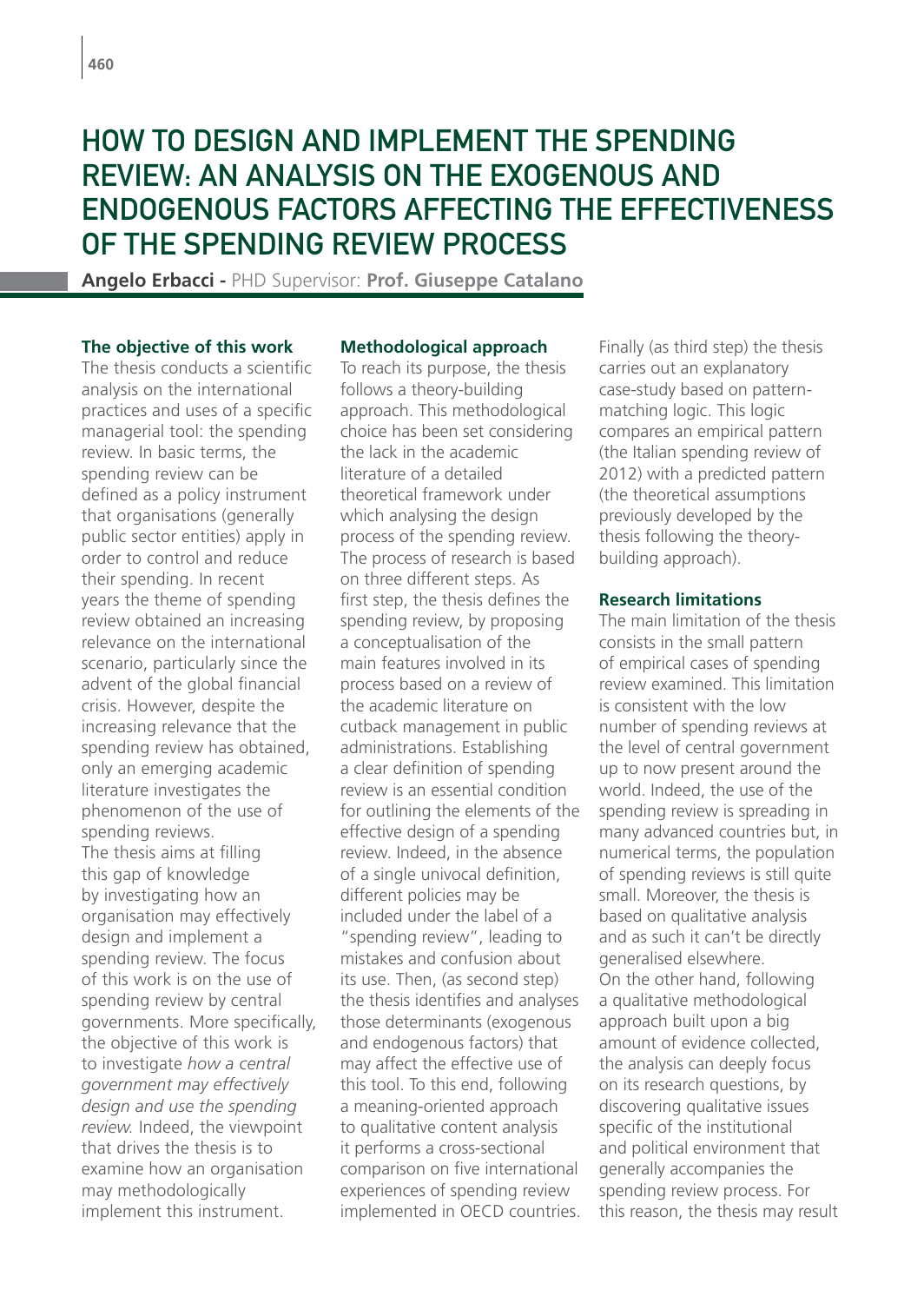# HOW TO DESIGN AND IMPLEMENT THE SPENDING REVIEW: AN ANALYSIS ON THE EXOGENOUS AND ENDOGENOUS FACTORS AFFECTING THE EFFECTIVENESS OF THE SPENDING REVIEW PROCESS

**Angelo Erbacci -** PHD Supervisor: **Prof. Giuseppe Catalano**

### The objective of this work

The thesis conducts a scientific analysis on the international practices and uses of a specific managerial tool: the spending review. In basic terms, the spending review can be defined as a policy instrument that organisations (generally public sector entities) apply in order to control and reduce their spending. In recent years the theme of spending review obtained an increasing relevance on the international scenario, particularly since the advent of the global financial crisis. However, despite the increasing relevance that the spending review has obtained, only an emerging academic literature investigates the phenomenon of the use of spending reviews.

The thesis aims at filling this gap of knowledge by investigating how an organisation may effectively design and implement a spending review. The focus of this work is on the use of spending review by central governments. More specifically, the objective of this work is to investigate *how a central government may effectively design and use the spending review.* Indeed, the viewpoint that drives the thesis is to examine how an organisation may methodologically implement this instrument.

### Methodological approach

To reach its purpose, the thesis follows a theory-building approach. This methodological choice has been set considering the lack in the academic literature of a detailed theoretical framework under which analysing the design process of the spending review. The process of research is based on three different steps. As first step, the thesis defines the spending review, by proposing a conceptualisation of the main features involved in its process based on a review of the academic literature on cutback management in public administrations. Establishing a clear definition of spending review is an essential condition for outlining the elements of the effective design of a spending review. Indeed, in the absence of a single univocal definition, different policies may be included under the label of a "spending review", leading to mistakes and confusion about its use. Then, (as second step) the thesis identifies and analyses those determinants (exogenous and endogenous factors) that may affect the effective use of this tool. To this end, following a meaning-oriented approach to qualitative content analysis it performs a cross-sectional comparison on five international experiences of spending review implemented in OECD countries. Finally (as third step) the thesis carries out an explanatory case-study based on pattern-matching logic. This logic compares an empirical pattern (the Italian spending review of 2012) with a predicted pattern (the theoretical assumptions previously developed by the thesis following the theory-building approach).

### Research limitations

The main limitation of the thesis consists in the small pattern of empirical cases of spending review examined. This limitation is consistent with the low number of spending reviews at the level of central government up to now present around the world. Indeed, the use of the spending review is spreading in many advanced countries but, in numerical terms, the population of spending reviews is still quite small. Moreover, the thesis is based on qualitative analysis and as such it can't be directly generalised elsewhere.

On the other hand, following a qualitative methodological approach built upon a big amount of evidence collected, the analysis can deeply focus on its research questions, by discovering qualitative issues specific of the institutional and political environment that generally accompanies the spending review process. For this reason, the thesis may result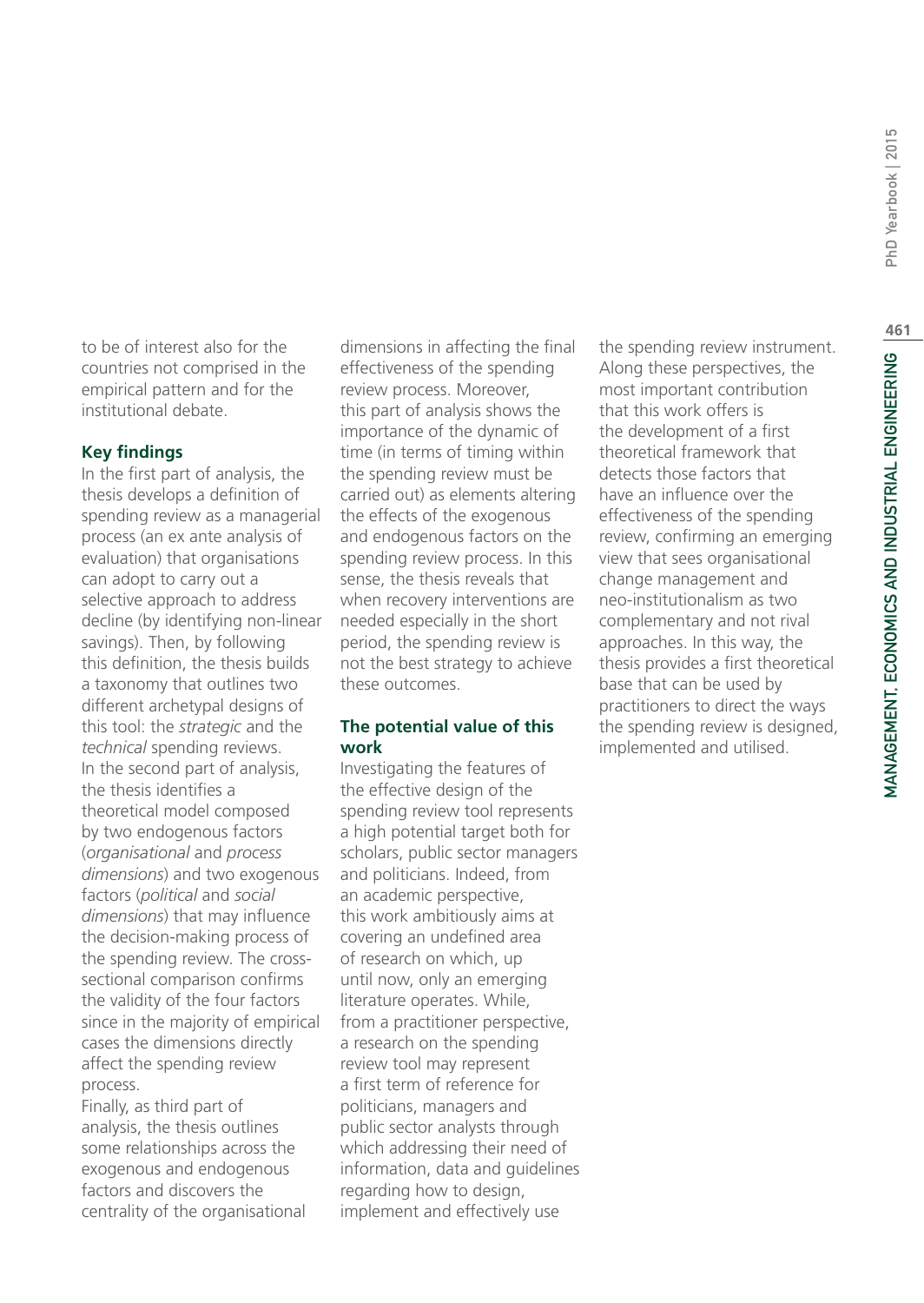to be of interest also for the countries not comprised in the empirical pattern and for the institutional debate.

### Key findings

In the first part of analysis, the thesis develops a definition of spending review as a managerial process (an ex ante analysis of evaluation) that organisations can adopt to carry out a selective approach to address decline (by identifying non-linear savings). Then, by following this definition, the thesis builds a taxonomy that outlines two different archetypal designs of this tool: the *strategic* and the *technical* spending reviews.
In the second part of analysis, the thesis identifies a theoretical model composed by two endogenous factors (*organisational* and *process dimensions*) and two exogenous factors (*political* and *social dimensions*) that may influence the decision-making process of the spending review. The cross-sectional comparison confirms the validity of the four factors since in the majority of empirical cases the dimensions directly affect the spending review process.
Finally, as third part of analysis, the thesis outlines some relationships across the exogenous and endogenous factors and discovers the centrality of the organisational dimensions in affecting the final effectiveness of the spending review process. Moreover, this part of analysis shows the importance of the dynamic of time (in terms of timing within the spending review must be carried out) as elements altering the effects of the exogenous and endogenous factors on the spending review process. In this sense, the thesis reveals that when recovery interventions are needed especially in the short period, the spending review is not the best strategy to achieve these outcomes.

### The potential value of this work

Investigating the features of the effective design of the spending review tool represents a high potential target both for scholars, public sector managers and politicians. Indeed, from an academic perspective, this work ambitiously aims at covering an undefined area of research on which, up until now, only an emerging literature operates. While, from a practitioner perspective, a research on the spending review tool may represent a first term of reference for politicians, managers and public sector analysts through which addressing their need of information, data and guidelines regarding how to design, implement and effectively use the spending review instrument. Along these perspectives, the most important contribution that this work offers is the development of a first theoretical framework that detects those factors that have an influence over the effectiveness of the spending review, confirming an emerging view that sees organisational change management and neo-institutionalism as two complementary and not rival approaches. In this way, the thesis provides a first theoretical base that can be used by practitioners to direct the ways the spending review is designed, implemented and utilised.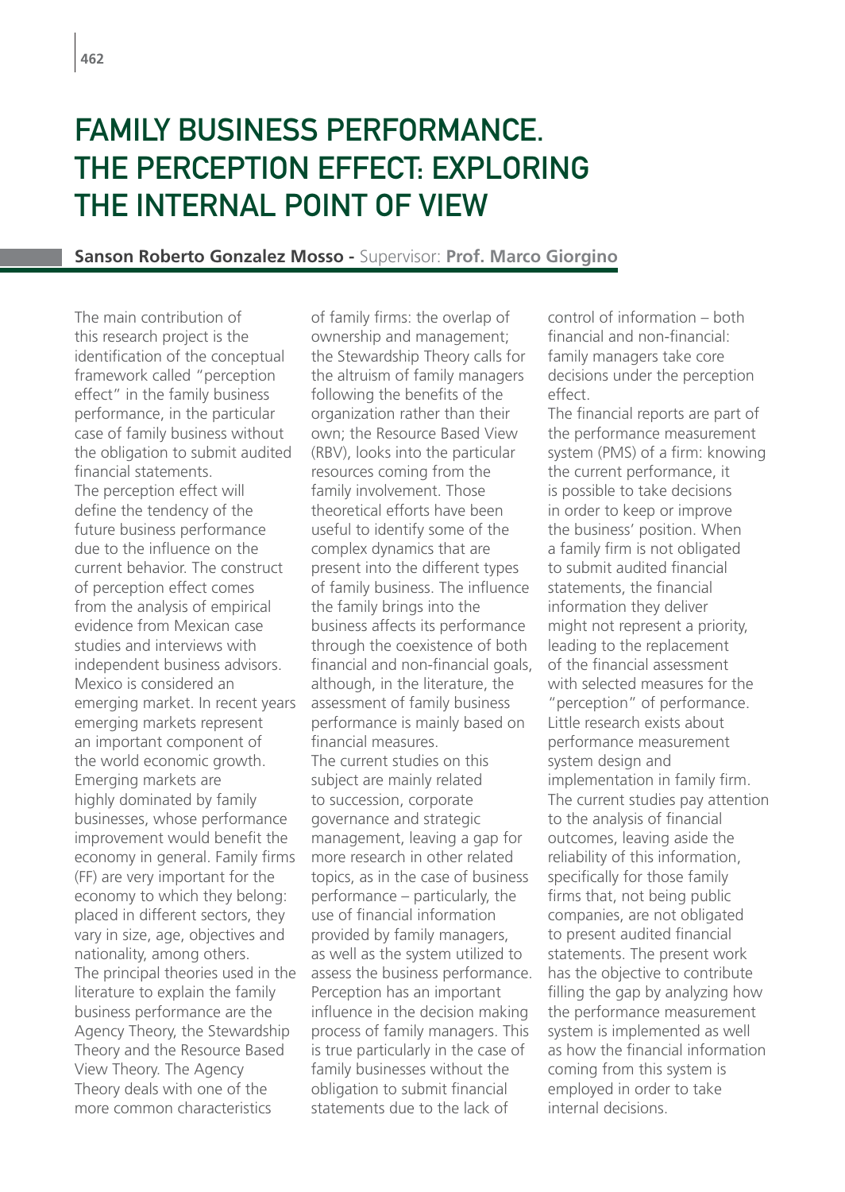# FAMILY BUSINESS PERFORMANCE. THE PERCEPTION EFFECT: EXPLORING THE INTERNAL POINT OF VIEW

**Sanson Roberto Gonzalez Mosso -** Supervisor: **Prof. Marco Giorgino**

The main contribution of this research project is the identification of the conceptual framework called "perception effect" in the family business performance, in the particular case of family business without the obligation to submit audited financial statements.

The perception effect will define the tendency of the future business performance due to the influence on the current behavior. The construct of perception effect comes from the analysis of empirical evidence from Mexican case studies and interviews with independent business advisors. Mexico is considered an emerging market. In recent years emerging markets represent an important component of the world economic growth. Emerging markets are highly dominated by family businesses, whose performance improvement would benefit the economy in general. Family firms (FF) are very important for the economy to which they belong: placed in different sectors, they vary in size, age, objectives and nationality, among others.

The principal theories used in the literature to explain the family business performance are the Agency Theory, the Stewardship Theory and the Resource Based View Theory. The Agency Theory deals with one of the more common characteristics of family firms: the overlap of ownership and management; the Stewardship Theory calls for the altruism of family managers following the benefits of the organization rather than their own; the Resource Based View (RBV), looks into the particular resources coming from the family involvement. Those theoretical efforts have been useful to identify some of the complex dynamics that are present into the different types of family business. The influence the family brings into the business affects its performance through the coexistence of both financial and non-financial goals, although, in the literature, the assessment of family business performance is mainly based on financial measures.

The current studies on this subject are mainly related to succession, corporate governance and strategic management, leaving a gap for more research in other related topics, as in the case of business performance – particularly, the use of financial information provided by family managers, as well as the system utilized to assess the business performance. Perception has an important influence in the decision making process of family managers. This is true particularly in the case of family businesses without the obligation to submit financial statements due to the lack of control of information – both financial and non-financial: family managers take core decisions under the perception effect.

The financial reports are part of the performance measurement system (PMS) of a firm: knowing the current performance, it is possible to take decisions in order to keep or improve the business' position. When a family firm is not obligated to submit audited financial statements, the financial information they deliver might not represent a priority, leading to the replacement of the financial assessment with selected measures for the "perception" of performance. Little research exists about performance measurement system design and implementation in family firm. The current studies pay attention to the analysis of financial outcomes, leaving aside the reliability of this information, specifically for those family firms that, not being public companies, are not obligated to present audited financial statements. The present work has the objective to contribute filling the gap by analyzing how the performance measurement system is implemented as well as how the financial information coming from this system is employed in order to take internal decisions.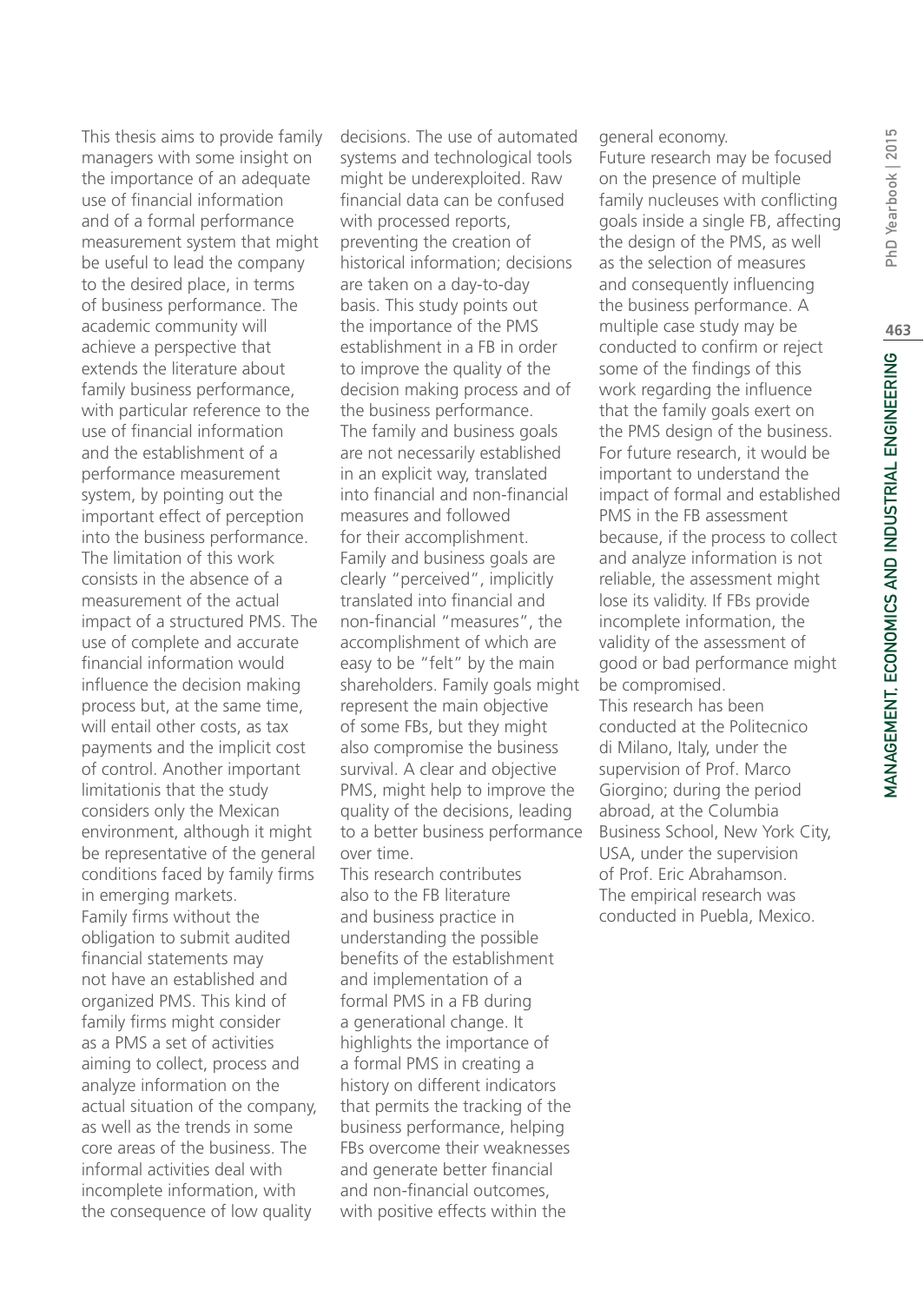This thesis aims to provide family managers with some insight on the importance of an adequate use of financial information and of a formal performance measurement system that might be useful to lead the company to the desired place, in terms of business performance. The academic community will achieve a perspective that extends the literature about family business performance, with particular reference to the use of financial information and the establishment of a performance measurement system, by pointing out the important effect of perception into the business performance. The limitation of this work consists in the absence of a measurement of the actual impact of a structured PMS. The use of complete and accurate financial information would influence the decision making process but, at the same time, will entail other costs, as tax payments and the implicit cost of control. Another important limitationis that the study considers only the Mexican environment, although it might be representative of the general conditions faced by family firms in emerging markets.

Family firms without the obligation to submit audited financial statements may not have an established and organized PMS. This kind of family firms might consider as a PMS a set of activities aiming to collect, process and analyze information on the actual situation of the company, as well as the trends in some core areas of the business. The informal activities deal with incomplete information, with the consequence of low quality decisions. The use of automated systems and technological tools might be underexploited. Raw financial data can be confused with processed reports, preventing the creation of historical information; decisions are taken on a day-to-day basis. This study points out the importance of the PMS establishment in a FB in order to improve the quality of the decision making process and of the business performance.

The family and business goals are not necessarily established in an explicit way, translated into financial and non-financial measures and followed for their accomplishment. Family and business goals are clearly "perceived", implicitly translated into financial and non-financial "measures", the accomplishment of which are easy to be "felt" by the main shareholders. Family goals might represent the main objective of some FBs, but they might also compromise the business survival. A clear and objective PMS, might help to improve the quality of the decisions, leading to a better business performance over time.

This research contributes also to the FB literature and business practice in understanding the possible benefits of the establishment and implementation of a formal PMS in a FB during a generational change. It highlights the importance of a formal PMS in creating a history on different indicators that permits the tracking of the business performance, helping FBs overcome their weaknesses and generate better financial and non-financial outcomes, with positive effects within the general economy.

Future research may be focused on the presence of multiple family nucleuses with conflicting goals inside a single FB, affecting the design of the PMS, as well as the selection of measures and consequently influencing the business performance. A multiple case study may be conducted to confirm or reject some of the findings of this work regarding the influence that the family goals exert on the PMS design of the business. For future research, it would be important to understand the impact of formal and established PMS in the FB assessment because, if the process to collect and analyze information is not reliable, the assessment might lose its validity. If FBs provide incomplete information, the validity of the assessment of good or bad performance might be compromised.

This research has been conducted at the Politecnico di Milano, Italy, under the supervision of Prof. Marco Giorgino; during the period abroad, at the Columbia Business School, New York City, USA, under the supervision of Prof. Eric Abrahamson. The empirical research was conducted in Puebla, Mexico.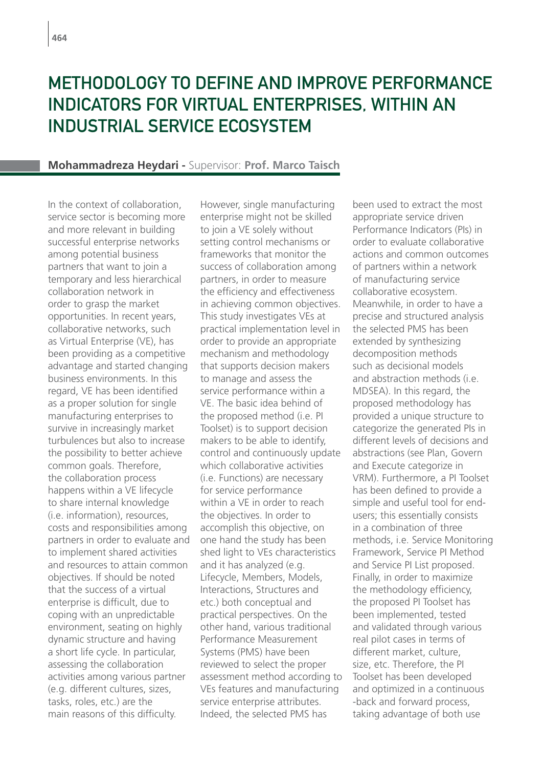# METHODOLOGY TO DEFINE AND IMPROVE PERFORMANCE INDICATORS FOR VIRTUAL ENTERPRISES, WITHIN AN INDUSTRIAL SERVICE ECOSYSTEM

**Mohammadreza Heydari -** Supervisor: **Prof. Marco Taisch**

In the context of collaboration, service sector is becoming more and more relevant in building successful enterprise networks among potential business partners that want to join a temporary and less hierarchical collaboration network in order to grasp the market opportunities. In recent years, collaborative networks, such as Virtual Enterprise (VE), has been providing as a competitive advantage and started changing business environments. In this regard, VE has been identified as a proper solution for single manufacturing enterprises to survive in increasingly market turbulences but also to increase the possibility to better achieve common goals. Therefore, the collaboration process happens within a VE lifecycle to share internal knowledge (i.e. information), resources, costs and responsibilities among partners in order to evaluate and to implement shared activities and resources to attain common objectives. If should be noted that the success of a virtual enterprise is difficult, due to coping with an unpredictable environment, seating on highly dynamic structure and having a short life cycle. In particular, assessing the collaboration activities among various partner (e.g. different cultures, sizes, tasks, roles, etc.) are the main reasons of this difficulty. However, single manufacturing enterprise might not be skilled to join a VE solely without setting control mechanisms or frameworks that monitor the success of collaboration among partners, in order to measure the efficiency and effectiveness in achieving common objectives. This study investigates VEs at practical implementation level in order to provide an appropriate mechanism and methodology that supports decision makers to manage and assess the service performance within a VE. The basic idea behind of the proposed method (i.e. PI Toolset) is to support decision makers to be able to identify, control and continuously update which collaborative activities (i.e. Functions) are necessary for service performance within a VE in order to reach the objectives. In order to accomplish this objective, on one hand the study has been shed light to VEs characteristics and it has analyzed (e.g. Lifecycle, Members, Models, Interactions, Structures and etc.) both conceptual and practical perspectives. On the other hand, various traditional Performance Measurement Systems (PMS) have been reviewed to select the proper assessment method according to VEs features and manufacturing service enterprise attributes. Indeed, the selected PMS has been used to extract the most appropriate service driven Performance Indicators (PIs) in order to evaluate collaborative actions and common outcomes of partners within a network of manufacturing service collaborative ecosystem. Meanwhile, in order to have a precise and structured analysis the selected PMS has been extended by synthesizing decomposition methods such as decisional models and abstraction methods (i.e. MDSEA). In this regard, the proposed methodology has provided a unique structure to categorize the generated PIs in different levels of decisions and abstractions (see Plan, Govern and Execute categorize in VRM). Furthermore, a PI Toolset has been defined to provide a simple and useful tool for end-users; this essentially consists in a combination of three methods, i.e. Service Monitoring Framework, Service PI Method and Service PI List proposed. Finally, in order to maximize the methodology efficiency, the proposed PI Toolset has been implemented, tested and validated through various real pilot cases in terms of different market, culture, size, etc. Therefore, the PI Toolset has been developed and optimized in a continuous -back and forward process, taking advantage of both use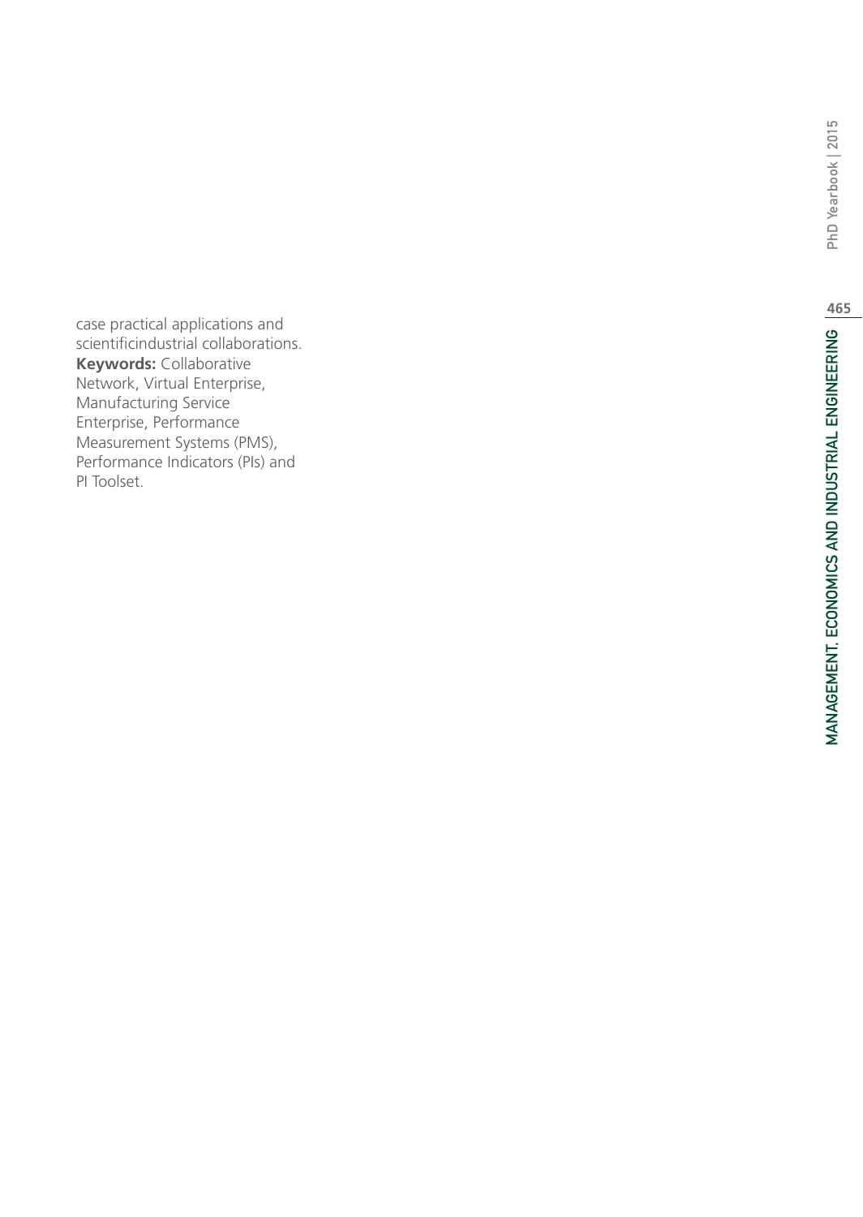case practical applications and scientificindustrial collaborations.

**Keywords:** Collaborative Network, Virtual Enterprise, Manufacturing Service Enterprise, Performance Measurement Systems (PMS), Performance Indicators (PIs) and PI Toolset.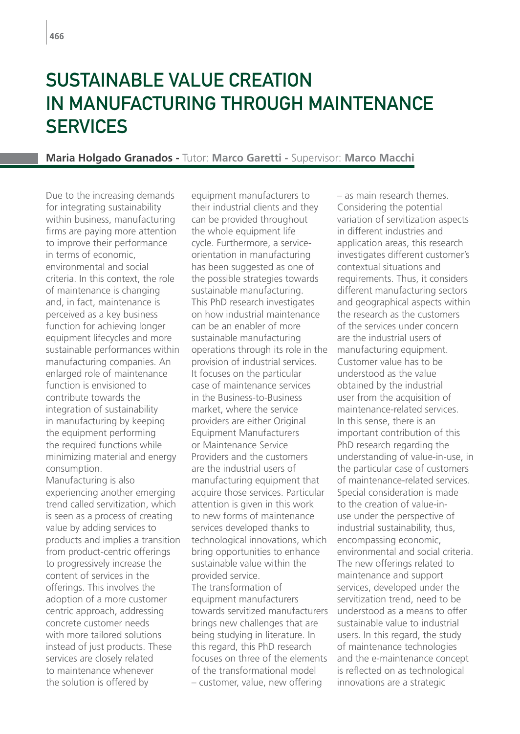# SUSTAINABLE VALUE CREATION IN MANUFACTURING THROUGH MAINTENANCE SERVICES

**Maria Holgado Granados -** Tutor: **Marco Garetti -** Supervisor: **Marco Macchi**

Due to the increasing demands for integrating sustainability within business, manufacturing firms are paying more attention to improve their performance in terms of economic, environmental and social criteria. In this context, the role of maintenance is changing and, in fact, maintenance is perceived as a key business function for achieving longer equipment lifecycles and more sustainable performances within manufacturing companies. An enlarged role of maintenance function is envisioned to contribute towards the integration of sustainability in manufacturing by keeping the equipment performing the required functions while minimizing material and energy consumption.

Manufacturing is also experiencing another emerging trend called servitization, which is seen as a process of creating value by adding services to products and implies a transition from product-centric offerings to progressively increase the content of services in the offerings. This involves the adoption of a more customer centric approach, addressing concrete customer needs with more tailored solutions instead of just products. These services are closely related to maintenance whenever the solution is offered by equipment manufacturers to their industrial clients and they can be provided throughout the whole equipment life cycle. Furthermore, a service-orientation in manufacturing has been suggested as one of the possible strategies towards sustainable manufacturing. This PhD research investigates on how industrial maintenance can be an enabler of more sustainable manufacturing operations through its role in the provision of industrial services. It focuses on the particular case of maintenance services in the Business-to-Business market, where the service providers are either Original Equipment Manufacturers or Maintenance Service Providers and the customers are the industrial users of manufacturing equipment that acquire those services. Particular attention is given in this work to new forms of maintenance services developed thanks to technological innovations, which bring opportunities to enhance sustainable value within the provided service.

The transformation of equipment manufacturers towards servitized manufacturers brings new challenges that are being studying in literature. In this regard, this PhD research focuses on three of the elements of the transformational model – customer, value, new offering – as main research themes. Considering the potential variation of servitization aspects in different industries and application areas, this research investigates different customer's contextual situations and requirements. Thus, it considers different manufacturing sectors and geographical aspects within the research as the customers of the services under concern are the industrial users of manufacturing equipment. Customer value has to be understood as the value obtained by the industrial user from the acquisition of maintenance-related services. In this sense, there is an important contribution of this PhD research regarding the understanding of value-in-use, in the particular case of customers of maintenance-related services. Special consideration is made to the creation of value-in-use under the perspective of industrial sustainability, thus, encompassing economic, environmental and social criteria. The new offerings related to maintenance and support services, developed under the servitization trend, need to be understood as a means to offer sustainable value to industrial users. In this regard, the study of maintenance technologies and the e-maintenance concept is reflected on as technological innovations are a strategic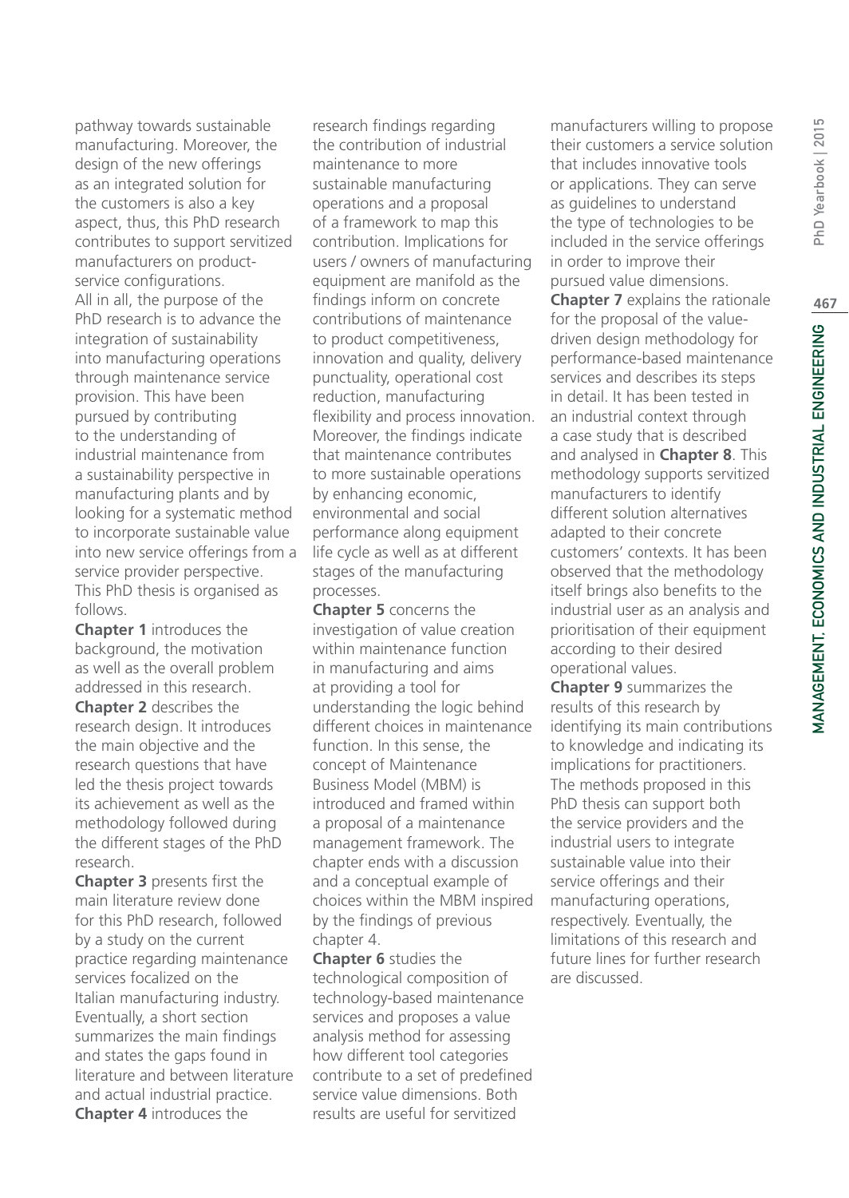pathway towards sustainable manufacturing. Moreover, the design of the new offerings as an integrated solution for the customers is also a key aspect, thus, this PhD research contributes to support servitized manufacturers on product-service configurations.

All in all, the purpose of the PhD research is to advance the integration of sustainability into manufacturing operations through maintenance service provision. This have been pursued by contributing to the understanding of industrial maintenance from a sustainability perspective in manufacturing plants and by looking for a systematic method to incorporate sustainable value into new service offerings from a service provider perspective.

This PhD thesis is organised as follows.

**Chapter 1** introduces the background, the motivation as well as the overall problem addressed in this research.

**Chapter 2** describes the research design. It introduces the main objective and the research questions that have led the thesis project towards its achievement as well as the methodology followed during the different stages of the PhD research.

**Chapter 3** presents first the main literature review done for this PhD research, followed by a study on the current practice regarding maintenance services focalized on the Italian manufacturing industry. Eventually, a short section summarizes the main findings and states the gaps found in literature and between literature and actual industrial practice.

**Chapter 4** introduces the research findings regarding the contribution of industrial maintenance to more sustainable manufacturing operations and a proposal of a framework to map this contribution. Implications for users / owners of manufacturing equipment are manifold as the findings inform on concrete contributions of maintenance to product competitiveness, innovation and quality, delivery punctuality, operational cost reduction, manufacturing flexibility and process innovation. Moreover, the findings indicate that maintenance contributes to more sustainable operations by enhancing economic, environmental and social performance along equipment life cycle as well as at different stages of the manufacturing processes.

**Chapter 5** concerns the investigation of value creation within maintenance function in manufacturing and aims at providing a tool for understanding the logic behind different choices in maintenance function. In this sense, the concept of Maintenance Business Model (MBM) is introduced and framed within a proposal of a maintenance management framework. The chapter ends with a discussion and a conceptual example of choices within the MBM inspired by the findings of previous chapter 4.

**Chapter 6** studies the technological composition of technology-based maintenance services and proposes a value analysis method for assessing how different tool categories contribute to a set of predefined service value dimensions. Both results are useful for servitized manufacturers willing to propose their customers a service solution that includes innovative tools or applications. They can serve as guidelines to understand the type of technologies to be included in the service offerings in order to improve their pursued value dimensions.

**Chapter 7** explains the rationale for the proposal of the value-driven design methodology for performance-based maintenance services and describes its steps in detail. It has been tested in an industrial context through a case study that is described and analysed in **Chapter 8**. This methodology supports servitized manufacturers to identify different solution alternatives adapted to their concrete customers' contexts. It has been observed that the methodology itself brings also benefits to the industrial user as an analysis and prioritisation of their equipment according to their desired operational values.

**Chapter 9** summarizes the results of this research by identifying its main contributions to knowledge and indicating its implications for practitioners. The methods proposed in this PhD thesis can support both the service providers and the industrial users to integrate sustainable value into their service offerings and their manufacturing operations, respectively. Eventually, the limitations of this research and future lines for further research are discussed.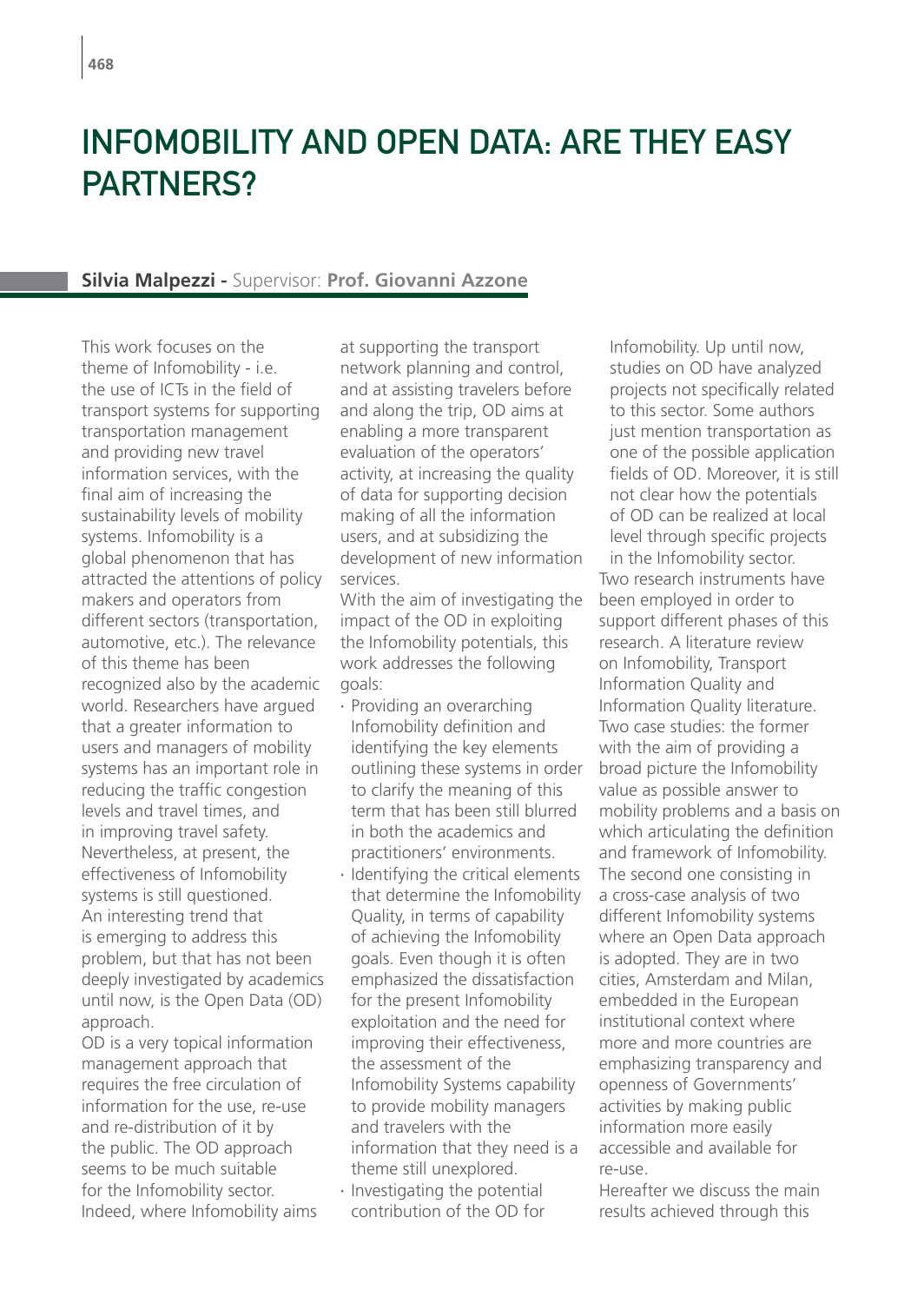# INFOMOBILITY AND OPEN DATA: ARE THEY EASY PARTNERS?

**Silvia Malpezzi -** Supervisor: **Prof. Giovanni Azzone**

This work focuses on the theme of Infomobility - i.e. the use of ICTs in the field of transport systems for supporting transportation management and providing new travel information services, with the final aim of increasing the sustainability levels of mobility systems. Infomobility is a global phenomenon that has attracted the attentions of policy makers and operators from different sectors (transportation, automotive, etc.). The relevance of this theme has been recognized also by the academic world. Researchers have argued that a greater information to users and managers of mobility systems has an important role in reducing the traffic congestion levels and travel times, and in improving travel safety. Nevertheless, at present, the effectiveness of Infomobility systems is still questioned. An interesting trend that is emerging to address this problem, but that has not been deeply investigated by academics until now, is the Open Data (OD) approach.

OD is a very topical information management approach that requires the free circulation of information for the use, re-use and re-distribution of it by the public. The OD approach seems to be much suitable for the Infomobility sector. Indeed, where Infomobility aims at supporting the transport network planning and control, and at assisting travelers before and along the trip, OD aims at enabling a more transparent evaluation of the operators' activity, at increasing the quality of data for supporting decision making of all the information users, and at subsidizing the development of new information services.

With the aim of investigating the impact of the OD in exploiting the Infomobility potentials, this work addresses the following goals:

- Providing an overarching Infomobility definition and identifying the key elements outlining these systems in order to clarify the meaning of this term that has been still blurred in both the academics and practitioners' environments.
- Identifying the critical elements that determine the Infomobility Quality, in terms of capability of achieving the Infomobility goals. Even though it is often emphasized the dissatisfaction for the present Infomobility exploitation and the need for improving their effectiveness, the assessment of the Infomobility Systems capability to provide mobility managers and travelers with the information that they need is a theme still unexplored.
- Investigating the potential contribution of the OD for Infomobility. Up until now, studies on OD have analyzed projects not specifically related to this sector. Some authors just mention transportation as one of the possible application fields of OD. Moreover, it is still not clear how the potentials of OD can be realized at local level through specific projects in the Infomobility sector.

Two research instruments have been employed in order to support different phases of this research. A literature review on Infomobility, Transport Information Quality and Information Quality literature. Two case studies: the former with the aim of providing a broad picture the Infomobility value as possible answer to mobility problems and a basis on which articulating the definition and framework of Infomobility. The second one consisting in a cross-case analysis of two different Infomobility systems where an Open Data approach is adopted. They are in two cities, Amsterdam and Milan, embedded in the European institutional context where more and more countries are emphasizing transparency and openness of Governments' activities by making public information more easily accessible and available for re-use.

Hereafter we discuss the main results achieved through this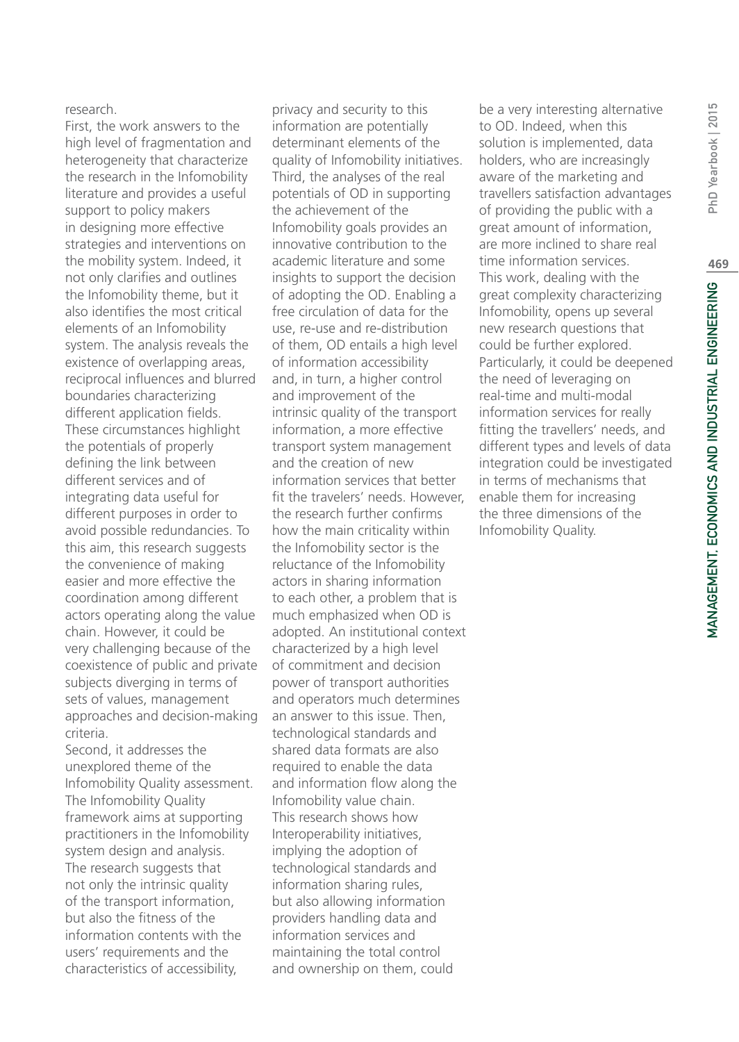research.

First, the work answers to the high level of fragmentation and heterogeneity that characterize the research in the Infomobility literature and provides a useful support to policy makers in designing more effective strategies and interventions on the mobility system. Indeed, it not only clarifies and outlines the Infomobility theme, but it also identifies the most critical elements of an Infomobility system. The analysis reveals the existence of overlapping areas, reciprocal influences and blurred boundaries characterizing different application fields. These circumstances highlight the potentials of properly defining the link between different services and of integrating data useful for different purposes in order to avoid possible redundancies. To this aim, this research suggests the convenience of making easier and more effective the coordination among different actors operating along the value chain. However, it could be very challenging because of the coexistence of public and private subjects diverging in terms of sets of values, management approaches and decision-making criteria.

Second, it addresses the unexplored theme of the Infomobility Quality assessment. The Infomobility Quality framework aims at supporting practitioners in the Infomobility system design and analysis. The research suggests that not only the intrinsic quality of the transport information, but also the fitness of the information contents with the users' requirements and the characteristics of accessibility, privacy and security to this information are potentially determinant elements of the quality of Infomobility initiatives.

Third, the analyses of the real potentials of OD in supporting the achievement of the Infomobility goals provides an innovative contribution to the academic literature and some insights to support the decision of adopting the OD. Enabling a free circulation of data for the use, re-use and re-distribution of them, OD entails a high level of information accessibility and, in turn, a higher control and improvement of the intrinsic quality of the transport information, a more effective transport system management and the creation of new information services that better fit the travelers' needs. However, the research further confirms how the main criticality within the Infomobility sector is the reluctance of the Infomobility actors in sharing information to each other, a problem that is much emphasized when OD is adopted. An institutional context characterized by a high level of commitment and decision power of transport authorities and operators much determines an answer to this issue. Then, technological standards and shared data formats are also required to enable the data and information flow along the Infomobility value chain.

This research shows how Interoperability initiatives, implying the adoption of technological standards and information sharing rules, but also allowing information providers handling data and information services and maintaining the total control and ownership on them, could be a very interesting alternative to OD. Indeed, when this solution is implemented, data holders, who are increasingly aware of the marketing and travellers satisfaction advantages of providing the public with a great amount of information, are more inclined to share real time information services.

This work, dealing with the great complexity characterizing Infomobility, opens up several new research questions that could be further explored. Particularly, it could be deepened the need of leveraging on real-time and multi-modal information services for really fitting the travellers' needs, and different types and levels of data integration could be investigated in terms of mechanisms that enable them for increasing the three dimensions of the Infomobility Quality.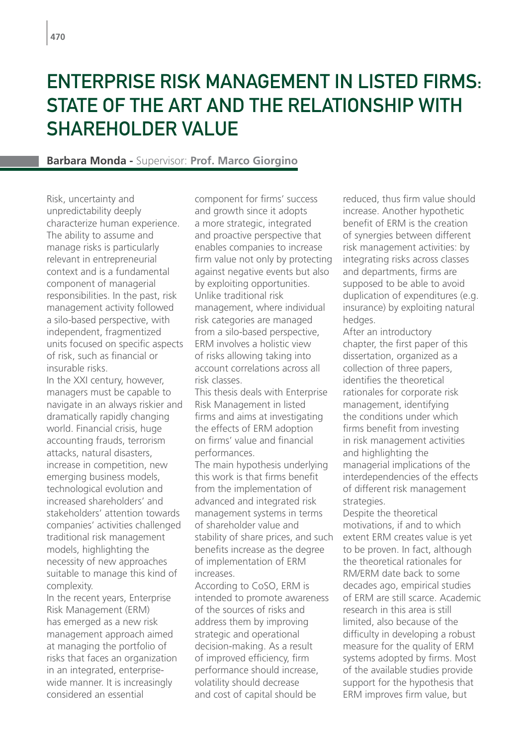# ENTERPRISE RISK MANAGEMENT IN LISTED FIRMS: STATE OF THE ART AND THE RELATIONSHIP WITH SHAREHOLDER VALUE

**Barbara Monda -** Supervisor: **Prof. Marco Giorgino**

Risk, uncertainty and unpredictability deeply characterize human experience. The ability to assume and manage risks is particularly relevant in entrepreneurial context and is a fundamental component of managerial responsibilities. In the past, risk management activity followed a silo-based perspective, with independent, fragmentized units focused on specific aspects of risk, such as financial or insurable risks.

In the XXI century, however, managers must be capable to navigate in an always riskier and dramatically rapidly changing world. Financial crisis, huge accounting frauds, terrorism attacks, natural disasters, increase in competition, new emerging business models, technological evolution and increased shareholders' and stakeholders' attention towards companies' activities challenged traditional risk management models, highlighting the necessity of new approaches suitable to manage this kind of complexity.

In the recent years, Enterprise Risk Management (ERM) has emerged as a new risk management approach aimed at managing the portfolio of risks that faces an organization in an integrated, enterprise-wide manner. It is increasingly considered an essential component for firms' success and growth since it adopts a more strategic, integrated and proactive perspective that enables companies to increase firm value not only by protecting against negative events but also by exploiting opportunities. Unlike traditional risk management, where individual risk categories are managed from a silo-based perspective, ERM involves a holistic view of risks allowing taking into account correlations across all risk classes.

This thesis deals with Enterprise Risk Management in listed firms and aims at investigating the effects of ERM adoption on firms' value and financial performances.

The main hypothesis underlying this work is that firms benefit from the implementation of advanced and integrated risk management systems in terms of shareholder value and stability of share prices, and such benefits increase as the degree of implementation of ERM increases.

According to CoSO, ERM is intended to promote awareness of the sources of risks and address them by improving strategic and operational decision-making. As a result of improved efficiency, firm performance should increase, volatility should decrease and cost of capital should be reduced, thus firm value should increase. Another hypothetic benefit of ERM is the creation of synergies between different risk management activities: by integrating risks across classes and departments, firms are supposed to be able to avoid duplication of expenditures (e.g. insurance) by exploiting natural hedges.

After an introductory chapter, the first paper of this dissertation, organized as a collection of three papers, identifies the theoretical rationales for corporate risk management, identifying the conditions under which firms benefit from investing in risk management activities and highlighting the managerial implications of the interdependencies of the effects of different risk management strategies.

Despite the theoretical motivations, if and to which extent ERM creates value is yet to be proven. In fact, although the theoretical rationales for RM/ERM date back to some decades ago, empirical studies of ERM are still scarce. Academic research in this area is still limited, also because of the difficulty in developing a robust measure for the quality of ERM systems adopted by firms. Most of the available studies provide support for the hypothesis that ERM improves firm value, but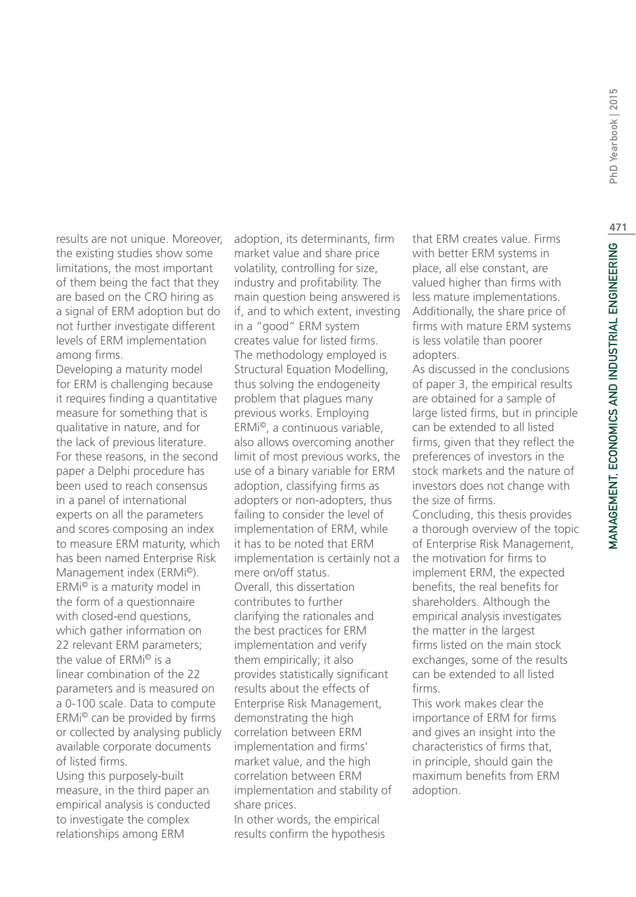results are not unique. Moreover, the existing studies show some limitations, the most important of them being the fact that they are based on the CRO hiring as a signal of ERM adoption but do not further investigate different levels of ERM implementation among firms.

Developing a maturity model for ERM is challenging because it requires finding a quantitative measure for something that is qualitative in nature, and for the lack of previous literature. For these reasons, in the second paper a Delphi procedure has been used to reach consensus in a panel of international experts on all the parameters and scores composing an index to measure ERM maturity, which has been named Enterprise Risk Management index (ERMi©). ERMi© is a maturity model in the form of a questionnaire with closed-end questions, which gather information on 22 relevant ERM parameters; the value of ERMi© is a linear combination of the 22 parameters and is measured on a 0-100 scale. Data to compute ERMi© can be provided by firms or collected by analysing publicly available corporate documents of listed firms.

Using this purposely-built measure, in the third paper an empirical analysis is conducted to investigate the complex relationships among ERM adoption, its determinants, firm market value and share price volatility, controlling for size, industry and profitability. The main question being answered is if, and to which extent, investing in a "good" ERM system creates value for listed firms. The methodology employed is Structural Equation Modelling, thus solving the endogeneity problem that plagues many previous works. Employing ERMi©, a continuous variable, also allows overcoming another limit of most previous works, the use of a binary variable for ERM adoption, classifying firms as adopters or non-adopters, thus failing to consider the level of implementation of ERM, while it has to be noted that ERM implementation is certainly not a mere on/off status.

Overall, this dissertation contributes to further clarifying the rationales and the best practices for ERM implementation and verify them empirically; it also provides statistically significant results about the effects of Enterprise Risk Management, demonstrating the high correlation between ERM implementation and firms' market value, and the high correlation between ERM implementation and stability of share prices.

In other words, the empirical results confirm the hypothesis that ERM creates value. Firms with better ERM systems in place, all else constant, are valued higher than firms with less mature implementations. Additionally, the share price of firms with mature ERM systems is less volatile than poorer adopters.

As discussed in the conclusions of paper 3, the empirical results are obtained for a sample of large listed firms, but in principle can be extended to all listed firms, given that they reflect the preferences of investors in the stock markets and the nature of investors does not change with the size of firms.

Concluding, this thesis provides a thorough overview of the topic of Enterprise Risk Management, the motivation for firms to implement ERM, the expected benefits, the real benefits for shareholders. Although the empirical analysis investigates the matter in the largest firms listed on the main stock exchanges, some of the results can be extended to all listed firms.

This work makes clear the importance of ERM for firms and gives an insight into the characteristics of firms that, in principle, should gain the maximum benefits from ERM adoption.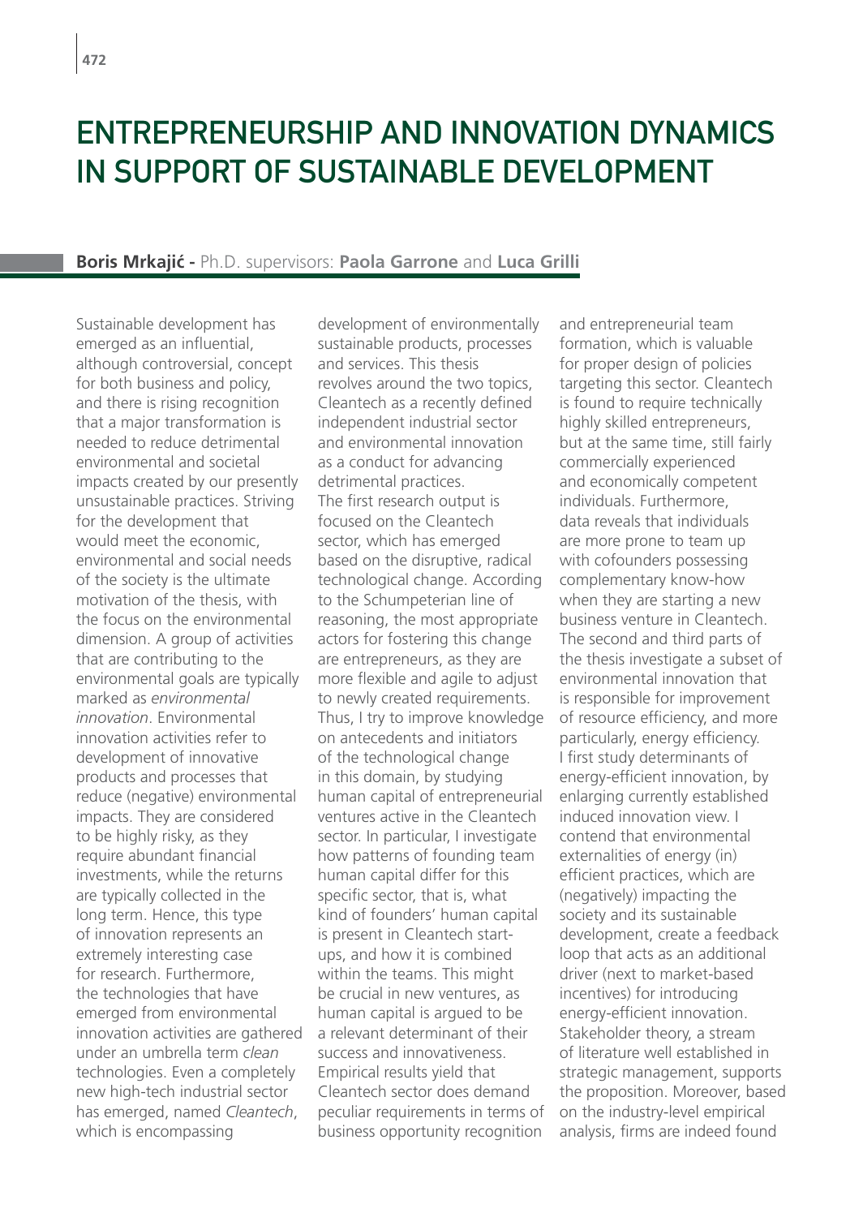# ENTREPRENEURSHIP AND INNOVATION DYNAMICS IN SUPPORT OF SUSTAINABLE DEVELOPMENT

**Boris Mrkajić -** Ph.D. supervisors: **Paola Garrone** and **Luca Grilli**

Sustainable development has emerged as an influential, although controversial, concept for both business and policy, and there is rising recognition that a major transformation is needed to reduce detrimental environmental and societal impacts created by our presently unsustainable practices. Striving for the development that would meet the economic, environmental and social needs of the society is the ultimate motivation of the thesis, with the focus on the environmental dimension. A group of activities that are contributing to the environmental goals are typically marked as *environmental innovation*. Environmental innovation activities refer to development of innovative products and processes that reduce (negative) environmental impacts. They are considered to be highly risky, as they require abundant financial investments, while the returns are typically collected in the long term. Hence, this type of innovation represents an extremely interesting case for research. Furthermore, the technologies that have emerged from environmental innovation activities are gathered under an umbrella term *clean technologies*. Even a completely new high-tech industrial sector has emerged, named *Cleantech*, which is encompassing development of environmentally sustainable products, processes and services. This thesis revolves around the two topics, Cleantech as a recently defined independent industrial sector and environmental innovation as a conduct for advancing detrimental practices.

The first research output is focused on the Cleantech sector, which has emerged based on the disruptive, radical technological change. According to the Schumpeterian line of reasoning, the most appropriate actors for fostering this change are entrepreneurs, as they are more flexible and agile to adjust to newly created requirements. Thus, I try to improve knowledge on antecedents and initiators of the technological change in this domain, by studying human capital of entrepreneurial ventures active in the Cleantech sector. In particular, I investigate how patterns of founding team human capital differ for this specific sector, that is, what kind of founders' human capital is present in Cleantech start-ups, and how it is combined within the teams. This might be crucial in new ventures, as human capital is argued to be a relevant determinant of their success and innovativeness. Empirical results yield that Cleantech sector does demand peculiar requirements in terms of business opportunity recognition and entrepreneurial team formation, which is valuable for proper design of policies targeting this sector. Cleantech is found to require technically highly skilled entrepreneurs, but at the same time, still fairly commercially experienced and economically competent individuals. Furthermore, data reveals that individuals are more prone to team up with cofounders possessing complementary know-how when they are starting a new business venture in Cleantech.

The second and third parts of the thesis investigate a subset of environmental innovation that is responsible for improvement of resource efficiency, and more particularly, energy efficiency. I first study determinants of energy-efficient innovation, by enlarging currently established induced innovation view. I contend that environmental externalities of energy (in) efficient practices, which are (negatively) impacting the society and its sustainable development, create a feedback loop that acts as an additional driver (next to market-based incentives) for introducing energy-efficient innovation. Stakeholder theory, a stream of literature well established in strategic management, supports the proposition. Moreover, based on the industry-level empirical analysis, firms are indeed found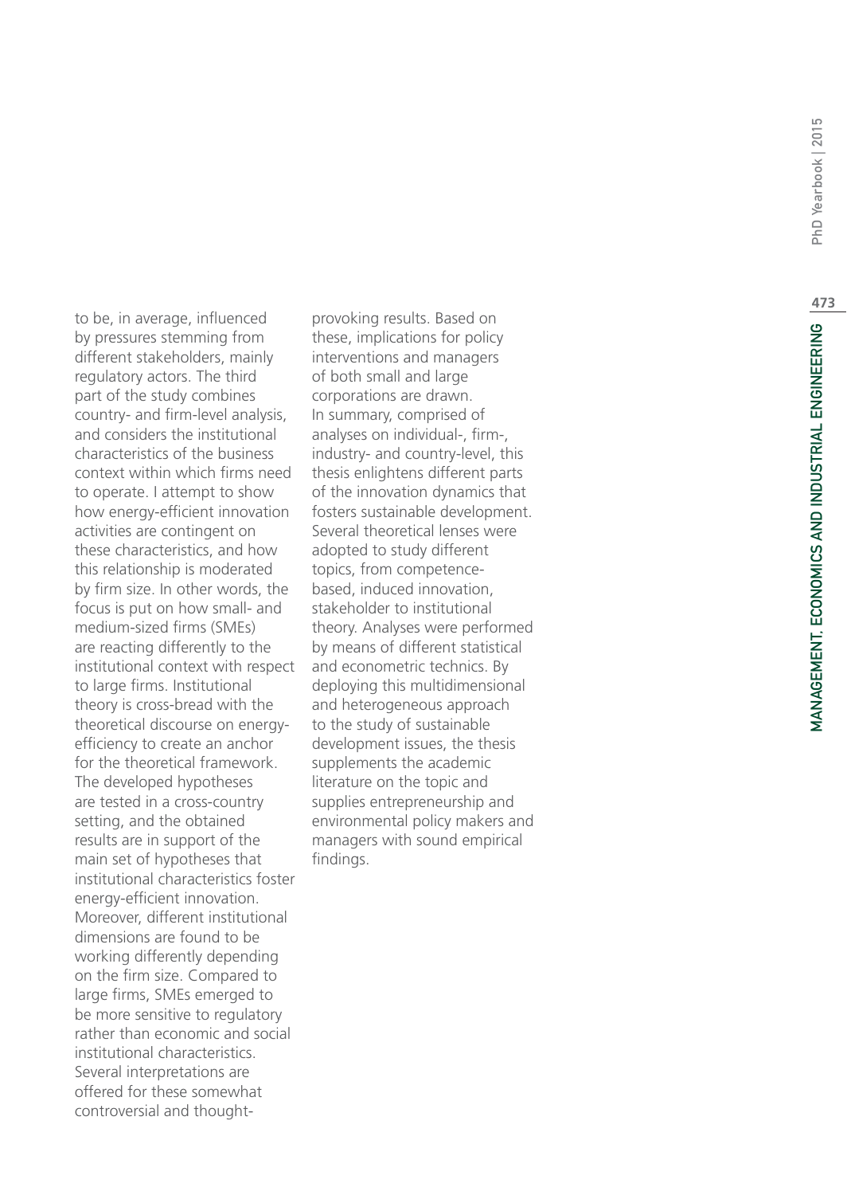to be, in average, influenced by pressures stemming from different stakeholders, mainly regulatory actors. The third part of the study combines country- and firm-level analysis, and considers the institutional characteristics of the business context within which firms need to operate. I attempt to show how energy-efficient innovation activities are contingent on these characteristics, and how this relationship is moderated by firm size. In other words, the focus is put on how small- and medium-sized firms (SMEs) are reacting differently to the institutional context with respect to large firms. Institutional theory is cross-bread with the theoretical discourse on energy-efficiency to create an anchor for the theoretical framework. The developed hypotheses are tested in a cross-country setting, and the obtained results are in support of the main set of hypotheses that institutional characteristics foster energy-efficient innovation. Moreover, different institutional dimensions are found to be working differently depending on the firm size. Compared to large firms, SMEs emerged to be more sensitive to regulatory rather than economic and social institutional characteristics. Several interpretations are offered for these somewhat controversial and thought-provoking results. Based on these, implications for policy interventions and managers of both small and large corporations are drawn.

In summary, comprised of analyses on individual-, firm-, industry- and country-level, this thesis enlightens different parts of the innovation dynamics that fosters sustainable development. Several theoretical lenses were adopted to study different topics, from competence-based, induced innovation, stakeholder to institutional theory. Analyses were performed by means of different statistical and econometric technics. By deploying this multidimensional and heterogeneous approach to the study of sustainable development issues, the thesis supplements the academic literature on the topic and supplies entrepreneurship and environmental policy makers and managers with sound empirical findings.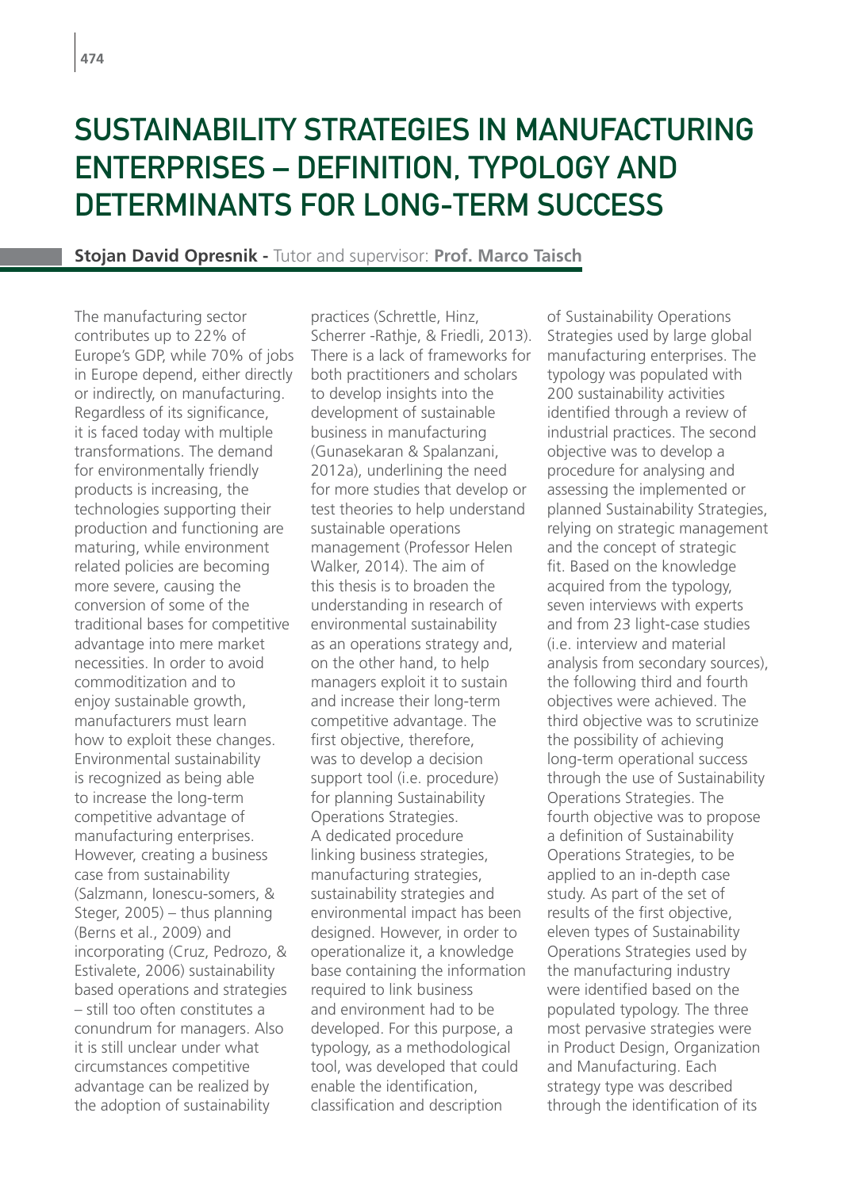# SUSTAINABILITY STRATEGIES IN MANUFACTURING ENTERPRISES – DEFINITION, TYPOLOGY AND DETERMINANTS FOR LONG-TERM SUCCESS

**Stojan David Opresnik -** Tutor and supervisor: **Prof. Marco Taisch**

The manufacturing sector contributes up to 22% of Europe's GDP, while 70% of jobs in Europe depend, either directly or indirectly, on manufacturing. Regardless of its significance, it is faced today with multiple transformations. The demand for environmentally friendly products is increasing, the technologies supporting their production and functioning are maturing, while environment related policies are becoming more severe, causing the conversion of some of the traditional bases for competitive advantage into mere market necessities. In order to avoid commoditization and to enjoy sustainable growth, manufacturers must learn how to exploit these changes. Environmental sustainability is recognized as being able to increase the long-term competitive advantage of manufacturing enterprises. However, creating a business case from sustainability (Salzmann, Ionescu-somers, & Steger, 2005) – thus planning (Berns et al., 2009) and incorporating (Cruz, Pedrozo, & Estivalete, 2006) sustainability based operations and strategies – still too often constitutes a conundrum for managers. Also it is still unclear under what circumstances competitive advantage can be realized by the adoption of sustainability practices (Schrettle, Hinz, Scherrer -Rathje, & Friedli, 2013). There is a lack of frameworks for both practitioners and scholars to develop insights into the development of sustainable business in manufacturing (Gunasekaran & Spalanzani, 2012a), underlining the need for more studies that develop or test theories to help understand sustainable operations management (Professor Helen Walker, 2014). The aim of this thesis is to broaden the understanding in research of environmental sustainability as an operations strategy and, on the other hand, to help managers exploit it to sustain and increase their long-term competitive advantage. The first objective, therefore, was to develop a decision support tool (i.e. procedure) for planning Sustainability Operations Strategies. A dedicated procedure linking business strategies, manufacturing strategies, sustainability strategies and environmental impact has been designed. However, in order to operationalize it, a knowledge base containing the information required to link business and environment had to be developed. For this purpose, a typology, as a methodological tool, was developed that could enable the identification, classification and description of Sustainability Operations Strategies used by large global manufacturing enterprises. The typology was populated with 200 sustainability activities identified through a review of industrial practices. The second objective was to develop a procedure for analysing and assessing the implemented or planned Sustainability Strategies, relying on strategic management and the concept of strategic fit. Based on the knowledge acquired from the typology, seven interviews with experts and from 23 light-case studies (i.e. interview and material analysis from secondary sources), the following third and fourth objectives were achieved. The third objective was to scrutinize the possibility of achieving long-term operational success through the use of Sustainability Operations Strategies. The fourth objective was to propose a definition of Sustainability Operations Strategies, to be applied to an in-depth case study. As part of the set of results of the first objective, eleven types of Sustainability Operations Strategies used by the manufacturing industry were identified based on the populated typology. The three most pervasive strategies were in Product Design, Organization and Manufacturing. Each strategy type was described through the identification of its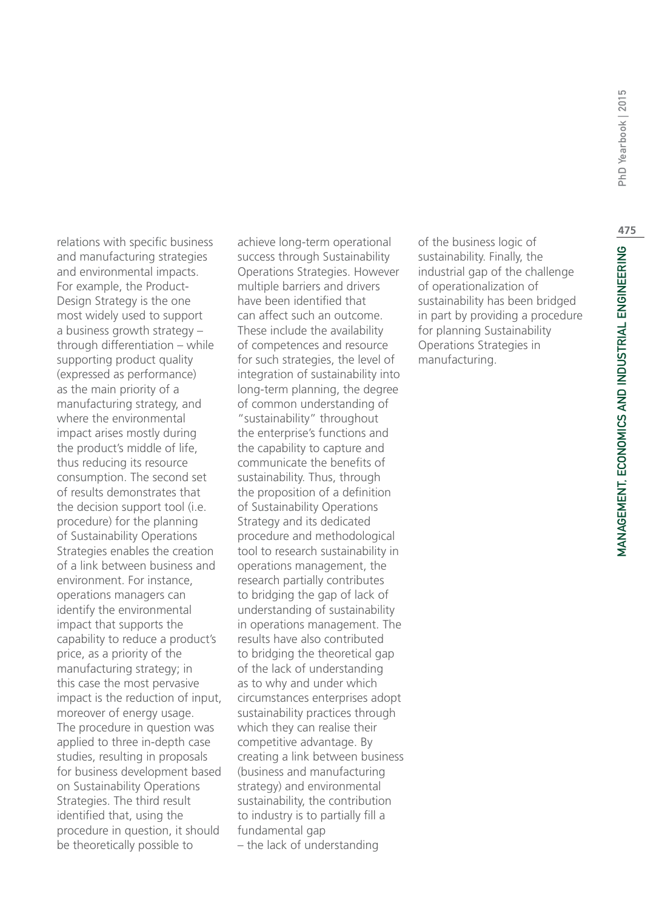relations with specific business and manufacturing strategies and environmental impacts. For example, the Product-Design Strategy is the one most widely used to support a business growth strategy – through differentiation – while supporting product quality (expressed as performance) as the main priority of a manufacturing strategy, and where the environmental impact arises mostly during the product's middle of life, thus reducing its resource consumption. The second set of results demonstrates that the decision support tool (i.e. procedure) for the planning of Sustainability Operations Strategies enables the creation of a link between business and environment. For instance, operations managers can identify the environmental impact that supports the capability to reduce a product's price, as a priority of the manufacturing strategy; in this case the most pervasive impact is the reduction of input, moreover of energy usage. The procedure in question was applied to three in-depth case studies, resulting in proposals for business development based on Sustainability Operations Strategies. The third result identified that, using the procedure in question, it should be theoretically possible to achieve long-term operational success through Sustainability Operations Strategies. However multiple barriers and drivers have been identified that can affect such an outcome. These include the availability of competences and resource for such strategies, the level of integration of sustainability into long-term planning, the degree of common understanding of "sustainability" throughout the enterprise's functions and the capability to capture and communicate the benefits of sustainability. Thus, through the proposition of a definition of Sustainability Operations Strategy and its dedicated procedure and methodological tool to research sustainability in operations management, the research partially contributes to bridging the gap of lack of understanding of sustainability in operations management. The results have also contributed to bridging the theoretical gap of the lack of understanding as to why and under which circumstances enterprises adopt sustainability practices through which they can realise their competitive advantage. By creating a link between business (business and manufacturing strategy) and environmental sustainability, the contribution to industry is to partially fill a fundamental gap – the lack of understanding of the business logic of sustainability. Finally, the industrial gap of the challenge of operationalization of sustainability has been bridged in part by providing a procedure for planning Sustainability Operations Strategies in manufacturing.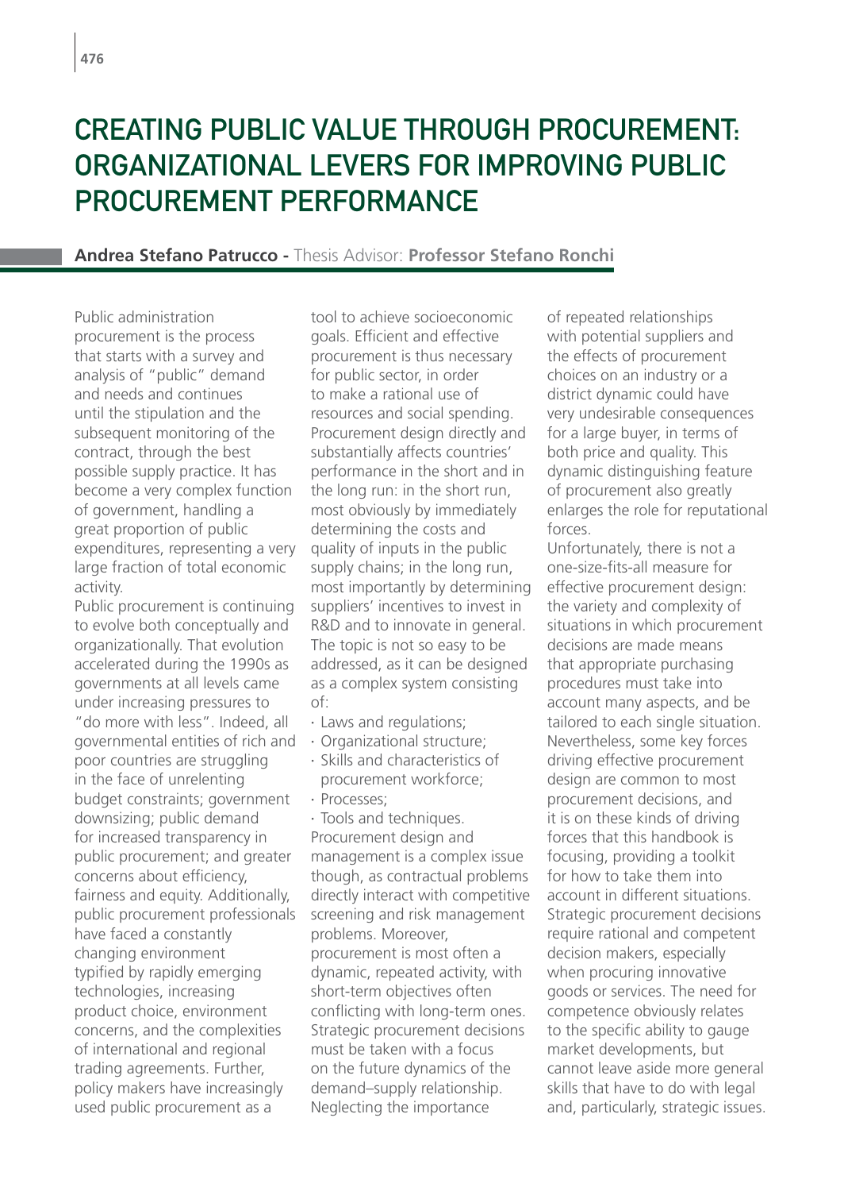# CREATING PUBLIC VALUE THROUGH PROCUREMENT: ORGANIZATIONAL LEVERS FOR IMPROVING PUBLIC PROCUREMENT PERFORMANCE

**Andrea Stefano Patrucco -** Thesis Advisor: **Professor Stefano Ronchi**

Public administration procurement is the process that starts with a survey and analysis of "public" demand and needs and continues until the stipulation and the subsequent monitoring of the contract, through the best possible supply practice. It has become a very complex function of government, handling a great proportion of public expenditures, representing a very large fraction of total economic activity.

Public procurement is continuing to evolve both conceptually and organizationally. That evolution accelerated during the 1990s as governments at all levels came under increasing pressures to "do more with less". Indeed, all governmental entities of rich and poor countries are struggling in the face of unrelenting budget constraints; government downsizing; public demand for increased transparency in public procurement; and greater concerns about efficiency, fairness and equity. Additionally, public procurement professionals have faced a constantly changing environment typified by rapidly emerging technologies, increasing product choice, environment concerns, and the complexities of international and regional trading agreements. Further, policy makers have increasingly used public procurement as a tool to achieve socioeconomic goals. Efficient and effective procurement is thus necessary for public sector, in order to make a rational use of resources and social spending. Procurement design directly and substantially affects countries' performance in the short and in the long run: in the short run, most obviously by immediately determining the costs and quality of inputs in the public supply chains; in the long run, most importantly by determining suppliers' incentives to invest in R&D and to innovate in general. The topic is not so easy to be addressed, as it can be designed as a complex system consisting of:

- Laws and regulations;
- Organizational structure;
- Skills and characteristics of procurement workforce;
- Processes;
- Tools and techniques.

Procurement design and management is a complex issue though, as contractual problems directly interact with competitive screening and risk management problems. Moreover, procurement is most often a dynamic, repeated activity, with short-term objectives often conflicting with long-term ones. Strategic procurement decisions must be taken with a focus on the future dynamics of the demand–supply relationship. Neglecting the importance of repeated relationships with potential suppliers and the effects of procurement choices on an industry or a district dynamic could have very undesirable consequences for a large buyer, in terms of both price and quality. This dynamic distinguishing feature of procurement also greatly enlarges the role for reputational forces.

Unfortunately, there is not a one-size-fits-all measure for effective procurement design: the variety and complexity of situations in which procurement decisions are made means that appropriate purchasing procedures must take into account many aspects, and be tailored to each single situation. Nevertheless, some key forces driving effective procurement design are common to most procurement decisions, and it is on these kinds of driving forces that this handbook is focusing, providing a toolkit for how to take them into account in different situations. Strategic procurement decisions require rational and competent decision makers, especially when procuring innovative goods or services. The need for competence obviously relates to the specific ability to gauge market developments, but cannot leave aside more general skills that have to do with legal and, particularly, strategic issues.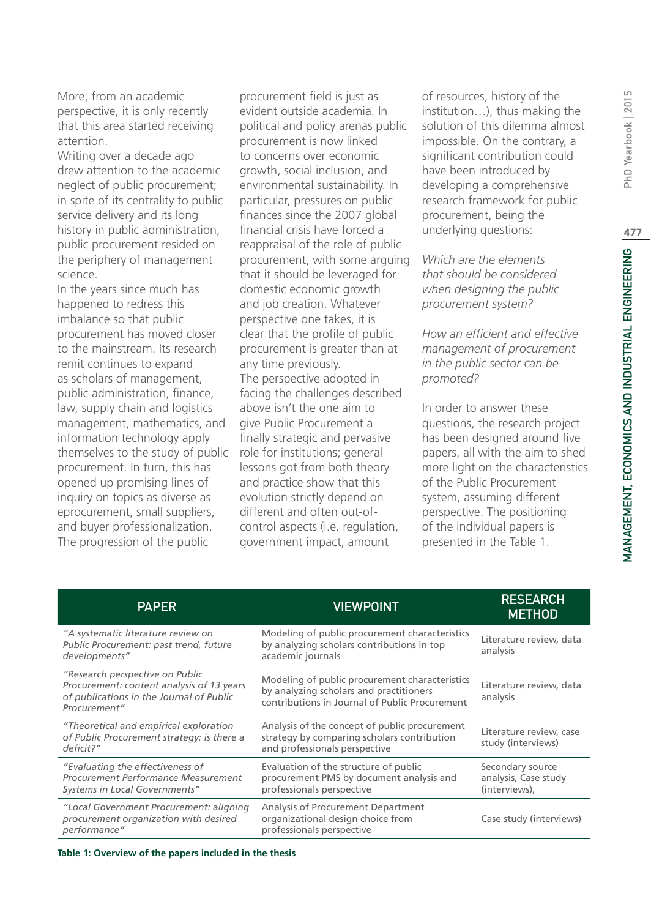More, from an academic perspective, it is only recently that this area started receiving attention.

Writing over a decade ago drew attention to the academic neglect of public procurement; in spite of its centrality to public service delivery and its long history in public administration, public procurement resided on the periphery of management science.

In the years since much has happened to redress this imbalance so that public procurement has moved closer to the mainstream. Its research remit continues to expand as scholars of management, public administration, finance, law, supply chain and logistics management, mathematics, and information technology apply themselves to the study of public procurement. In turn, this has opened up promising lines of inquiry on topics as diverse as eprocurement, small suppliers, and buyer professionalization. The progression of the public procurement field is just as evident outside academia. In political and policy arenas public procurement is now linked to concerns over economic growth, social inclusion, and environmental sustainability. In particular, pressures on public finances since the 2007 global financial crisis have forced a reappraisal of the role of public procurement, with some arguing that it should be leveraged for domestic economic growth and job creation. Whatever perspective one takes, it is clear that the profile of public procurement is greater than at any time previously.

The perspective adopted in facing the challenges described above isn't the one aim to give Public Procurement a finally strategic and pervasive role for institutions; general lessons got from both theory and practice show that this evolution strictly depend on different and often out-of-control aspects (i.e. regulation, government impact, amount of resources, history of the institution…), thus making the solution of this dilemma almost impossible. On the contrary, a significant contribution could have been introduced by developing a comprehensive research framework for public procurement, being the underlying questions:

*Which are the elements that should be considered when designing the public procurement system?*

*How an efficient and effective management of procurement in the public sector can be promoted?*

In order to answer these questions, the research project has been designed around five papers, all with the aim to shed more light on the characteristics of the Public Procurement system, assuming different perspective. The positioning of the individual papers is presented in the Table 1.

| PAPER | VIEWPOINT | RESEARCH METHOD |
| --- | --- | --- |
| *"A systematic literature review on Public Procurement: past trend, future developments"* | Modeling of public procurement characteristics by analyzing scholars contributions in top academic journals | Literature review, data analysis |
| *"Research perspective on Public Procurement: content analysis of 13 years of publications in the Journal of Public Procurement"* | Modeling of public procurement characteristics by analyzing scholars and practitioners contributions in Journal of Public Procurement | Literature review, data analysis |
| *"Theoretical and empirical exploration of Public Procurement strategy: is there a deficit?"* | Analysis of the concept of public procurement strategy by comparing scholars contribution and professionals perspective | Literature review, case study (interviews) |
| *"Evaluating the effectiveness of Procurement Performance Measurement Systems in Local Governments"* | Evaluation of the structure of public procurement PMS by document analysis and professionals perspective | Secondary source analysis, Case study (interviews), |
| *"Local Government Procurement: aligning procurement organization with desired performance"* | Analysis of Procurement Department organizational design choice from professionals perspective | Case study (interviews) |

**Table 1: Overview of the papers included in the thesis**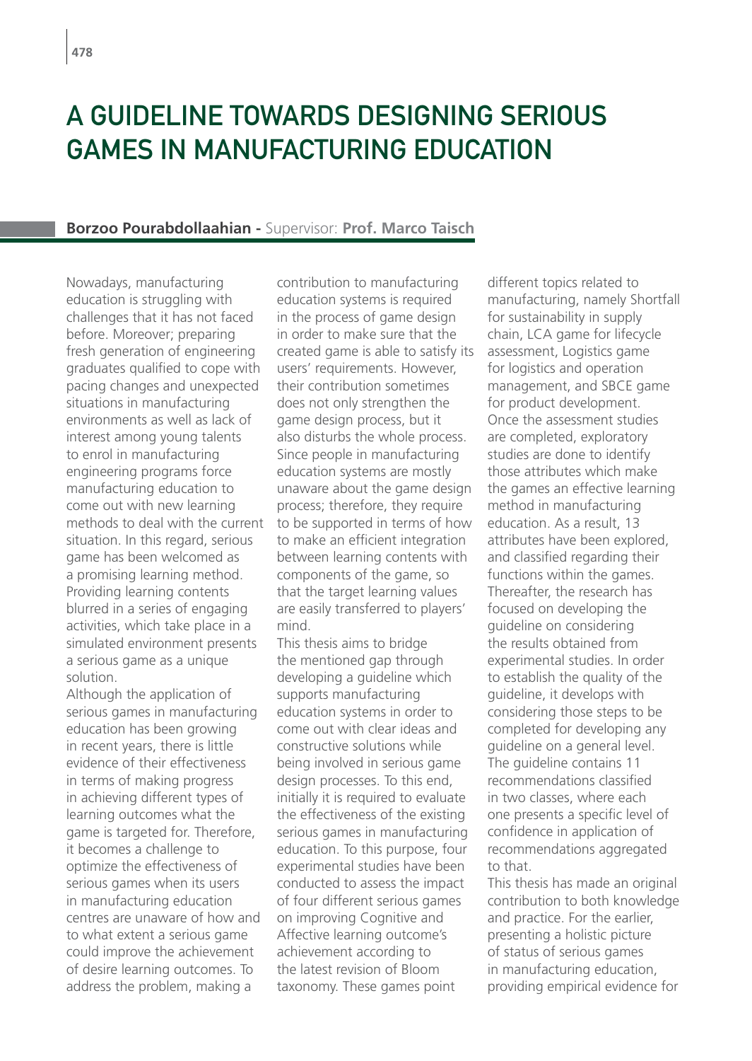# A GUIDELINE TOWARDS DESIGNING SERIOUS GAMES IN MANUFACTURING EDUCATION

**Borzoo Pourabdollaahian -** Supervisor: **Prof. Marco Taisch**

Nowadays, manufacturing education is struggling with challenges that it has not faced before. Moreover; preparing fresh generation of engineering graduates qualified to cope with pacing changes and unexpected situations in manufacturing environments as well as lack of interest among young talents to enrol in manufacturing engineering programs force manufacturing education to come out with new learning methods to deal with the current situation. In this regard, serious game has been welcomed as a promising learning method. Providing learning contents blurred in a series of engaging activities, which take place in a simulated environment presents a serious game as a unique solution.

Although the application of serious games in manufacturing education has been growing in recent years, there is little evidence of their effectiveness in terms of making progress in achieving different types of learning outcomes what the game is targeted for. Therefore, it becomes a challenge to optimize the effectiveness of serious games when its users in manufacturing education centres are unaware of how and to what extent a serious game could improve the achievement of desire learning outcomes. To address the problem, making a contribution to manufacturing education systems is required in the process of game design in order to make sure that the created game is able to satisfy its users' requirements. However, their contribution sometimes does not only strengthen the game design process, but it also disturbs the whole process. Since people in manufacturing education systems are mostly unaware about the game design process; therefore, they require to be supported in terms of how to make an efficient integration between learning contents with components of the game, so that the target learning values are easily transferred to players' mind.

This thesis aims to bridge the mentioned gap through developing a guideline which supports manufacturing education systems in order to come out with clear ideas and constructive solutions while being involved in serious game design processes. To this end, initially it is required to evaluate the effectiveness of the existing serious games in manufacturing education. To this purpose, four experimental studies have been conducted to assess the impact of four different serious games on improving Cognitive and Affective learning outcome's achievement according to the latest revision of Bloom taxonomy. These games point different topics related to manufacturing, namely Shortfall for sustainability in supply chain, LCA game for lifecycle assessment, Logistics game for logistics and operation management, and SBCE game for product development. Once the assessment studies are completed, exploratory studies are done to identify those attributes which make the games an effective learning method in manufacturing education. As a result, 13 attributes have been explored, and classified regarding their functions within the games. Thereafter, the research has focused on developing the guideline on considering the results obtained from experimental studies. In order to establish the quality of the guideline, it develops with considering those steps to be completed for developing any guideline on a general level. The guideline contains 11 recommendations classified in two classes, where each one presents a specific level of confidence in application of recommendations aggregated to that.

This thesis has made an original contribution to both knowledge and practice. For the earlier, presenting a holistic picture of status of serious games in manufacturing education, providing empirical evidence for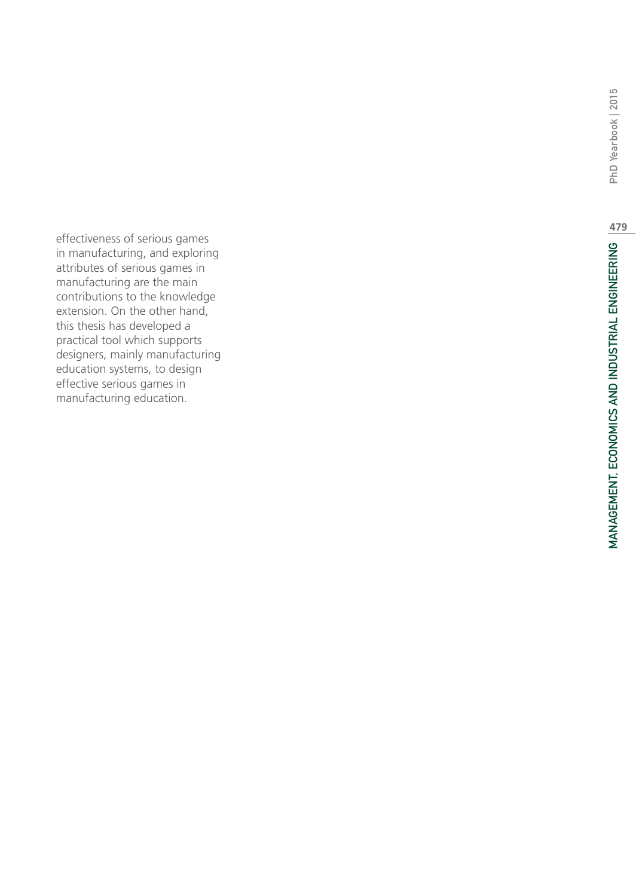effectiveness of serious games in manufacturing, and exploring attributes of serious games in manufacturing are the main contributions to the knowledge extension. On the other hand, this thesis has developed a practical tool which supports designers, mainly manufacturing education systems, to design effective serious games in manufacturing education.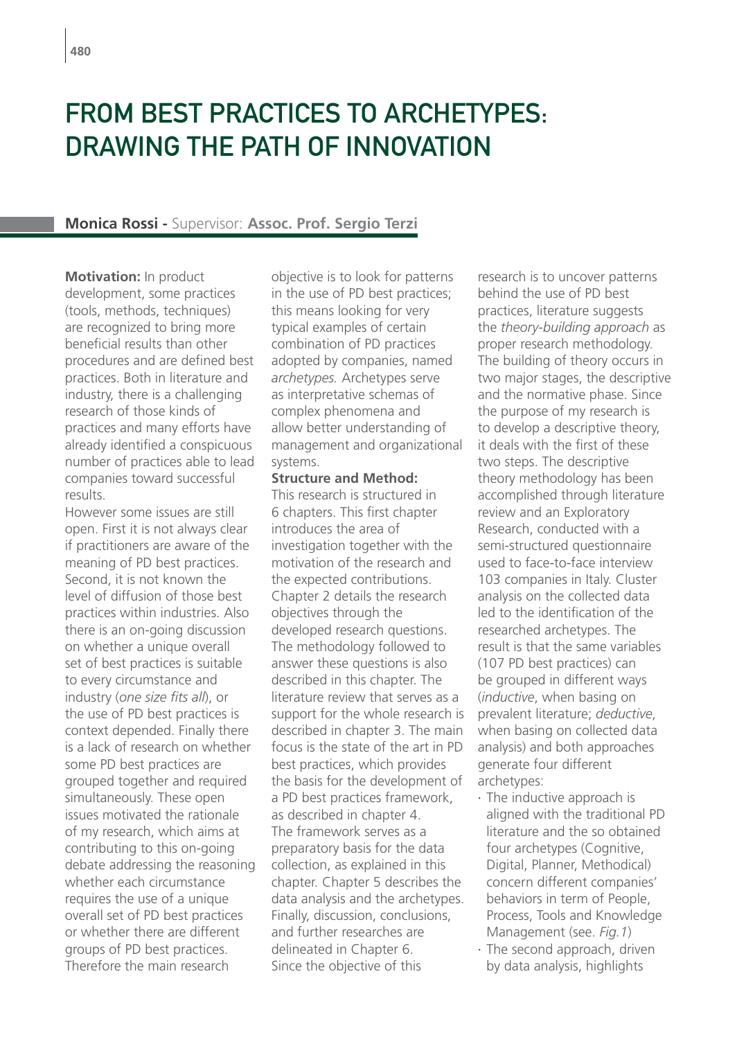# FROM BEST PRACTICES TO ARCHETYPES: DRAWING THE PATH OF INNOVATION

**Monica Rossi -** Supervisor: **Assoc. Prof. Sergio Terzi**

**Motivation:** In product development, some practices (tools, methods, techniques) are recognized to bring more beneficial results than other procedures and are defined best practices. Both in literature and industry, there is a challenging research of those kinds of practices and many efforts have already identified a conspicuous number of practices able to lead companies toward successful results.

However some issues are still open. First it is not always clear if practitioners are aware of the meaning of PD best practices. Second, it is not known the level of diffusion of those best practices within industries. Also there is an on-going discussion on whether a unique overall set of best practices is suitable to every circumstance and industry (*one size fits all*), or the use of PD best practices is context depended. Finally there is a lack of research on whether some PD best practices are grouped together and required simultaneously. These open issues motivated the rationale of my research, which aims at contributing to this on-going debate addressing the reasoning whether each circumstance requires the use of a unique overall set of PD best practices or whether there are different groups of PD best practices. Therefore the main research objective is to look for patterns in the use of PD best practices; this means looking for very typical examples of certain combination of PD practices adopted by companies, named *archetypes.* Archetypes serve as interpretative schemas of complex phenomena and allow better understanding of management and organizational systems.

**Structure and Method:**
This research is structured in 6 chapters. This first chapter introduces the area of investigation together with the motivation of the research and the expected contributions. Chapter 2 details the research objectives through the developed research questions. The methodology followed to answer these questions is also described in this chapter. The literature review that serves as a support for the whole research is described in chapter 3. The main focus is the state of the art in PD best practices, which provides the basis for the development of a PD best practices framework, as described in chapter 4. The framework serves as a preparatory basis for the data collection, as explained in this chapter. Chapter 5 describes the data analysis and the archetypes. Finally, discussion, conclusions, and further researches are delineated in Chapter 6.
Since the objective of this research is to uncover patterns behind the use of PD best practices, literature suggests the *theory-building approach* as proper research methodology. The building of theory occurs in two major stages, the descriptive and the normative phase. Since the purpose of my research is to develop a descriptive theory, it deals with the first of these two steps. The descriptive theory methodology has been accomplished through literature review and an Exploratory Research, conducted with a semi-structured questionnaire used to face-to-face interview 103 companies in Italy. Cluster analysis on the collected data led to the identification of the researched archetypes. The result is that the same variables (107 PD best practices) can be grouped in different ways (*inductive*, when basing on prevalent literature; *deductive*, when basing on collected data analysis) and both approaches generate four different archetypes:

- The inductive approach is aligned with the traditional PD literature and the so obtained four archetypes (Cognitive, Digital, Planner, Methodical) concern different companies' behaviors in term of People, Process, Tools and Knowledge Management (see. *Fig.1*)
- The second approach, driven by data analysis, highlights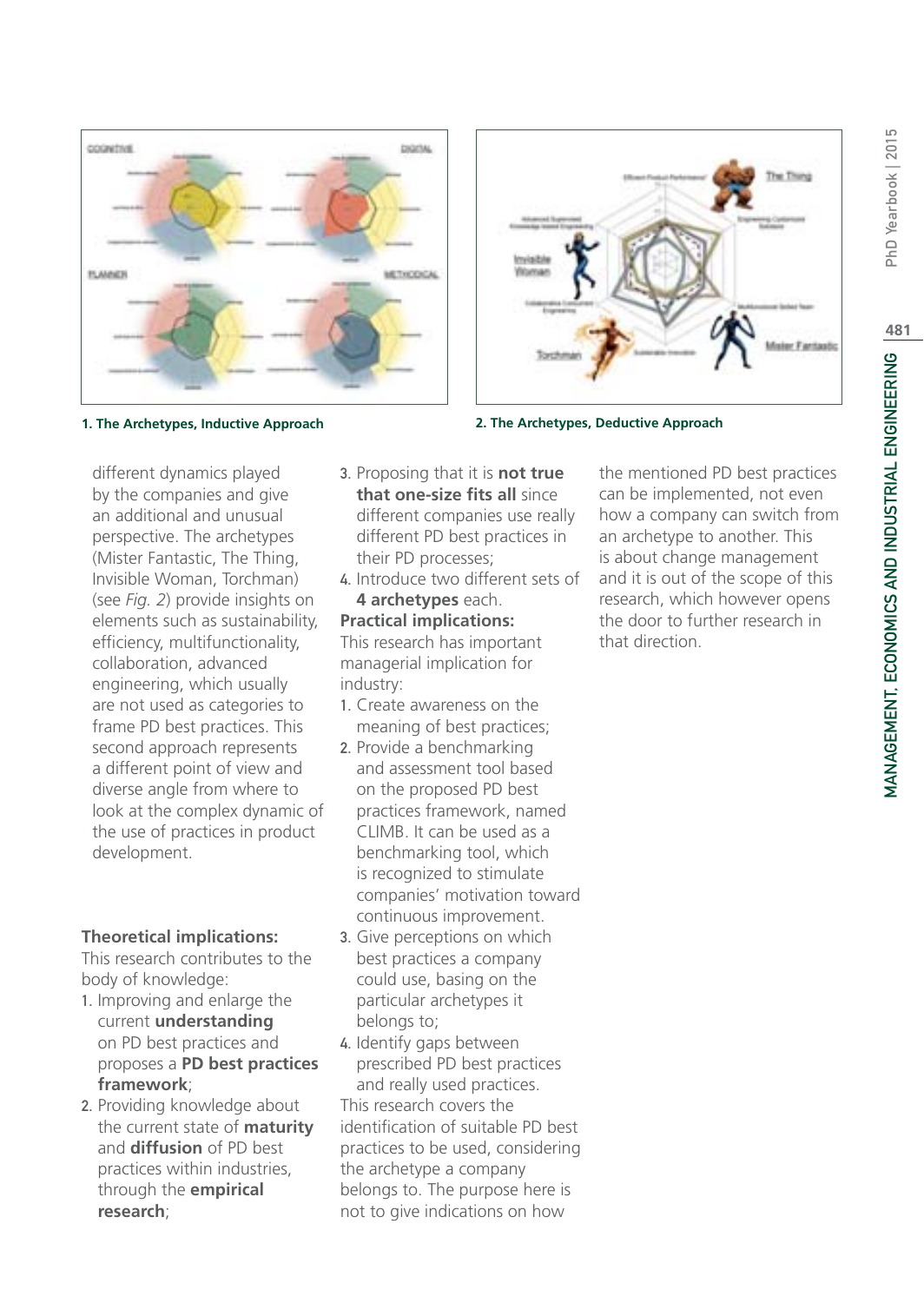1. The Archetypes, Inductive Approach

2. The Archetypes, Deductive Approach

different dynamics played by the companies and give an additional and unusual perspective. The archetypes (Mister Fantastic, The Thing, Invisible Woman, Torchman) (see *Fig. 2*) provide insights on elements such as sustainability, efficiency, multifunctionality, collaboration, advanced engineering, which usually are not used as categories to frame PD best practices. This second approach represents a different point of view and diverse angle from where to look at the complex dynamic of the use of practices in product development.

**Theoretical implications:**
This research contributes to the body of knowledge:

1. Improving and enlarge the current **understanding** on PD best practices and proposes a **PD best practices framework**;
2. Providing knowledge about the current state of **maturity** and **diffusion** of PD best practices within industries, through the **empirical research**;
3. Proposing that it is **not true that one-size fits all** since different companies use really different PD best practices in their PD processes;
4. Introduce two different sets of **4 archetypes** each.

**Practical implications:**
This research has important managerial implication for industry:

1. Create awareness on the meaning of best practices;
2. Provide a benchmarking and assessment tool based on the proposed PD best practices framework, named CLIMB. It can be used as a benchmarking tool, which is recognized to stimulate companies' motivation toward continuous improvement.
3. Give perceptions on which best practices a company could use, basing on the particular archetypes it belongs to;
4. Identify gaps between prescribed PD best practices and really used practices.

This research covers the identification of suitable PD best practices to be used, considering the archetype a company belongs to. The purpose here is not to give indications on how the mentioned PD best practices can be implemented, not even how a company can switch from an archetype to another. This is about change management and it is out of the scope of this research, which however opens the door to further research in that direction.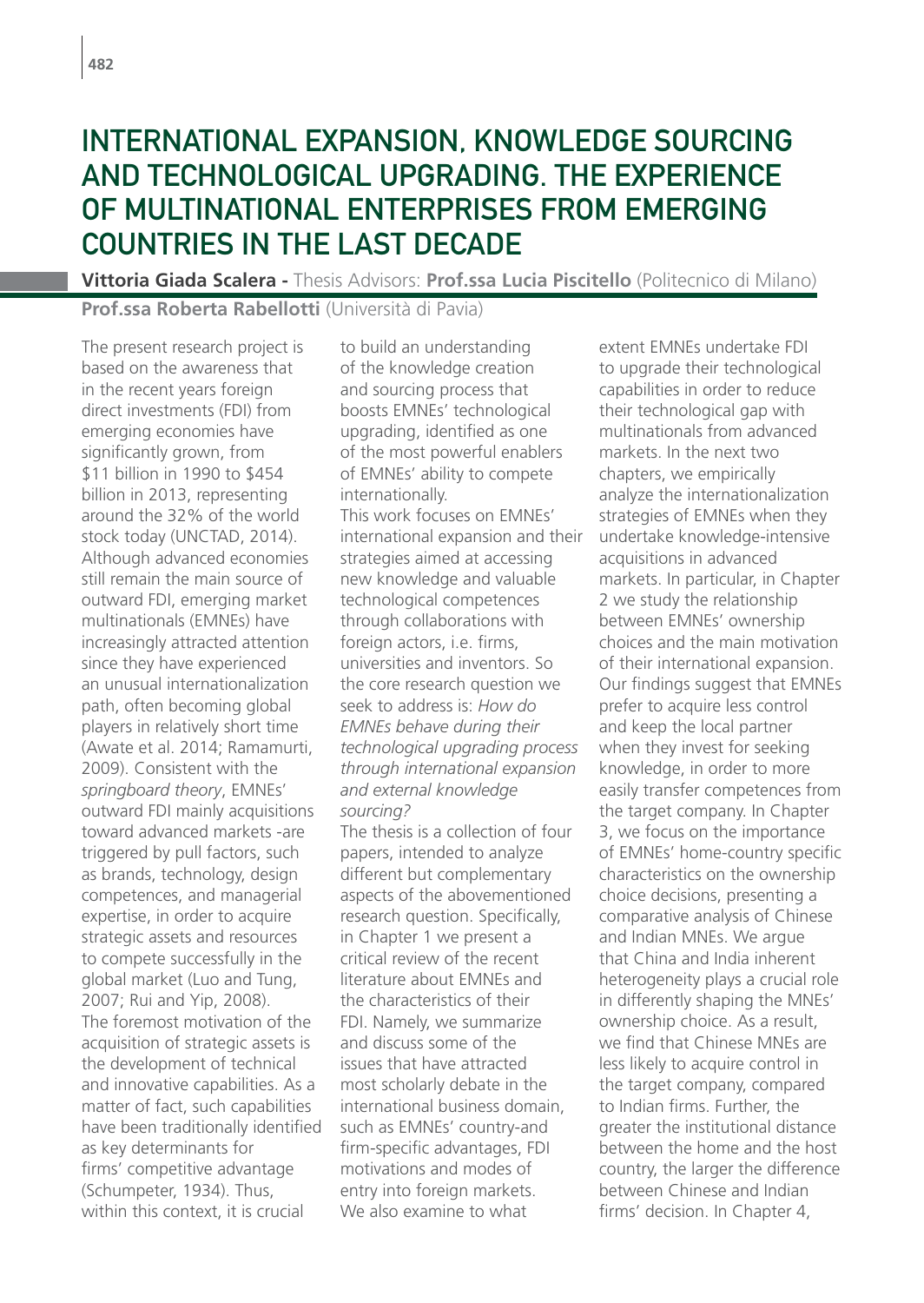# INTERNATIONAL EXPANSION, KNOWLEDGE SOURCING AND TECHNOLOGICAL UPGRADING. THE EXPERIENCE OF MULTINATIONAL ENTERPRISES FROM EMERGING COUNTRIES IN THE LAST DECADE

**Vittoria Giada Scalera -** Thesis Advisors: **Prof.ssa Lucia Piscitello** (Politecnico di Milano) **Prof.ssa Roberta Rabellotti** (Università di Pavia)

The present research project is based on the awareness that in the recent years foreign direct investments (FDI) from emerging economies have significantly grown, from $11 billion in 1990 to $454 billion in 2013, representing around the 32% of the world stock today (UNCTAD, 2014). Although advanced economies still remain the main source of outward FDI, emerging market multinationals (EMNEs) have increasingly attracted attention since they have experienced an unusual internationalization path, often becoming global players in relatively short time (Awate et al. 2014; Ramamurti, 2009). Consistent with the *springboard theory*, EMNEs' outward FDI mainly acquisitions toward advanced markets -are triggered by pull factors, such as brands, technology, design competences, and managerial expertise, in order to acquire strategic assets and resources to compete successfully in the global market (Luo and Tung, 2007; Rui and Yip, 2008). The foremost motivation of the acquisition of strategic assets is the development of technical and innovative capabilities. As a matter of fact, such capabilities have been traditionally identified as key determinants for firms' competitive advantage (Schumpeter, 1934). Thus, within this context, it is crucial to build an understanding of the knowledge creation and sourcing process that boosts EMNEs' technological upgrading, identified as one of the most powerful enablers of EMNEs' ability to compete internationally.

This work focuses on EMNEs' international expansion and their strategies aimed at accessing new knowledge and valuable technological competences through collaborations with foreign actors, i.e. firms, universities and inventors. So the core research question we seek to address is: *How do EMNEs behave during their technological upgrading process through international expansion and external knowledge sourcing?*

The thesis is a collection of four papers, intended to analyze different but complementary aspects of the abovementioned research question. Specifically, in Chapter 1 we present a critical review of the recent literature about EMNEs and the characteristics of their FDI. Namely, we summarize and discuss some of the issues that have attracted most scholarly debate in the international business domain, such as EMNEs' country-and firm-specific advantages, FDI motivations and modes of entry into foreign markets. We also examine to what extent EMNEs undertake FDI to upgrade their technological capabilities in order to reduce their technological gap with multinationals from advanced markets. In the next two chapters, we empirically analyze the internationalization strategies of EMNEs when they undertake knowledge-intensive acquisitions in advanced markets. In particular, in Chapter 2 we study the relationship between EMNEs' ownership choices and the main motivation of their international expansion. Our findings suggest that EMNEs prefer to acquire less control and keep the local partner when they invest for seeking knowledge, in order to more easily transfer competences from the target company. In Chapter 3, we focus on the importance of EMNEs' home-country specific characteristics on the ownership choice decisions, presenting a comparative analysis of Chinese and Indian MNEs. We argue that China and India inherent heterogeneity plays a crucial role in differently shaping the MNEs' ownership choice. As a result, we find that Chinese MNEs are less likely to acquire control in the target company, compared to Indian firms. Further, the greater the institutional distance between the home and the host country, the larger the difference between Chinese and Indian firms' decision. In Chapter 4,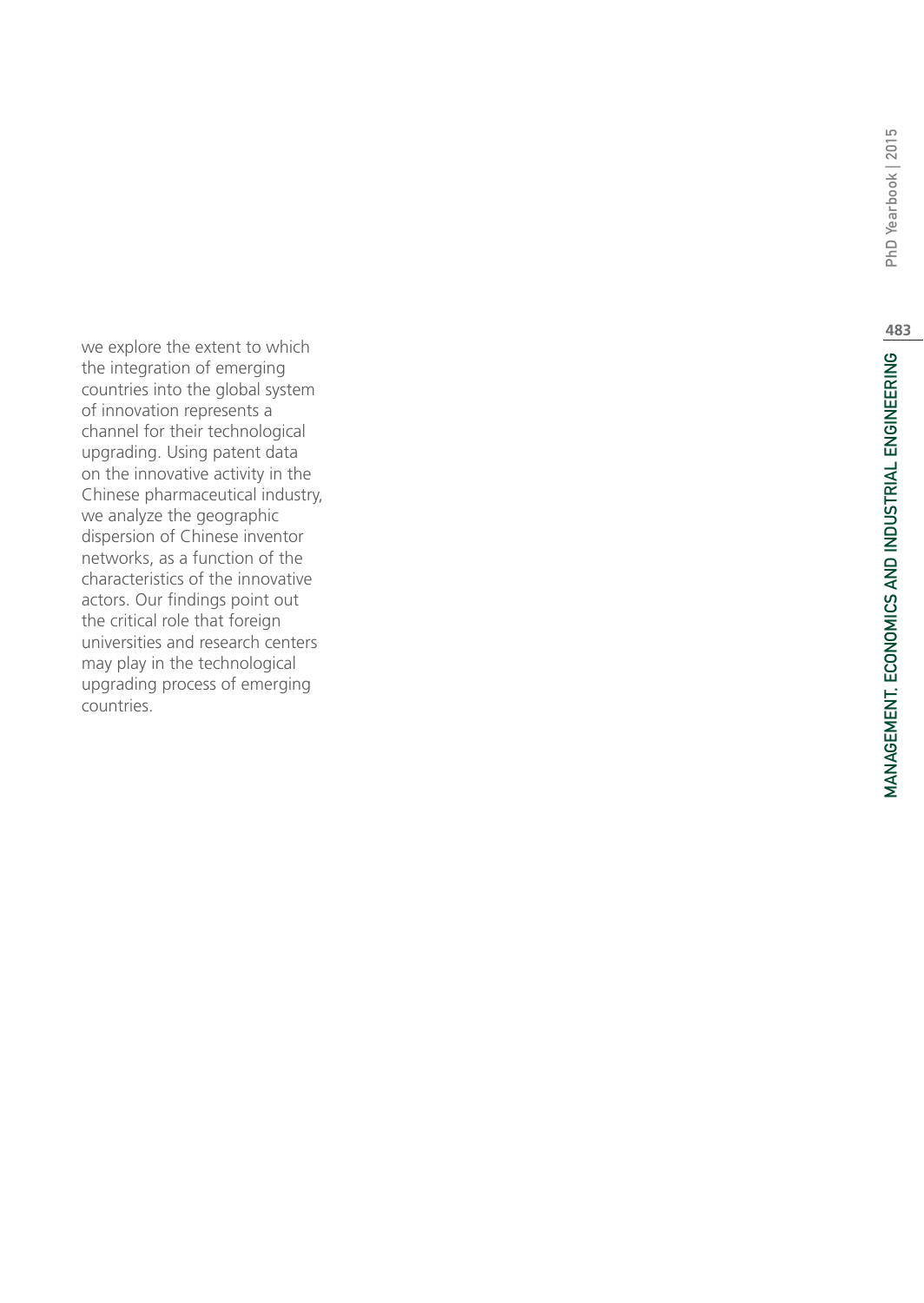we explore the extent to which the integration of emerging countries into the global system of innovation represents a channel for their technological upgrading. Using patent data on the innovative activity in the Chinese pharmaceutical industry, we analyze the geographic dispersion of Chinese inventor networks, as a function of the characteristics of the innovative actors. Our findings point out the critical role that foreign universities and research centers may play in the technological upgrading process of emerging countries.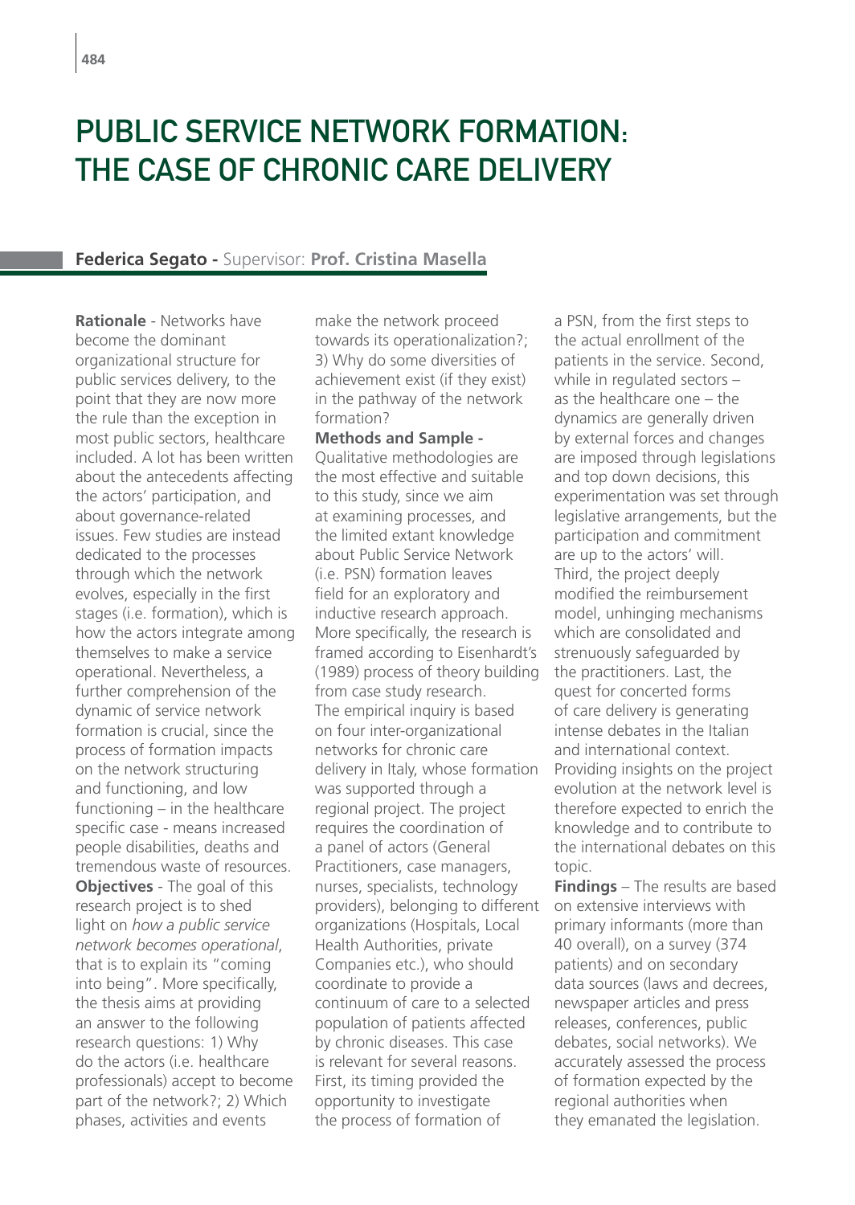# PUBLIC SERVICE NETWORK FORMATION: THE CASE OF CHRONIC CARE DELIVERY

**Federica Segato -** Supervisor: **Prof. Cristina Masella**

**Rationale** - Networks have become the dominant organizational structure for public services delivery, to the point that they are now more the rule than the exception in most public sectors, healthcare included. A lot has been written about the antecedents affecting the actors' participation, and about governance-related issues. Few studies are instead dedicated to the processes through which the network evolves, especially in the first stages (i.e. formation), which is how the actors integrate among themselves to make a service operational. Nevertheless, a further comprehension of the dynamic of service network formation is crucial, since the process of formation impacts on the network structuring and functioning, and low functioning – in the healthcare specific case - means increased people disabilities, deaths and tremendous waste of resources.

**Objectives** - The goal of this research project is to shed light on *how a public service network becomes operational*, that is to explain its "coming into being". More specifically, the thesis aims at providing an answer to the following research questions: 1) Why do the actors (i.e. healthcare professionals) accept to become part of the network?; 2) Which phases, activities and events make the network proceed towards its operationalization?; 3) Why do some diversities of achievement exist (if they exist) in the pathway of the network formation?

**Methods and Sample -** Qualitative methodologies are the most effective and suitable to this study, since we aim at examining processes, and the limited extant knowledge about Public Service Network (i.e. PSN) formation leaves field for an exploratory and inductive research approach. More specifically, the research is framed according to Eisenhardt's (1989) process of theory building from case study research. The empirical inquiry is based on four inter-organizational networks for chronic care delivery in Italy, whose formation was supported through a regional project. The project requires the coordination of a panel of actors (General Practitioners, case managers, nurses, specialists, technology providers), belonging to different organizations (Hospitals, Local Health Authorities, private Companies etc.), who should coordinate to provide a continuum of care to a selected population of patients affected by chronic diseases. This case is relevant for several reasons. First, its timing provided the opportunity to investigate the process of formation of a PSN, from the first steps to the actual enrollment of the patients in the service. Second, while in regulated sectors – as the healthcare one – the dynamics are generally driven by external forces and changes are imposed through legislations and top down decisions, this experimentation was set through legislative arrangements, but the participation and commitment are up to the actors' will. Third, the project deeply modified the reimbursement model, unhinging mechanisms which are consolidated and strenuously safeguarded by the practitioners. Last, the quest for concerted forms of care delivery is generating intense debates in the Italian and international context. Providing insights on the project evolution at the network level is therefore expected to enrich the knowledge and to contribute to the international debates on this topic.

**Findings** – The results are based on extensive interviews with primary informants (more than 40 overall), on a survey (374 patients) and on secondary data sources (laws and decrees, newspaper articles and press releases, conferences, public debates, social networks). We accurately assessed the process of formation expected by the regional authorities when they emanated the legislation.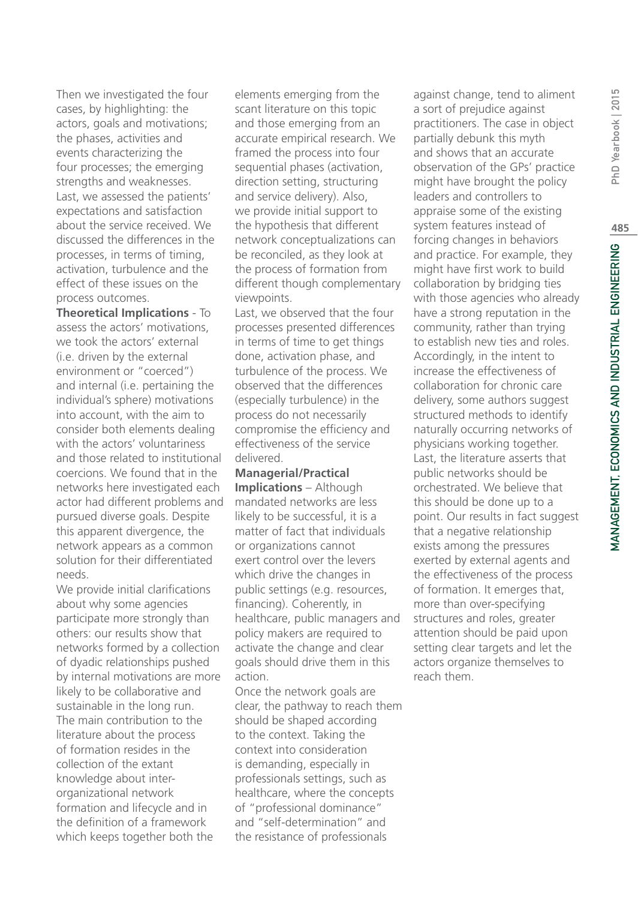Then we investigated the four cases, by highlighting: the actors, goals and motivations; the phases, activities and events characterizing the four processes; the emerging strengths and weaknesses. Last, we assessed the patients' expectations and satisfaction about the service received. We discussed the differences in the processes, in terms of timing, activation, turbulence and the effect of these issues on the process outcomes.

**Theoretical Implications** - To assess the actors' motivations, we took the actors' external (i.e. driven by the external environment or "coerced") and internal (i.e. pertaining the individual's sphere) motivations into account, with the aim to consider both elements dealing with the actors' voluntariness and those related to institutional coercions. We found that in the networks here investigated each actor had different problems and pursued diverse goals. Despite this apparent divergence, the network appears as a common solution for their differentiated needs.

We provide initial clarifications about why some agencies participate more strongly than others: our results show that networks formed by a collection of dyadic relationships pushed by internal motivations are more likely to be collaborative and sustainable in the long run. The main contribution to the literature about the process of formation resides in the collection of the extant knowledge about inter-organizational network formation and lifecycle and in the definition of a framework which keeps together both the elements emerging from the scant literature on this topic and those emerging from an accurate empirical research. We framed the process into four sequential phases (activation, direction setting, structuring and service delivery). Also, we provide initial support to the hypothesis that different network conceptualizations can be reconciled, as they look at the process of formation from different though complementary viewpoints.

Last, we observed that the four processes presented differences in terms of time to get things done, activation phase, and turbulence of the process. We observed that the differences (especially turbulence) in the process do not necessarily compromise the efficiency and effectiveness of the service delivered.

**Managerial/Practical Implications** – Although mandated networks are less likely to be successful, it is a matter of fact that individuals or organizations cannot exert control over the levers which drive the changes in public settings (e.g. resources, financing). Coherently, in healthcare, public managers and policy makers are required to activate the change and clear goals should drive them in this action.

Once the network goals are clear, the pathway to reach them should be shaped according to the context. Taking the context into consideration is demanding, especially in professionals settings, such as healthcare, where the concepts of "professional dominance" and "self-determination" and the resistance of professionals against change, tend to aliment a sort of prejudice against practitioners. The case in object partially debunk this myth and shows that an accurate observation of the GPs' practice might have brought the policy leaders and controllers to appraise some of the existing system features instead of forcing changes in behaviors and practice. For example, they might have first work to build collaboration by bridging ties with those agencies who already have a strong reputation in the community, rather than trying to establish new ties and roles. Accordingly, in the intent to increase the effectiveness of collaboration for chronic care delivery, some authors suggest structured methods to identify naturally occurring networks of physicians working together. Last, the literature asserts that public networks should be orchestrated. We believe that this should be done up to a point. Our results in fact suggest that a negative relationship exists among the pressures exerted by external agents and the effectiveness of the process of formation. It emerges that, more than over-specifying structures and roles, greater attention should be paid upon setting clear targets and let the actors organize themselves to reach them.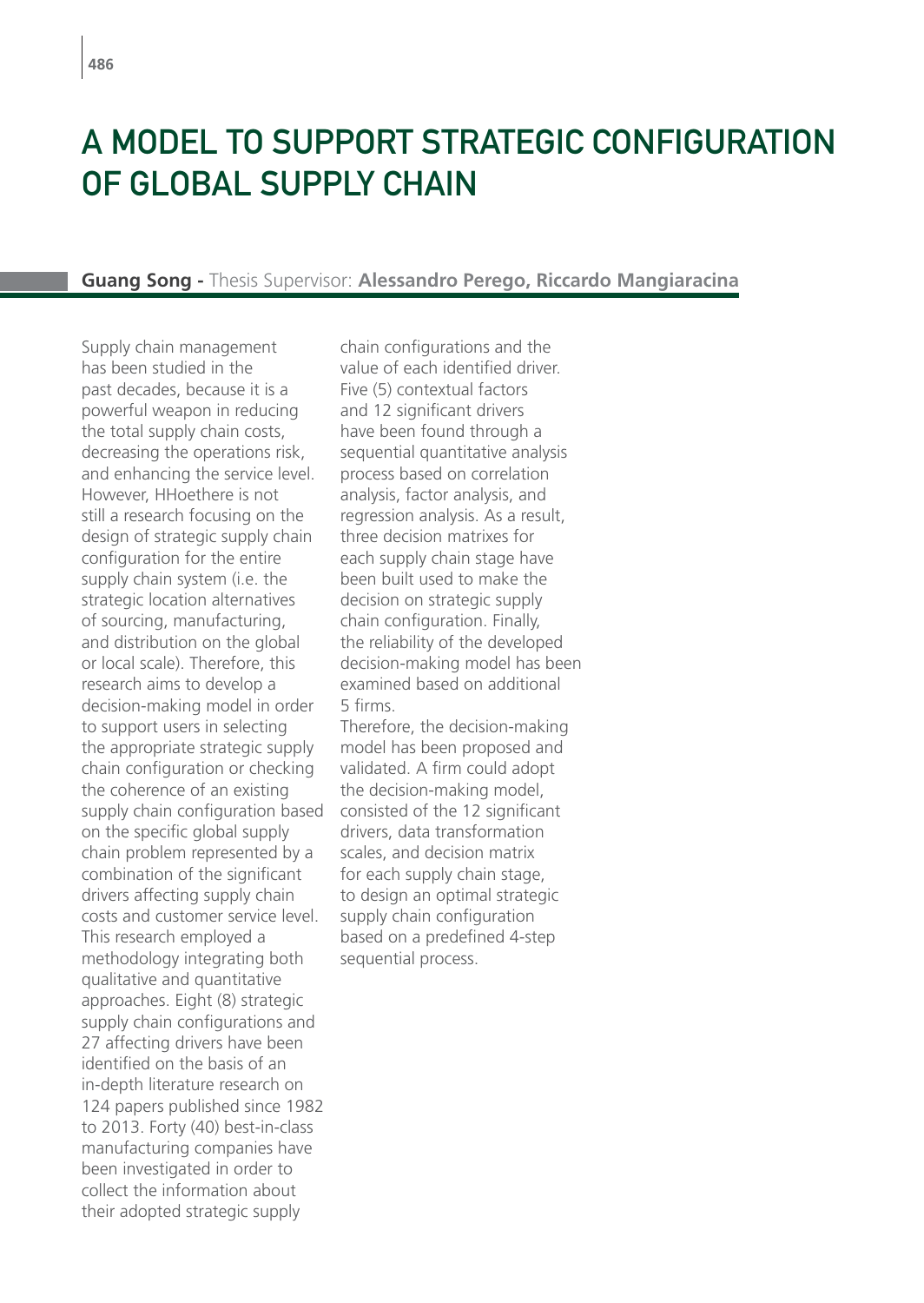# A MODEL TO SUPPORT STRATEGIC CONFIGURATION OF GLOBAL SUPPLY CHAIN

**Guang Song -** Thesis Supervisor: **Alessandro Perego, Riccardo Mangiaracina**

Supply chain management has been studied in the past decades, because it is a powerful weapon in reducing the total supply chain costs, decreasing the operations risk, and enhancing the service level. However, HHoethere is not still a research focusing on the design of strategic supply chain configuration for the entire supply chain system (i.e. the strategic location alternatives of sourcing, manufacturing, and distribution on the global or local scale). Therefore, this research aims to develop a decision-making model in order to support users in selecting the appropriate strategic supply chain configuration or checking the coherence of an existing supply chain configuration based on the specific global supply chain problem represented by a combination of the significant drivers affecting supply chain costs and customer service level. This research employed a methodology integrating both qualitative and quantitative approaches. Eight (8) strategic supply chain configurations and 27 affecting drivers have been identified on the basis of an in-depth literature research on 124 papers published since 1982 to 2013. Forty (40) best-in-class manufacturing companies have been investigated in order to collect the information about their adopted strategic supply chain configurations and the value of each identified driver. Five (5) contextual factors and 12 significant drivers have been found through a sequential quantitative analysis process based on correlation analysis, factor analysis, and regression analysis. As a result, three decision matrixes for each supply chain stage have been built used to make the decision on strategic supply chain configuration. Finally, the reliability of the developed decision-making model has been examined based on additional 5 firms.

Therefore, the decision-making model has been proposed and validated. A firm could adopt the decision-making model, consisted of the 12 significant drivers, data transformation scales, and decision matrix for each supply chain stage, to design an optimal strategic supply chain configuration based on a predefined 4-step sequential process.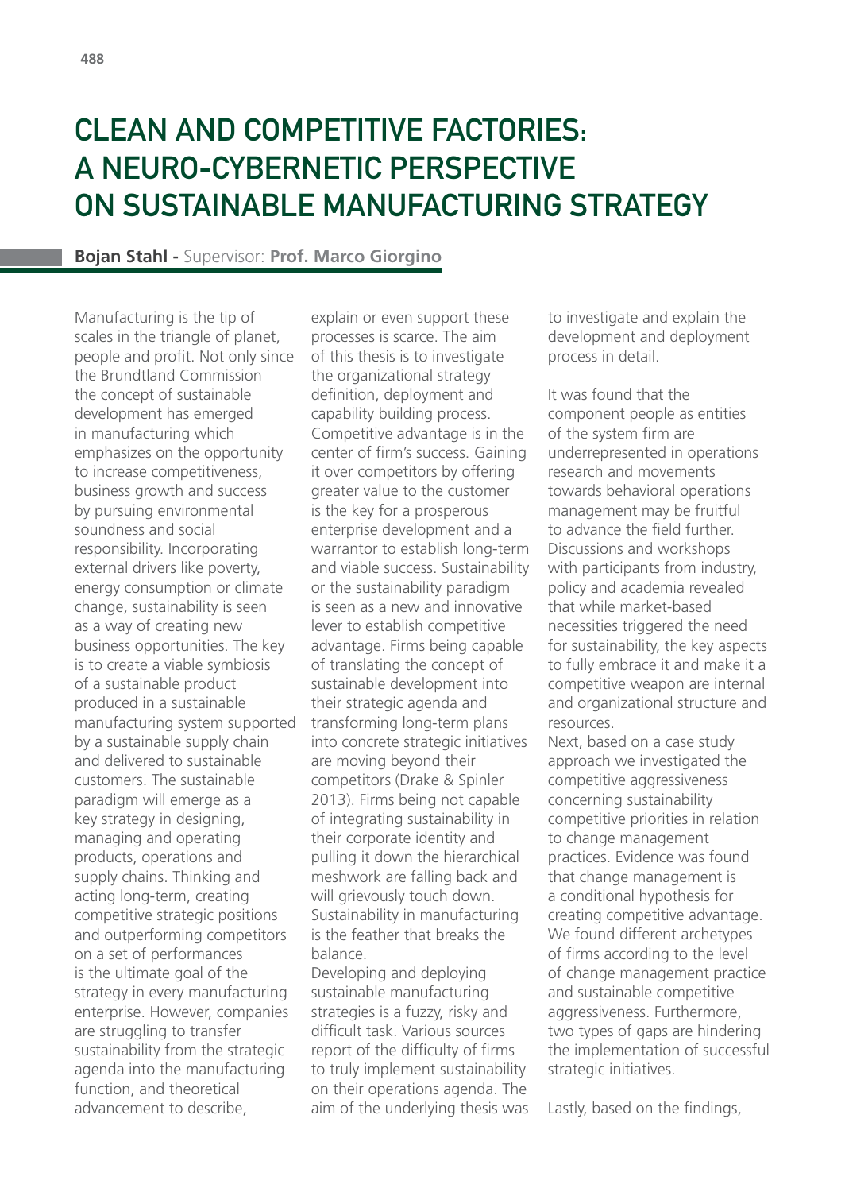# CLEAN AND COMPETITIVE FACTORIES: A NEURO-CYBERNETIC PERSPECTIVE ON SUSTAINABLE MANUFACTURING STRATEGY

**Bojan Stahl -** Supervisor: **Prof. Marco Giorgino**

Manufacturing is the tip of scales in the triangle of planet, people and profit. Not only since the Brundtland Commission the concept of sustainable development has emerged in manufacturing which emphasizes on the opportunity to increase competitiveness, business growth and success by pursuing environmental soundness and social responsibility. Incorporating external drivers like poverty, energy consumption or climate change, sustainability is seen as a way of creating new business opportunities. The key is to create a viable symbiosis of a sustainable product produced in a sustainable manufacturing system supported by a sustainable supply chain and delivered to sustainable customers. The sustainable paradigm will emerge as a key strategy in designing, managing and operating products, operations and supply chains. Thinking and acting long-term, creating competitive strategic positions and outperforming competitors on a set of performances is the ultimate goal of the strategy in every manufacturing enterprise. However, companies are struggling to transfer sustainability from the strategic agenda into the manufacturing function, and theoretical advancement to describe, explain or even support these processes is scarce. The aim of this thesis is to investigate the organizational strategy definition, deployment and capability building process. Competitive advantage is in the center of firm's success. Gaining it over competitors by offering greater value to the customer is the key for a prosperous enterprise development and a warrantor to establish long-term and viable success. Sustainability or the sustainability paradigm is seen as a new and innovative lever to establish competitive advantage. Firms being capable of translating the concept of sustainable development into their strategic agenda and transforming long-term plans into concrete strategic initiatives are moving beyond their competitors (Drake & Spinler 2013). Firms being not capable of integrating sustainability in their corporate identity and pulling it down the hierarchical meshwork are falling back and will grievously touch down. Sustainability in manufacturing is the feather that breaks the balance.

Developing and deploying sustainable manufacturing strategies is a fuzzy, risky and difficult task. Various sources report of the difficulty of firms to truly implement sustainability on their operations agenda. The aim of the underlying thesis was to investigate and explain the development and deployment process in detail.

It was found that the component people as entities of the system firm are underrepresented in operations research and movements towards behavioral operations management may be fruitful to advance the field further. Discussions and workshops with participants from industry, policy and academia revealed that while market-based necessities triggered the need for sustainability, the key aspects to fully embrace it and make it a competitive weapon are internal and organizational structure and resources.

Next, based on a case study approach we investigated the competitive aggressiveness concerning sustainability competitive priorities in relation to change management practices. Evidence was found that change management is a conditional hypothesis for creating competitive advantage. We found different archetypes of firms according to the level of change management practice and sustainable competitive aggressiveness. Furthermore, two types of gaps are hindering the implementation of successful strategic initiatives.

Lastly, based on the findings,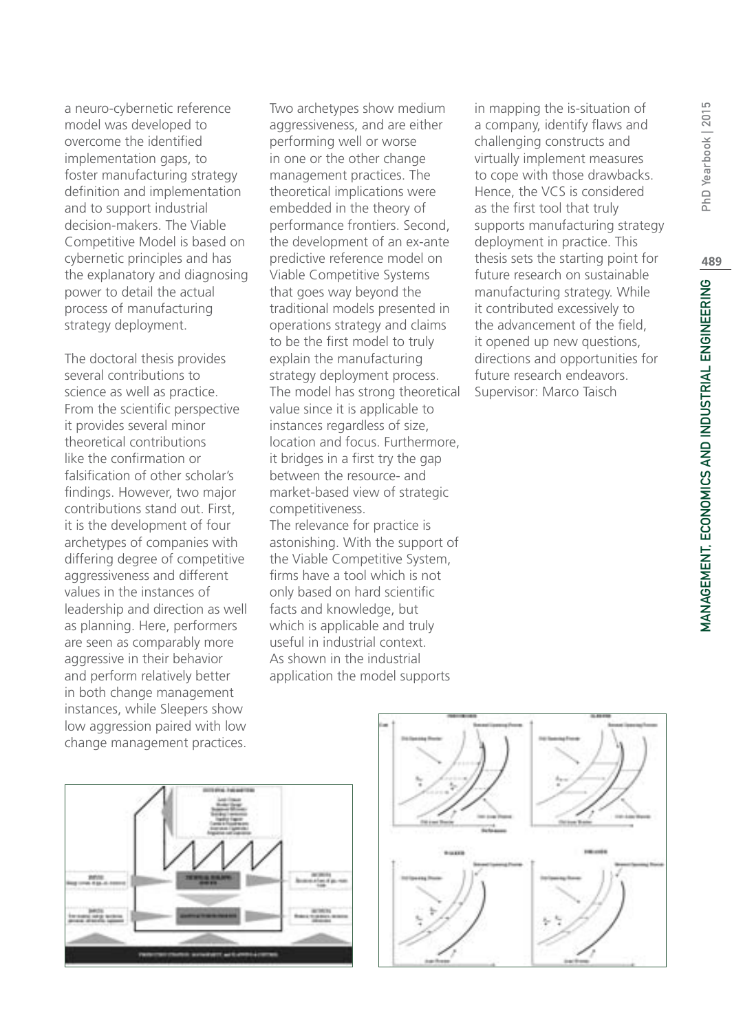a neuro-cybernetic reference model was developed to overcome the identified implementation gaps, to foster manufacturing strategy definition and implementation and to support industrial decision-makers. The Viable Competitive Model is based on cybernetic principles and has the explanatory and diagnosing power to detail the actual process of manufacturing strategy deployment.

The doctoral thesis provides several contributions to science as well as practice. From the scientific perspective it provides several minor theoretical contributions like the confirmation or falsification of other scholar's findings. However, two major contributions stand out. First, it is the development of four archetypes of companies with differing degree of competitive aggressiveness and different values in the instances of leadership and direction as well as planning. Here, performers are seen as comparably more aggressive in their behavior and perform relatively better in both change management instances, while Sleepers show low aggression paired with low change management practices. Two archetypes show medium aggressiveness, and are either performing well or worse in one or the other change management practices. The theoretical implications were embedded in the theory of performance frontiers. Second, the development of an ex-ante predictive reference model on Viable Competitive Systems that goes way beyond the traditional models presented in operations strategy and claims to be the first model to truly explain the manufacturing strategy deployment process. The model has strong theoretical value since it is applicable to instances regardless of size, location and focus. Furthermore, it bridges in a first try the gap between the resource- and market-based view of strategic competitiveness.
The relevance for practice is astonishing. With the support of the Viable Competitive System, firms have a tool which is not only based on hard scientific facts and knowledge, but which is applicable and truly useful in industrial context. As shown in the industrial application the model supports in mapping the is-situation of a company, identify flaws and challenging constructs and virtually implement measures to cope with those drawbacks. Hence, the VCS is considered as the first tool that truly supports manufacturing strategy deployment in practice. This thesis sets the starting point for future research on sustainable manufacturing strategy. While it contributed excessively to the advancement of the field, it opened up new questions, directions and opportunities for future research endeavors.
Supervisor: Marco Taisch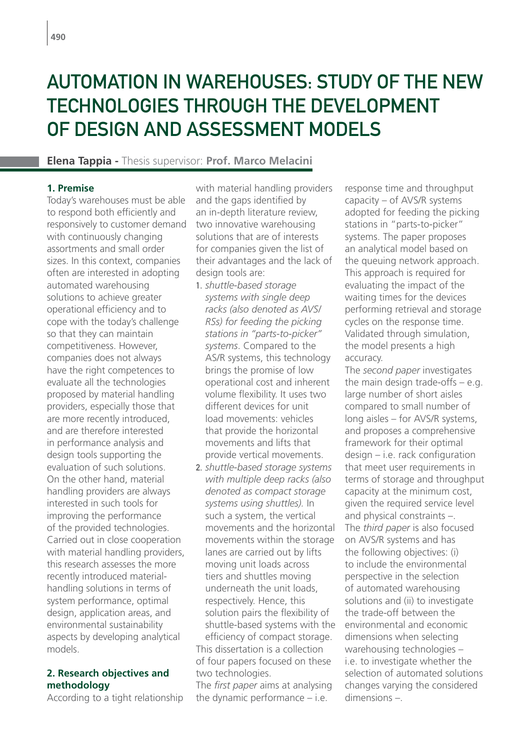# AUTOMATION IN WAREHOUSES: STUDY OF THE NEW TECHNOLOGIES THROUGH THE DEVELOPMENT OF DESIGN AND ASSESSMENT MODELS

**Elena Tappia -** Thesis supervisor: **Prof. Marco Melacini**

### 1. Premise

Today's warehouses must be able to respond both efficiently and responsively to customer demand with continuously changing assortments and small order sizes. In this context, companies often are interested in adopting automated warehousing solutions to achieve greater operational efficiency and to cope with the today's challenge so that they can maintain competitiveness. However, companies does not always have the right competences to evaluate all the technologies proposed by material handling providers, especially those that are more recently introduced, and are therefore interested in performance analysis and design tools supporting the evaluation of such solutions. On the other hand, material handling providers are always interested in such tools for improving the performance of the provided technologies. Carried out in close cooperation with material handling providers, this research assesses the more recently introduced material-handling solutions in terms of system performance, optimal design, application areas, and environmental sustainability aspects by developing analytical models.

### 2. Research objectives and methodology

According to a tight relationship with material handling providers and the gaps identified by an in-depth literature review, two innovative warehousing solutions that are of interests for companies given the list of their advantages and the lack of design tools are:

1. *shuttle-based storage systems with single deep racks (also denoted as AVS/RSs) for feeding the picking stations in "parts-to-picker" systems*. Compared to the AS/R systems, this technology brings the promise of low operational cost and inherent volume flexibility. It uses two different devices for unit load movements: vehicles that provide the horizontal movements and lifts that provide vertical movements.
2. *shuttle-based storage systems with multiple deep racks (also denoted as compact storage systems using shuttles).* In such a system, the vertical movements and the horizontal movements within the storage lanes are carried out by lifts moving unit loads across tiers and shuttles moving underneath the unit loads, respectively. Hence, this solution pairs the flexibility of shuttle-based systems with the efficiency of compact storage.

This dissertation is a collection of four papers focused on these two technologies.

The *first paper* aims at analysing the dynamic performance – i.e. response time and throughput capacity – of AVS/R systems adopted for feeding the picking stations in "parts-to-picker" systems. The paper proposes an analytical model based on the queuing network approach. This approach is required for evaluating the impact of the waiting times for the devices performing retrieval and storage cycles on the response time. Validated through simulation, the model presents a high accuracy.

The *second paper* investigates the main design trade-offs – e.g. large number of short aisles compared to small number of long aisles – for AVS/R systems, and proposes a comprehensive framework for their optimal design – i.e. rack configuration that meet user requirements in terms of storage and throughput capacity at the minimum cost, given the required service level and physical constraints –.

The *third paper* is also focused on AVS/R systems and has the following objectives: (i) to include the environmental perspective in the selection of automated warehousing solutions and (ii) to investigate the trade-off between the environmental and economic dimensions when selecting warehousing technologies – i.e. to investigate whether the selection of automated solutions changes varying the considered dimensions –.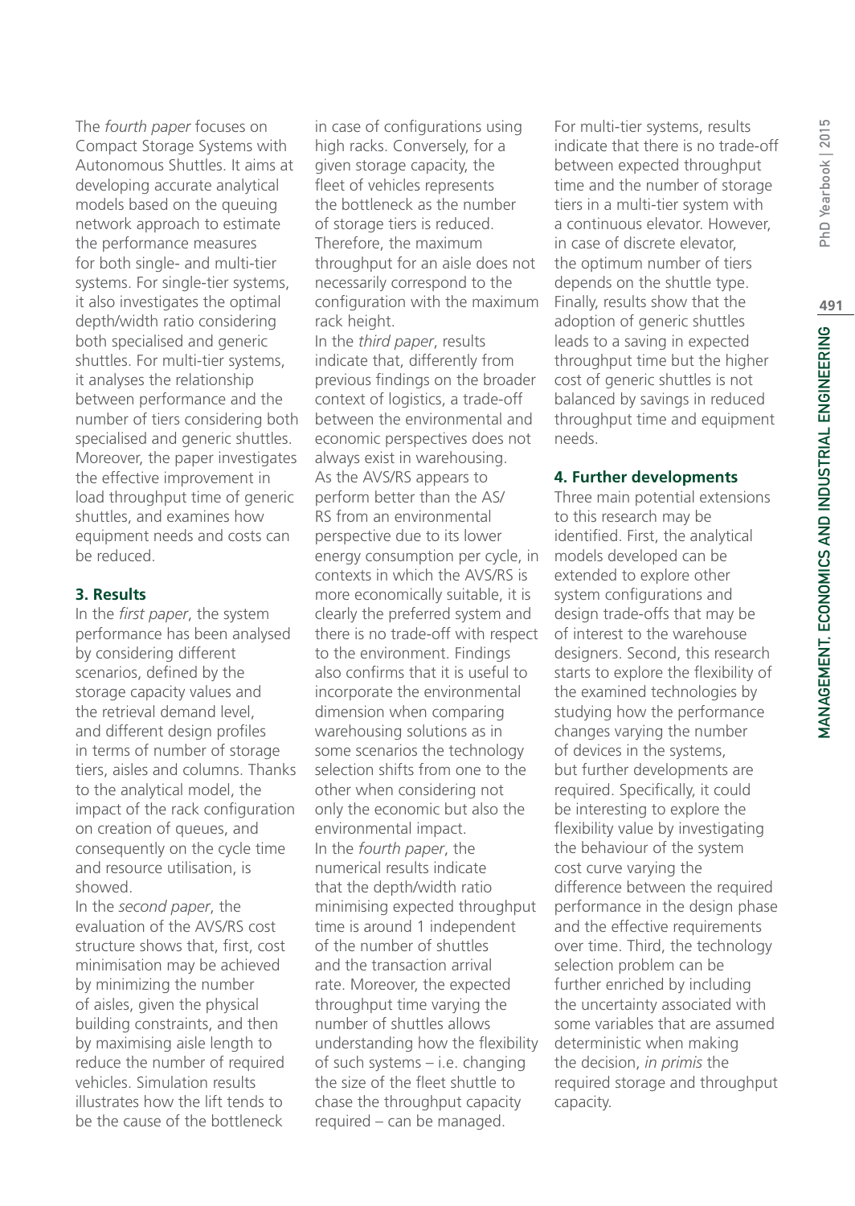The *fourth paper* focuses on Compact Storage Systems with Autonomous Shuttles. It aims at developing accurate analytical models based on the queuing network approach to estimate the performance measures for both single- and multi-tier systems. For single-tier systems, it also investigates the optimal depth/width ratio considering both specialised and generic shuttles. For multi-tier systems, it analyses the relationship between performance and the number of tiers considering both specialised and generic shuttles. Moreover, the paper investigates the effective improvement in load throughput time of generic shuttles, and examines how equipment needs and costs can be reduced.

### 3. Results

In the *first paper*, the system performance has been analysed by considering different scenarios, defined by the storage capacity values and the retrieval demand level, and different design profiles in terms of number of storage tiers, aisles and columns. Thanks to the analytical model, the impact of the rack configuration on creation of queues, and consequently on the cycle time and resource utilisation, is showed.

In the *second paper*, the evaluation of the AVS/RS cost structure shows that, first, cost minimisation may be achieved by minimizing the number of aisles, given the physical building constraints, and then by maximising aisle length to reduce the number of required vehicles. Simulation results illustrates how the lift tends to be the cause of the bottleneck in case of configurations using high racks. Conversely, for a given storage capacity, the fleet of vehicles represents the bottleneck as the number of storage tiers is reduced. Therefore, the maximum throughput for an aisle does not necessarily correspond to the configuration with the maximum rack height.

In the *third paper*, results indicate that, differently from previous findings on the broader context of logistics, a trade-off between the environmental and economic perspectives does not always exist in warehousing. As the AVS/RS appears to perform better than the AS/RS from an environmental perspective due to its lower energy consumption per cycle, in contexts in which the AVS/RS is more economically suitable, it is clearly the preferred system and there is no trade-off with respect to the environment. Findings also confirms that it is useful to incorporate the environmental dimension when comparing warehousing solutions as in some scenarios the technology selection shifts from one to the other when considering not only the economic but also the environmental impact.

In the *fourth paper*, the numerical results indicate that the depth/width ratio minimising expected throughput time is around 1 independent of the number of shuttles and the transaction arrival rate. Moreover, the expected throughput time varying the number of shuttles allows understanding how the flexibility of such systems – i.e. changing the size of the fleet shuttle to chase the throughput capacity required – can be managed. For multi-tier systems, results indicate that there is no trade-off between expected throughput time and the number of storage tiers in a multi-tier system with a continuous elevator. However, in case of discrete elevator, the optimum number of tiers depends on the shuttle type. Finally, results show that the adoption of generic shuttles leads to a saving in expected throughput time but the higher cost of generic shuttles is not balanced by savings in reduced throughput time and equipment needs.

### 4. Further developments

Three main potential extensions to this research may be identified. First, the analytical models developed can be extended to explore other system configurations and design trade-offs that may be of interest to the warehouse designers. Second, this research starts to explore the flexibility of the examined technologies by studying how the performance changes varying the number of devices in the systems, but further developments are required. Specifically, it could be interesting to explore the flexibility value by investigating the behaviour of the system cost curve varying the difference between the required performance in the design phase and the effective requirements over time. Third, the technology selection problem can be further enriched by including the uncertainty associated with some variables that are assumed deterministic when making the decision, *in primis* the required storage and throughput capacity.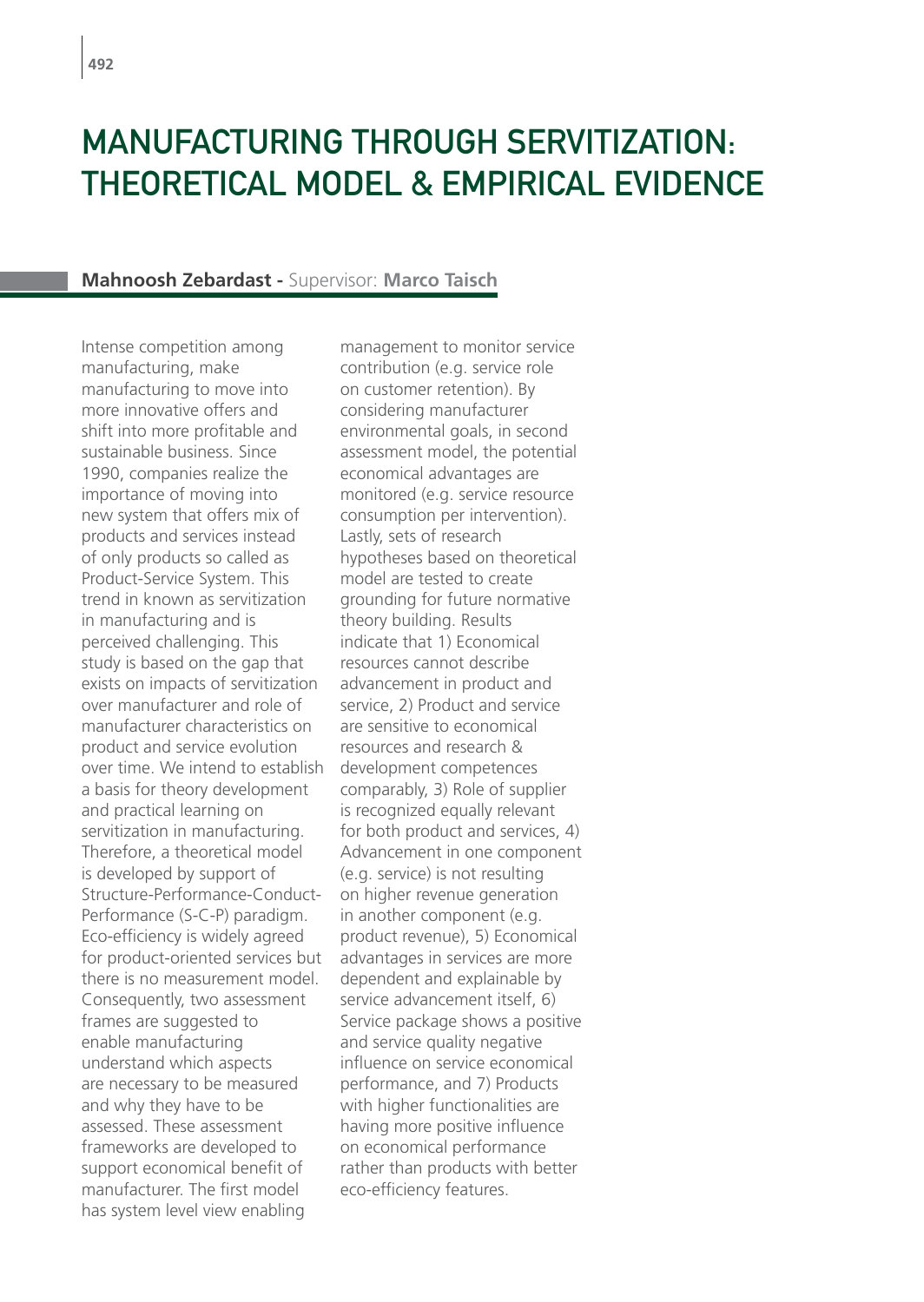# MANUFACTURING THROUGH SERVITIZATION: THEORETICAL MODEL & EMPIRICAL EVIDENCE

**Mahnoosh Zebardast -** Supervisor: **Marco Taisch**

Intense competition among manufacturing, make manufacturing to move into more innovative offers and shift into more profitable and sustainable business. Since 1990, companies realize the importance of moving into new system that offers mix of products and services instead of only products so called as Product-Service System. This trend in known as servitization in manufacturing and is perceived challenging. This study is based on the gap that exists on impacts of servitization over manufacturer and role of manufacturer characteristics on product and service evolution over time. We intend to establish a basis for theory development and practical learning on servitization in manufacturing. Therefore, a theoretical model is developed by support of Structure-Performance-Conduct-Performance (S-C-P) paradigm. Eco-efficiency is widely agreed for product-oriented services but there is no measurement model. Consequently, two assessment frames are suggested to enable manufacturing understand which aspects are necessary to be measured and why they have to be assessed. These assessment frameworks are developed to support economical benefit of manufacturer. The first model has system level view enabling management to monitor service contribution (e.g. service role on customer retention). By considering manufacturer environmental goals, in second assessment model, the potential economical advantages are monitored (e.g. service resource consumption per intervention). Lastly, sets of research hypotheses based on theoretical model are tested to create grounding for future normative theory building. Results indicate that 1) Economical resources cannot describe advancement in product and service, 2) Product and service are sensitive to economical resources and research & development competences comparably, 3) Role of supplier is recognized equally relevant for both product and services, 4) Advancement in one component (e.g. service) is not resulting on higher revenue generation in another component (e.g. product revenue), 5) Economical advantages in services are more dependent and explainable by service advancement itself, 6) Service package shows a positive and service quality negative influence on service economical performance, and 7) Products with higher functionalities are having more positive influence on economical performance rather than products with better eco-efficiency features.